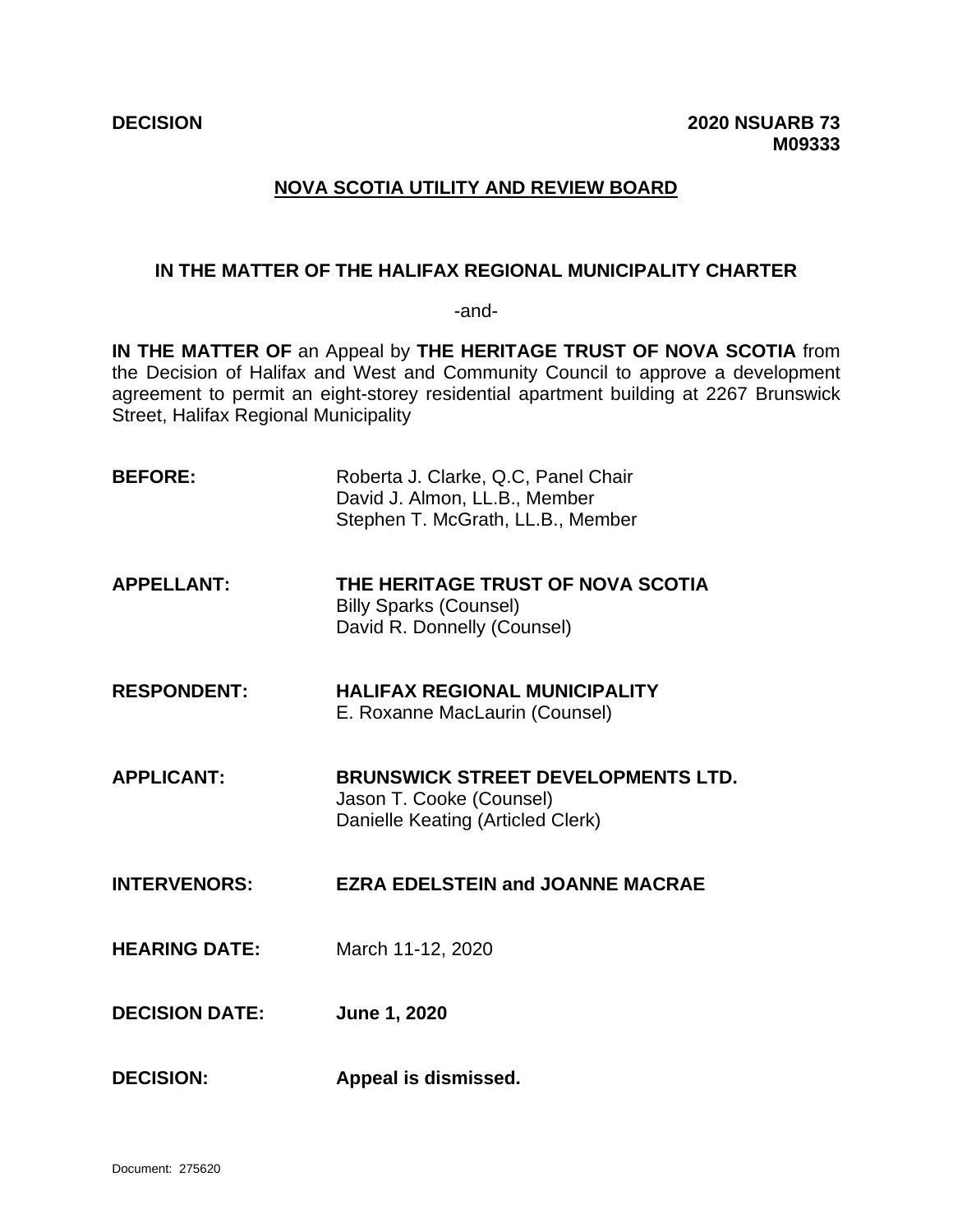**DECISION** **2020 NSUARB 73**
**M09333**

## NOVA SCOTIA UTILITY AND REVIEW BOARD

**IN THE MATTER OF THE HALIFAX REGIONAL MUNICIPALITY CHARTER**

-and-

**IN THE MATTER OF** an Appeal by **THE HERITAGE TRUST OF NOVA SCOTIA** from the Decision of Halifax and West and Community Council to approve a development agreement to permit an eight-storey residential apartment building at 2267 Brunswick Street, Halifax Regional Municipality

**BEFORE:** Roberta J. Clarke, Q.C, Panel Chair
David J. Almon, LL.B., Member
Stephen T. McGrath, LL.B., Member

**APPELLANT:** **THE HERITAGE TRUST OF NOVA SCOTIA**
Billy Sparks (Counsel)
David R. Donnelly (Counsel)

**RESPONDENT:** **HALIFAX REGIONAL MUNICIPALITY**
E. Roxanne MacLaurin (Counsel)

**APPLICANT:** **BRUNSWICK STREET DEVELOPMENTS LTD.**
Jason T. Cooke (Counsel)
Danielle Keating (Articled Clerk)

**INTERVENORS:** **EZRA EDELSTEIN and JOANNE MACRAE**

**HEARING DATE:** March 11-12, 2020

**DECISION DATE:** **June 1, 2020**

**DECISION:** **Appeal is dismissed.**

Document: 275620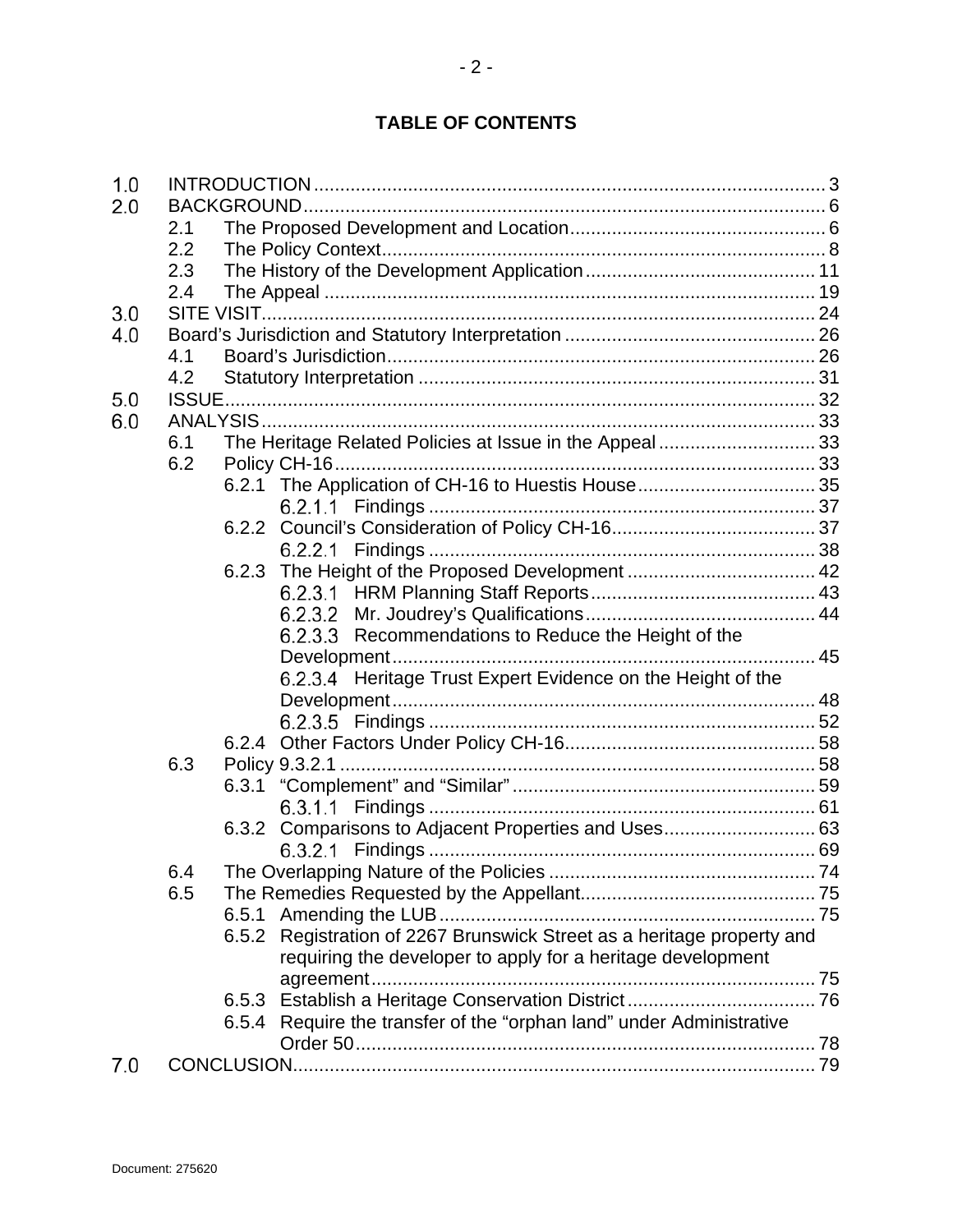# TABLE OF CONTENTS

1.0 INTRODUCTION ..... 3
2.0 BACKGROUND ..... 6
- 2.1 The Proposed Development and Location ..... 6
- 2.2 The Policy Context ..... 8
- 2.3 The History of the Development Application ..... 11
- 2.4 The Appeal ..... 19

3.0 SITE VISIT ..... 24
4.0 Board's Jurisdiction and Statutory Interpretation ..... 26
- 4.1 Board's Jurisdiction ..... 26
- 4.2 Statutory Interpretation ..... 31

5.0 ISSUE ..... 32
6.0 ANALYSIS ..... 33
- 6.1 The Heritage Related Policies at Issue in the Appeal ..... 33
- 6.2 Policy CH-16 ..... 33
  - 6.2.1 The Application of CH-16 to Huestis House ..... 35
    - 6.2.1.1 Findings ..... 37
  - 6.2.2 Council's Consideration of Policy CH-16 ..... 37
    - 6.2.2.1 Findings ..... 38
  - 6.2.3 The Height of the Proposed Development ..... 42
    - 6.2.3.1 HRM Planning Staff Reports ..... 43
    - 6.2.3.2 Mr. Joudrey's Qualifications ..... 44
    - 6.2.3.3 Recommendations to Reduce the Height of the Development ..... 45
    - 6.2.3.4 Heritage Trust Expert Evidence on the Height of the Development ..... 48
    - 6.2.3.5 Findings ..... 52
  - 6.2.4 Other Factors Under Policy CH-16 ..... 58
- 6.3 Policy 9.3.2.1 ..... 58
  - 6.3.1 "Complement" and "Similar" ..... 59
    - 6.3.1.1 Findings ..... 61
  - 6.3.2 Comparisons to Adjacent Properties and Uses ..... 63
    - 6.3.2.1 Findings ..... 69
- 6.4 The Overlapping Nature of the Policies ..... 74
- 6.5 The Remedies Requested by the Appellant ..... 75
  - 6.5.1 Amending the LUB ..... 75
  - 6.5.2 Registration of 2267 Brunswick Street as a heritage property and requiring the developer to apply for a heritage development agreement ..... 75
  - 6.5.3 Establish a Heritage Conservation District ..... 76
  - 6.5.4 Require the transfer of the "orphan land" under Administrative Order 50 ..... 78

7.0 CONCLUSION ..... 79

Document: 275620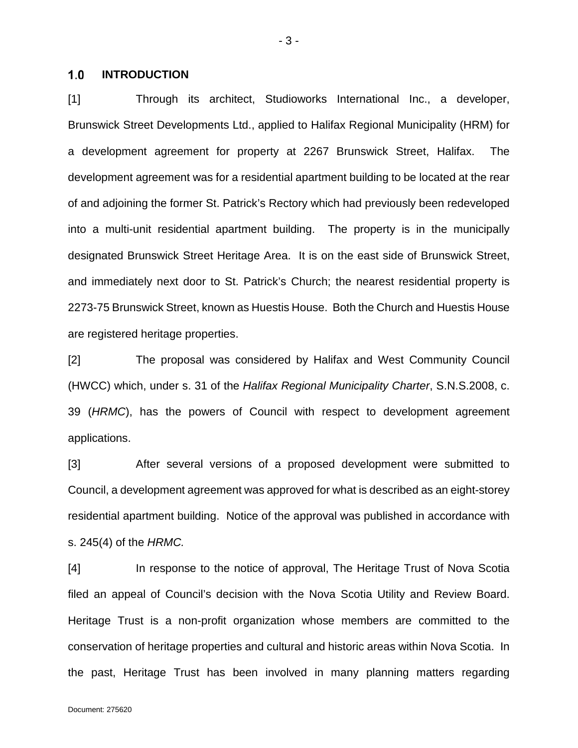## 1.0 INTRODUCTION

[1] Through its architect, Studioworks International Inc., a developer, Brunswick Street Developments Ltd., applied to Halifax Regional Municipality (HRM) for a development agreement for property at 2267 Brunswick Street, Halifax. The development agreement was for a residential apartment building to be located at the rear of and adjoining the former St. Patrick's Rectory which had previously been redeveloped into a multi-unit residential apartment building. The property is in the municipally designated Brunswick Street Heritage Area. It is on the east side of Brunswick Street, and immediately next door to St. Patrick's Church; the nearest residential property is 2273-75 Brunswick Street, known as Huestis House. Both the Church and Huestis House are registered heritage properties.

[2] The proposal was considered by Halifax and West Community Council (HWCC) which, under s. 31 of the *Halifax Regional Municipality Charter*, S.N.S.2008, c. 39 (*HRMC*), has the powers of Council with respect to development agreement applications.

[3] After several versions of a proposed development were submitted to Council, a development agreement was approved for what is described as an eight-storey residential apartment building. Notice of the approval was published in accordance with s. 245(4) of the *HRMC.*

[4] In response to the notice of approval, The Heritage Trust of Nova Scotia filed an appeal of Council's decision with the Nova Scotia Utility and Review Board. Heritage Trust is a non-profit organization whose members are committed to the conservation of heritage properties and cultural and historic areas within Nova Scotia. In the past, Heritage Trust has been involved in many planning matters regarding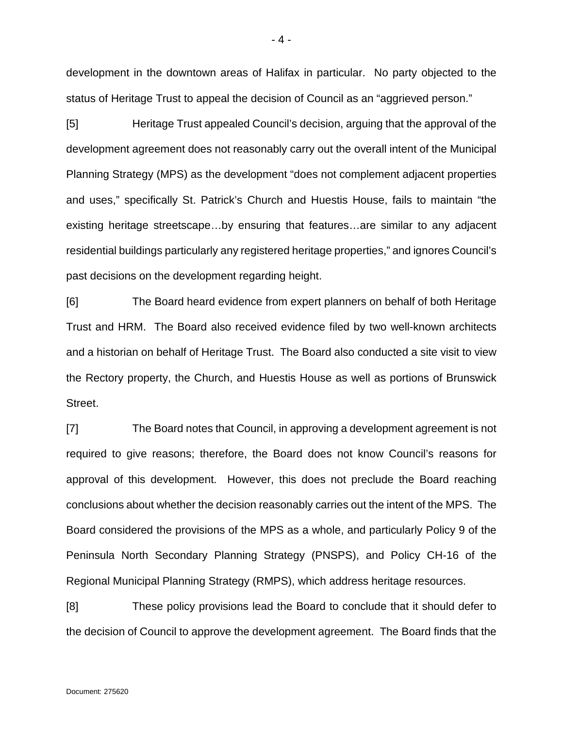development in the downtown areas of Halifax in particular. No party objected to the status of Heritage Trust to appeal the decision of Council as an "aggrieved person."

[5] Heritage Trust appealed Council's decision, arguing that the approval of the development agreement does not reasonably carry out the overall intent of the Municipal Planning Strategy (MPS) as the development "does not complement adjacent properties and uses," specifically St. Patrick's Church and Huestis House, fails to maintain "the existing heritage streetscape…by ensuring that features…are similar to any adjacent residential buildings particularly any registered heritage properties," and ignores Council's past decisions on the development regarding height.

[6] The Board heard evidence from expert planners on behalf of both Heritage Trust and HRM. The Board also received evidence filed by two well-known architects and a historian on behalf of Heritage Trust. The Board also conducted a site visit to view the Rectory property, the Church, and Huestis House as well as portions of Brunswick Street.

[7] The Board notes that Council, in approving a development agreement is not required to give reasons; therefore, the Board does not know Council's reasons for approval of this development. However, this does not preclude the Board reaching conclusions about whether the decision reasonably carries out the intent of the MPS. The Board considered the provisions of the MPS as a whole, and particularly Policy 9 of the Peninsula North Secondary Planning Strategy (PNSPS), and Policy CH-16 of the Regional Municipal Planning Strategy (RMPS), which address heritage resources.

[8] These policy provisions lead the Board to conclude that it should defer to the decision of Council to approve the development agreement. The Board finds that the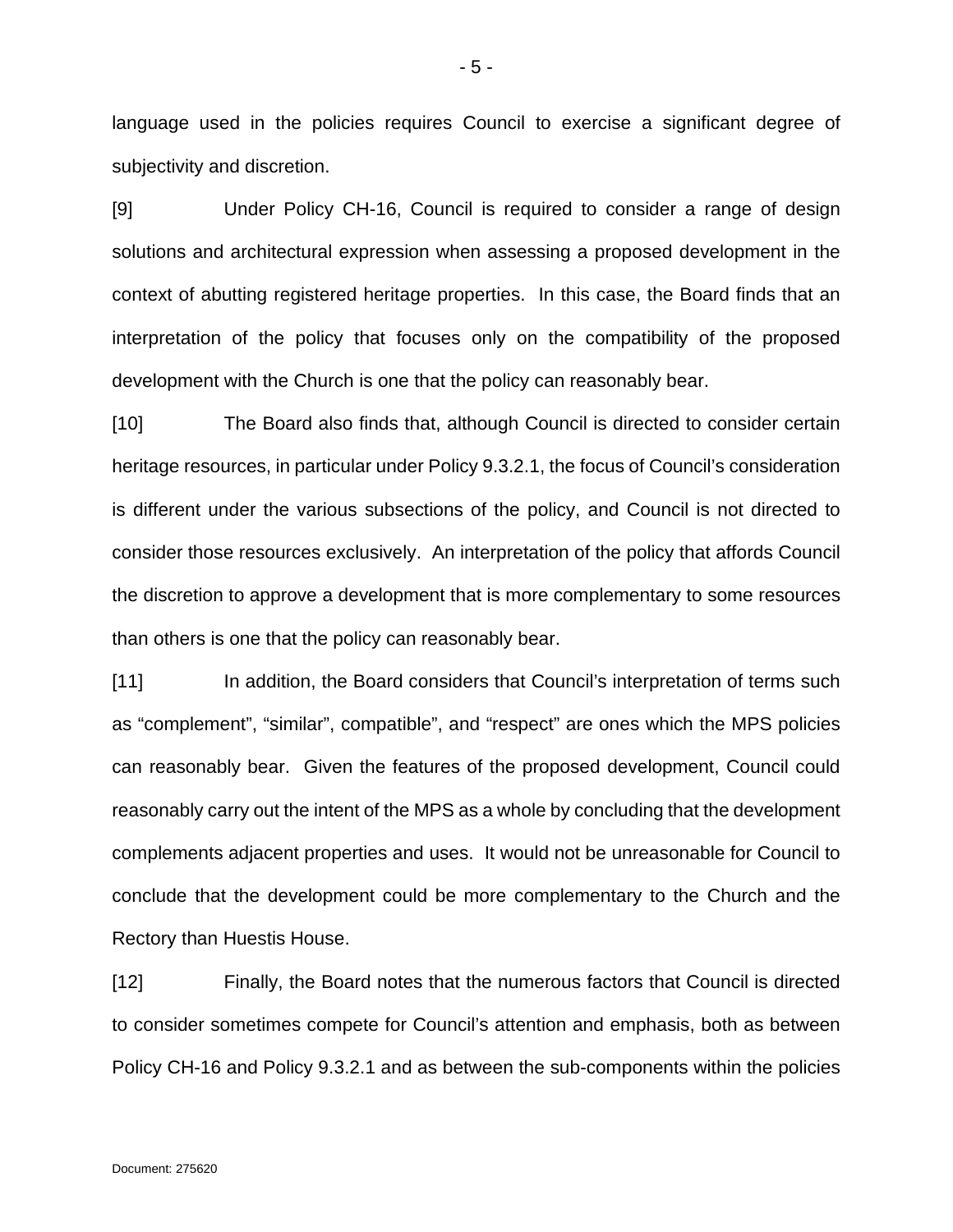language used in the policies requires Council to exercise a significant degree of subjectivity and discretion.

[9] Under Policy CH-16, Council is required to consider a range of design solutions and architectural expression when assessing a proposed development in the context of abutting registered heritage properties. In this case, the Board finds that an interpretation of the policy that focuses only on the compatibility of the proposed development with the Church is one that the policy can reasonably bear.

[10] The Board also finds that, although Council is directed to consider certain heritage resources, in particular under Policy 9.3.2.1, the focus of Council's consideration is different under the various subsections of the policy, and Council is not directed to consider those resources exclusively. An interpretation of the policy that affords Council the discretion to approve a development that is more complementary to some resources than others is one that the policy can reasonably bear.

[11] In addition, the Board considers that Council's interpretation of terms such as "complement", "similar", compatible", and "respect" are ones which the MPS policies can reasonably bear. Given the features of the proposed development, Council could reasonably carry out the intent of the MPS as a whole by concluding that the development complements adjacent properties and uses. It would not be unreasonable for Council to conclude that the development could be more complementary to the Church and the Rectory than Huestis House.

[12] Finally, the Board notes that the numerous factors that Council is directed to consider sometimes compete for Council's attention and emphasis, both as between Policy CH-16 and Policy 9.3.2.1 and as between the sub-components within the policies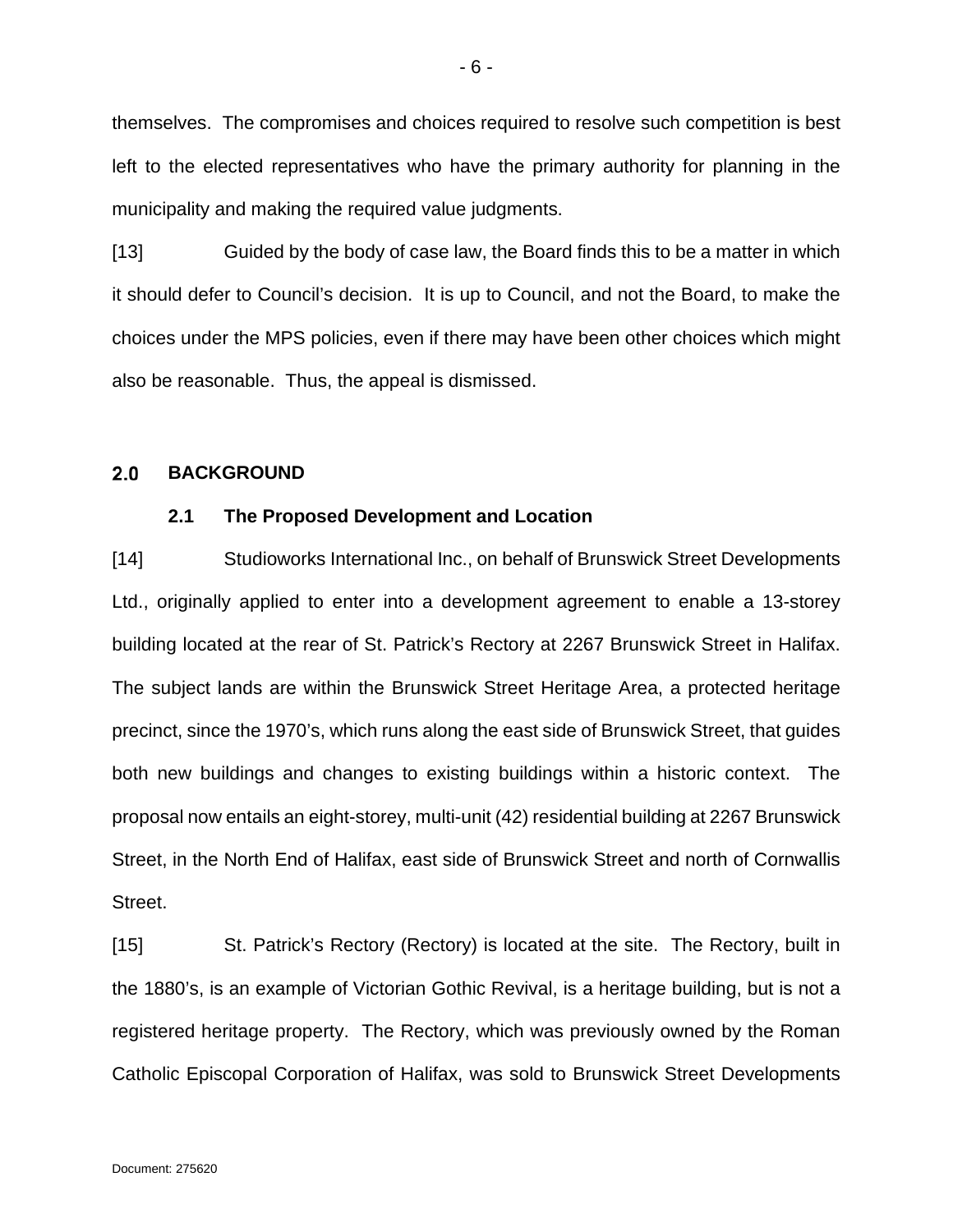themselves. The compromises and choices required to resolve such competition is best left to the elected representatives who have the primary authority for planning in the municipality and making the required value judgments.

[13] Guided by the body of case law, the Board finds this to be a matter in which it should defer to Council's decision. It is up to Council, and not the Board, to make the choices under the MPS policies, even if there may have been other choices which might also be reasonable. Thus, the appeal is dismissed.

## 2.0 BACKGROUND

### 2.1 The Proposed Development and Location

[14] Studioworks International Inc., on behalf of Brunswick Street Developments Ltd., originally applied to enter into a development agreement to enable a 13-storey building located at the rear of St. Patrick's Rectory at 2267 Brunswick Street in Halifax. The subject lands are within the Brunswick Street Heritage Area, a protected heritage precinct, since the 1970's, which runs along the east side of Brunswick Street, that guides both new buildings and changes to existing buildings within a historic context. The proposal now entails an eight-storey, multi-unit (42) residential building at 2267 Brunswick Street, in the North End of Halifax, east side of Brunswick Street and north of Cornwallis Street.

[15] St. Patrick's Rectory (Rectory) is located at the site. The Rectory, built in the 1880's, is an example of Victorian Gothic Revival, is a heritage building, but is not a registered heritage property. The Rectory, which was previously owned by the Roman Catholic Episcopal Corporation of Halifax, was sold to Brunswick Street Developments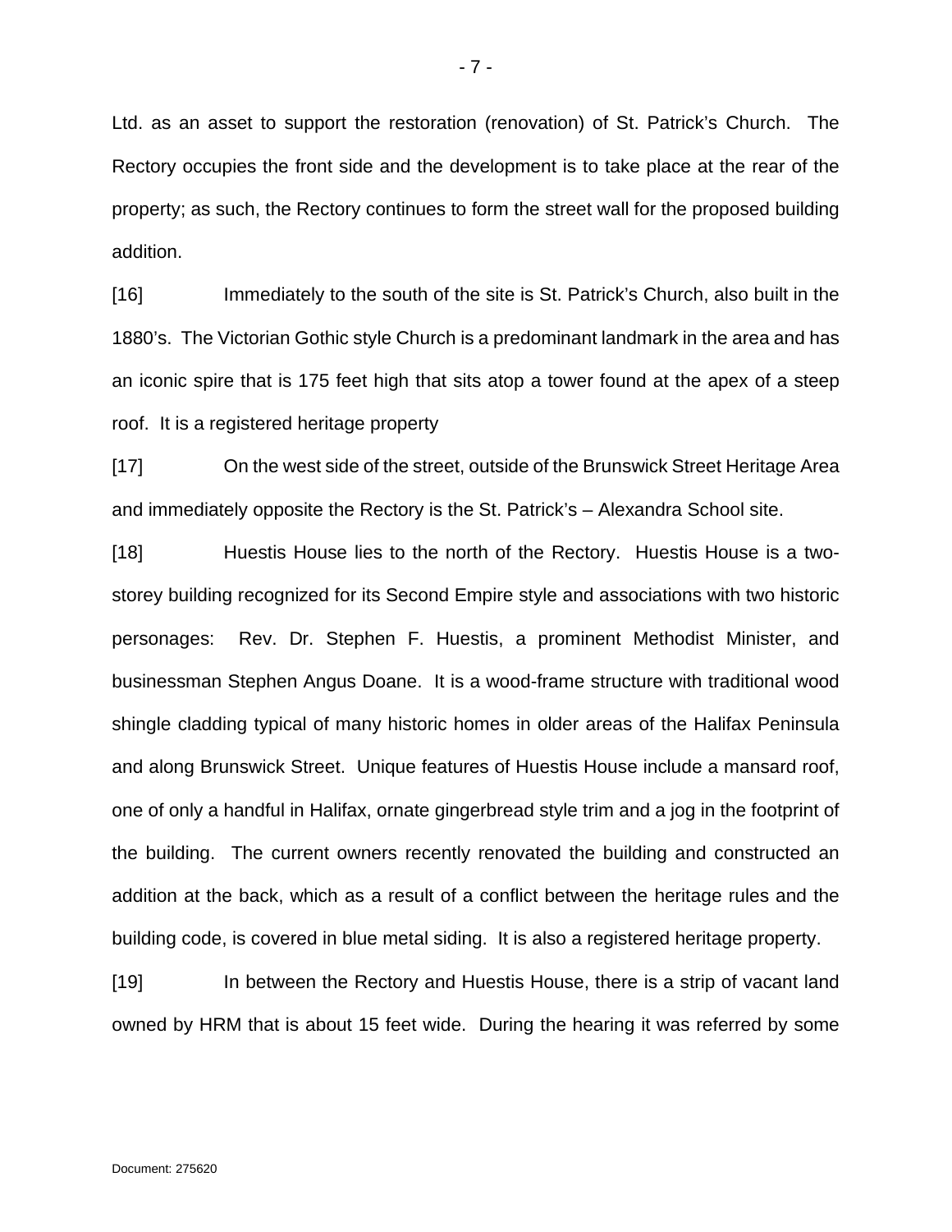Ltd. as an asset to support the restoration (renovation) of St. Patrick's Church. The Rectory occupies the front side and the development is to take place at the rear of the property; as such, the Rectory continues to form the street wall for the proposed building addition.

[16] Immediately to the south of the site is St. Patrick's Church, also built in the 1880's. The Victorian Gothic style Church is a predominant landmark in the area and has an iconic spire that is 175 feet high that sits atop a tower found at the apex of a steep roof. It is a registered heritage property

[17] On the west side of the street, outside of the Brunswick Street Heritage Area and immediately opposite the Rectory is the St. Patrick's – Alexandra School site.

[18] Huestis House lies to the north of the Rectory. Huestis House is a two-storey building recognized for its Second Empire style and associations with two historic personages: Rev. Dr. Stephen F. Huestis, a prominent Methodist Minister, and businessman Stephen Angus Doane. It is a wood-frame structure with traditional wood shingle cladding typical of many historic homes in older areas of the Halifax Peninsula and along Brunswick Street. Unique features of Huestis House include a mansard roof, one of only a handful in Halifax, ornate gingerbread style trim and a jog in the footprint of the building. The current owners recently renovated the building and constructed an addition at the back, which as a result of a conflict between the heritage rules and the building code, is covered in blue metal siding. It is also a registered heritage property.

[19] In between the Rectory and Huestis House, there is a strip of vacant land owned by HRM that is about 15 feet wide. During the hearing it was referred by some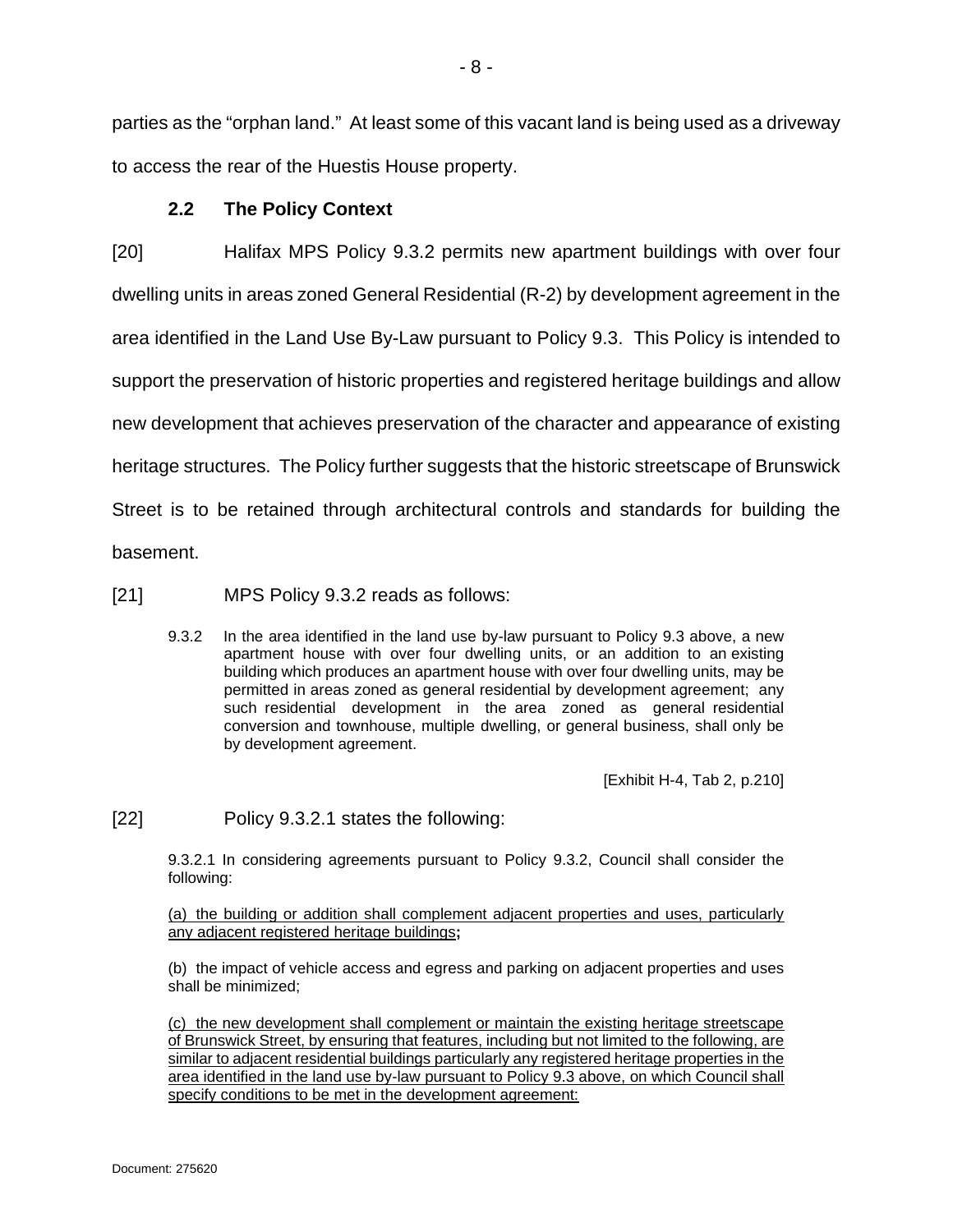parties as the "orphan land." At least some of this vacant land is being used as a driveway to access the rear of the Huestis House property.

### 2.2 The Policy Context

[20] Halifax MPS Policy 9.3.2 permits new apartment buildings with over four dwelling units in areas zoned General Residential (R-2) by development agreement in the area identified in the Land Use By-Law pursuant to Policy 9.3. This Policy is intended to support the preservation of historic properties and registered heritage buildings and allow new development that achieves preservation of the character and appearance of existing heritage structures. The Policy further suggests that the historic streetscape of Brunswick Street is to be retained through architectural controls and standards for building the basement.

[21] MPS Policy 9.3.2 reads as follows:

> 9.3.2 In the area identified in the land use by-law pursuant to Policy 9.3 above, a new apartment house with over four dwelling units, or an addition to an existing building which produces an apartment house with over four dwelling units, may be permitted in areas zoned as general residential by development agreement; any such residential development in the area zoned as general residential conversion and townhouse, multiple dwelling, or general business, shall only be by development agreement.
>
> [Exhibit H-4, Tab 2, p.210]

[22] Policy 9.3.2.1 states the following:

> 9.3.2.1 In considering agreements pursuant to Policy 9.3.2, Council shall consider the following:
>
> <u>(a) the building or addition shall complement adjacent properties and uses, particularly any adjacent registered heritage buildings</u>**;**
>
> (b) the impact of vehicle access and egress and parking on adjacent properties and uses shall be minimized;
>
> <u>(c) the new development shall complement or maintain the existing heritage streetscape of Brunswick Street, by ensuring that features, including but not limited to the following, are similar to adjacent residential buildings particularly any registered heritage properties in the area identified in the land use by-law pursuant to Policy 9.3 above, on which Council shall specify conditions to be met in the development agreement:</u>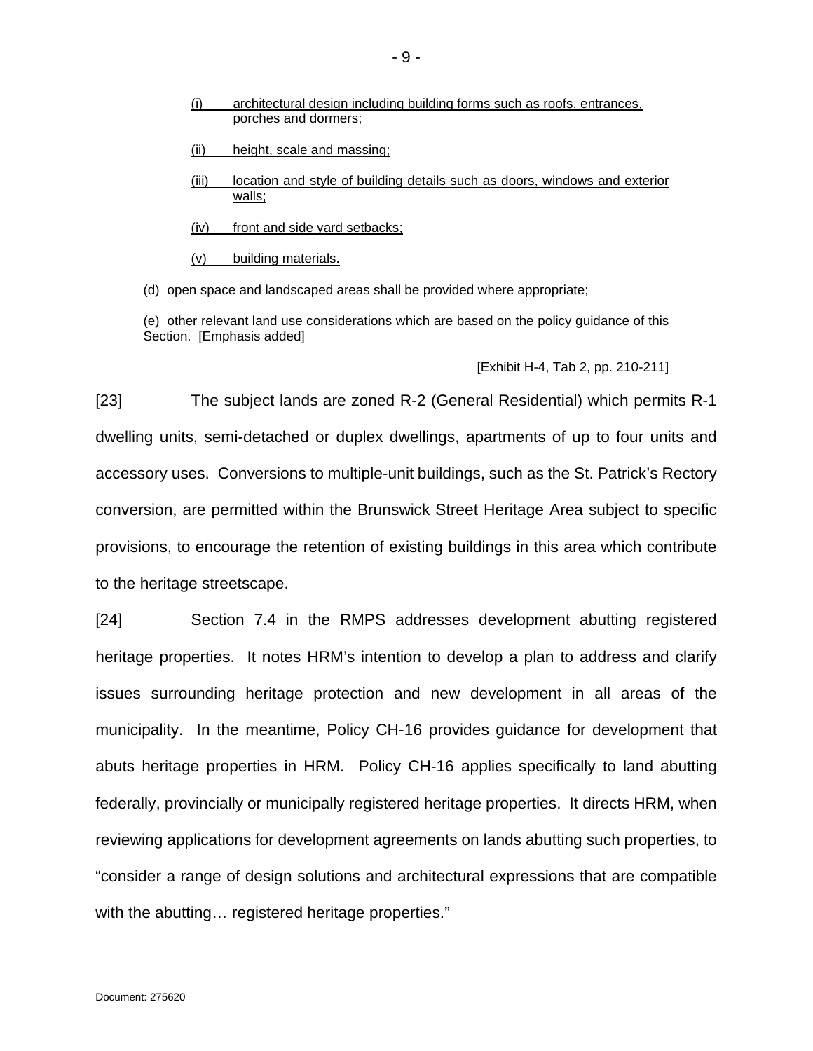(i) architectural design including building forms such as roofs, entrances, porches and dormers;

(ii) height, scale and massing;

(iii) location and style of building details such as doors, windows and exterior walls;

(iv) front and side yard setbacks;

(v) building materials.

(d) open space and landscaped areas shall be provided where appropriate;

(e) other relevant land use considerations which are based on the policy guidance of this Section. [Emphasis added]

[Exhibit H-4, Tab 2, pp. 210-211]

[23] The subject lands are zoned R-2 (General Residential) which permits R-1 dwelling units, semi-detached or duplex dwellings, apartments of up to four units and accessory uses. Conversions to multiple-unit buildings, such as the St. Patrick's Rectory conversion, are permitted within the Brunswick Street Heritage Area subject to specific provisions, to encourage the retention of existing buildings in this area which contribute to the heritage streetscape.

[24] Section 7.4 in the RMPS addresses development abutting registered heritage properties. It notes HRM's intention to develop a plan to address and clarify issues surrounding heritage protection and new development in all areas of the municipality. In the meantime, Policy CH-16 provides guidance for development that abuts heritage properties in HRM. Policy CH-16 applies specifically to land abutting federally, provincially or municipally registered heritage properties. It directs HRM, when reviewing applications for development agreements on lands abutting such properties, to "consider a range of design solutions and architectural expressions that are compatible with the abutting… registered heritage properties."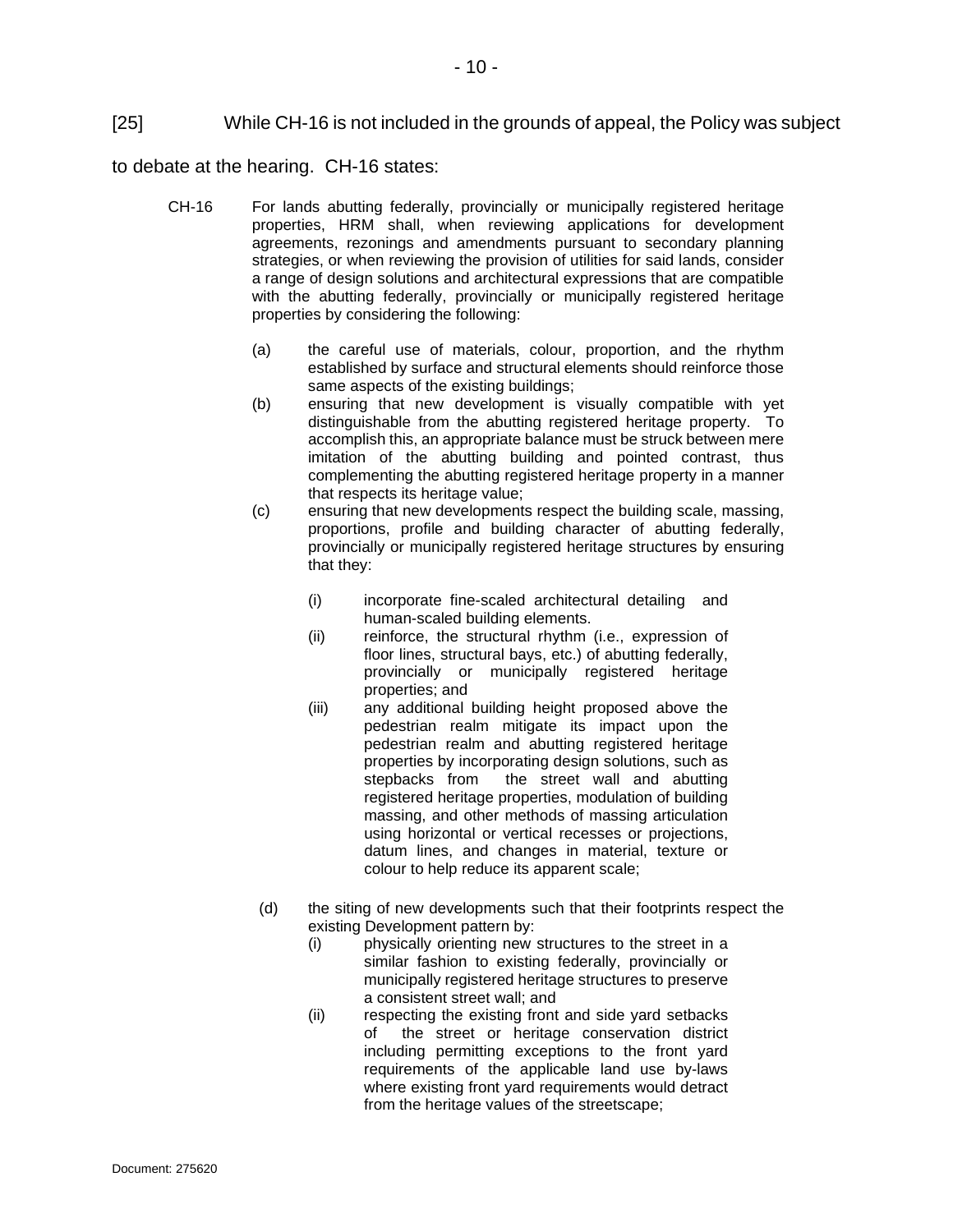[25] While CH-16 is not included in the grounds of appeal, the Policy was subject to debate at the hearing. CH-16 states:

> CH-16 For lands abutting federally, provincially or municipally registered heritage properties, HRM shall, when reviewing applications for development agreements, rezonings and amendments pursuant to secondary planning strategies, or when reviewing the provision of utilities for said lands, consider a range of design solutions and architectural expressions that are compatible with the abutting federally, provincially or municipally registered heritage properties by considering the following:
>
> (a) the careful use of materials, colour, proportion, and the rhythm established by surface and structural elements should reinforce those same aspects of the existing buildings;
>
> (b) ensuring that new development is visually compatible with yet distinguishable from the abutting registered heritage property. To accomplish this, an appropriate balance must be struck between mere imitation of the abutting building and pointed contrast, thus complementing the abutting registered heritage property in a manner that respects its heritage value;
>
> (c) ensuring that new developments respect the building scale, massing, proportions, profile and building character of abutting federally, provincially or municipally registered heritage structures by ensuring that they:
>
> (i) incorporate fine-scaled architectural detailing and human-scaled building elements.
>
> (ii) reinforce, the structural rhythm (i.e., expression of floor lines, structural bays, etc.) of abutting federally, provincially or municipally registered heritage properties; and
>
> (iii) any additional building height proposed above the pedestrian realm mitigate its impact upon the pedestrian realm and abutting registered heritage properties by incorporating design solutions, such as stepbacks from the street wall and abutting registered heritage properties, modulation of building massing, and other methods of massing articulation using horizontal or vertical recesses or projections, datum lines, and changes in material, texture or colour to help reduce its apparent scale;
>
> (d) the siting of new developments such that their footprints respect the existing Development pattern by:
>
> (i) physically orienting new structures to the street in a similar fashion to existing federally, provincially or municipally registered heritage structures to preserve a consistent street wall; and
>
> (ii) respecting the existing front and side yard setbacks of the street or heritage conservation district including permitting exceptions to the front yard requirements of the applicable land use by-laws where existing front yard requirements would detract from the heritage values of the streetscape;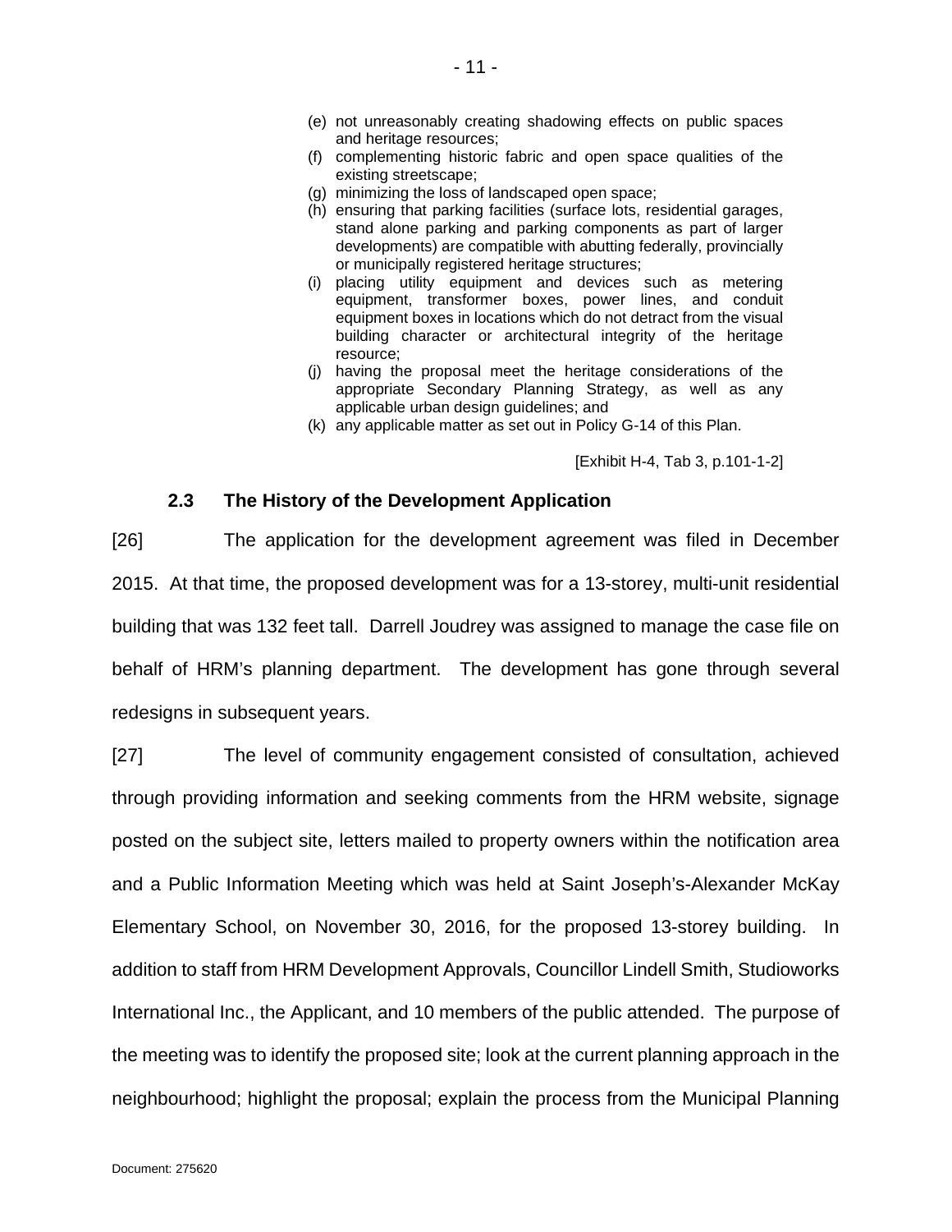(e) not unreasonably creating shadowing effects on public spaces and heritage resources;
(f) complementing historic fabric and open space qualities of the existing streetscape;
(g) minimizing the loss of landscaped open space;
(h) ensuring that parking facilities (surface lots, residential garages, stand alone parking and parking components as part of larger developments) are compatible with abutting federally, provincially or municipally registered heritage structures;
(i) placing utility equipment and devices such as metering equipment, transformer boxes, power lines, and conduit equipment boxes in locations which do not detract from the visual building character or architectural integrity of the heritage resource;
(j) having the proposal meet the heritage considerations of the appropriate Secondary Planning Strategy, as well as any applicable urban design guidelines; and
(k) any applicable matter as set out in Policy G-14 of this Plan.

[Exhibit H-4, Tab 3, p.101-1-2]

### 2.3 The History of the Development Application

[26] The application for the development agreement was filed in December 2015. At that time, the proposed development was for a 13-storey, multi-unit residential building that was 132 feet tall. Darrell Joudrey was assigned to manage the case file on behalf of HRM's planning department. The development has gone through several redesigns in subsequent years.

[27] The level of community engagement consisted of consultation, achieved through providing information and seeking comments from the HRM website, signage posted on the subject site, letters mailed to property owners within the notification area and a Public Information Meeting which was held at Saint Joseph's-Alexander McKay Elementary School, on November 30, 2016, for the proposed 13-storey building. In addition to staff from HRM Development Approvals, Councillor Lindell Smith, Studioworks International Inc., the Applicant, and 10 members of the public attended. The purpose of the meeting was to identify the proposed site; look at the current planning approach in the neighbourhood; highlight the proposal; explain the process from the Municipal Planning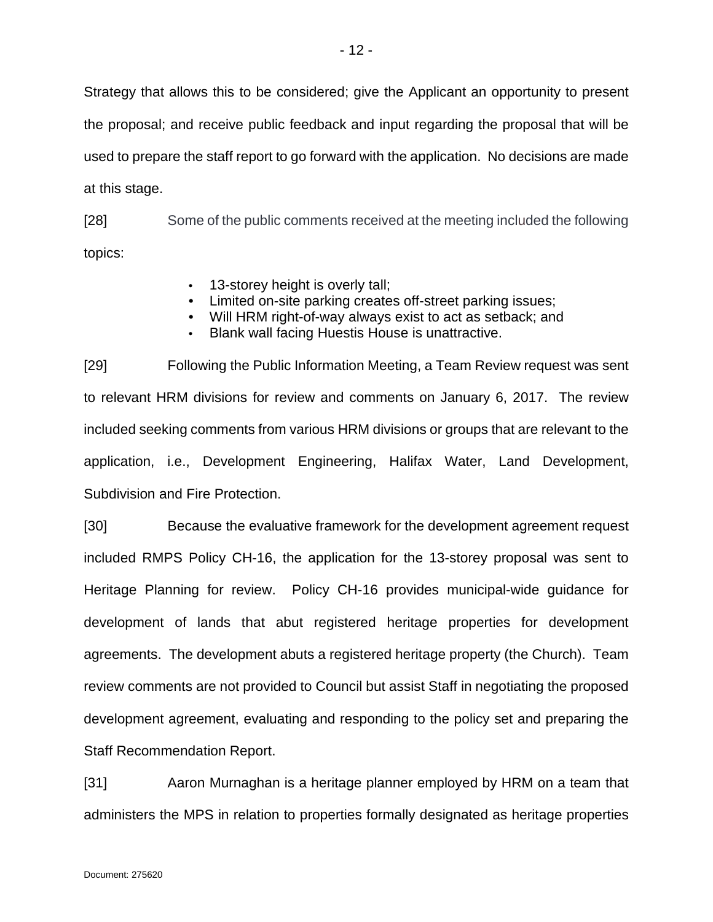Strategy that allows this to be considered; give the Applicant an opportunity to present the proposal; and receive public feedback and input regarding the proposal that will be used to prepare the staff report to go forward with the application. No decisions are made at this stage.

[28] Some of the public comments received at the meeting included the following topics:

- 13-storey height is overly tall;
- Limited on-site parking creates off-street parking issues;
- Will HRM right-of-way always exist to act as setback; and
- Blank wall facing Huestis House is unattractive.

[29] Following the Public Information Meeting, a Team Review request was sent to relevant HRM divisions for review and comments on January 6, 2017. The review included seeking comments from various HRM divisions or groups that are relevant to the application, i.e., Development Engineering, Halifax Water, Land Development, Subdivision and Fire Protection.

[30] Because the evaluative framework for the development agreement request included RMPS Policy CH-16, the application for the 13-storey proposal was sent to Heritage Planning for review. Policy CH-16 provides municipal-wide guidance for development of lands that abut registered heritage properties for development agreements. The development abuts a registered heritage property (the Church). Team review comments are not provided to Council but assist Staff in negotiating the proposed development agreement, evaluating and responding to the policy set and preparing the Staff Recommendation Report.

[31] Aaron Murnaghan is a heritage planner employed by HRM on a team that administers the MPS in relation to properties formally designated as heritage properties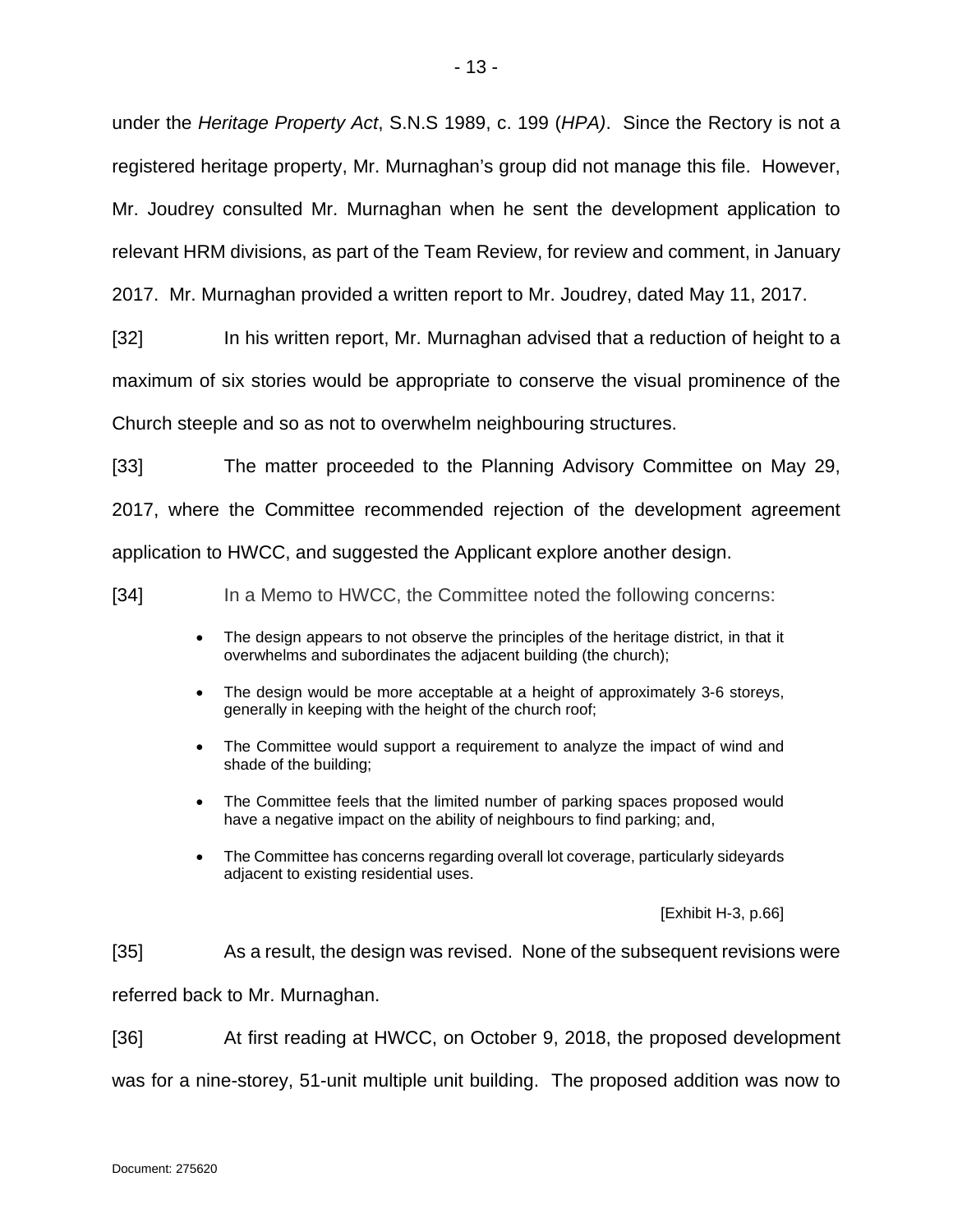under the *Heritage Property Act*, S.N.S 1989, c. 199 (*HPA)*. Since the Rectory is not a registered heritage property, Mr. Murnaghan's group did not manage this file. However, Mr. Joudrey consulted Mr. Murnaghan when he sent the development application to relevant HRM divisions, as part of the Team Review, for review and comment, in January 2017. Mr. Murnaghan provided a written report to Mr. Joudrey, dated May 11, 2017.

[32] In his written report, Mr. Murnaghan advised that a reduction of height to a maximum of six stories would be appropriate to conserve the visual prominence of the Church steeple and so as not to overwhelm neighbouring structures.

[33] The matter proceeded to the Planning Advisory Committee on May 29, 2017, where the Committee recommended rejection of the development agreement application to HWCC, and suggested the Applicant explore another design.

[34] In a Memo to HWCC, the Committee noted the following concerns:

> - The design appears to not observe the principles of the heritage district, in that it overwhelms and subordinates the adjacent building (the church);
> - The design would be more acceptable at a height of approximately 3-6 storeys, generally in keeping with the height of the church roof;
> - The Committee would support a requirement to analyze the impact of wind and shade of the building;
> - The Committee feels that the limited number of parking spaces proposed would have a negative impact on the ability of neighbours to find parking; and,
> - The Committee has concerns regarding overall lot coverage, particularly sideyards adjacent to existing residential uses.
>
> [Exhibit H-3, p.66]

[35] As a result, the design was revised. None of the subsequent revisions were referred back to Mr. Murnaghan.

[36] At first reading at HWCC, on October 9, 2018, the proposed development was for a nine-storey, 51-unit multiple unit building. The proposed addition was now to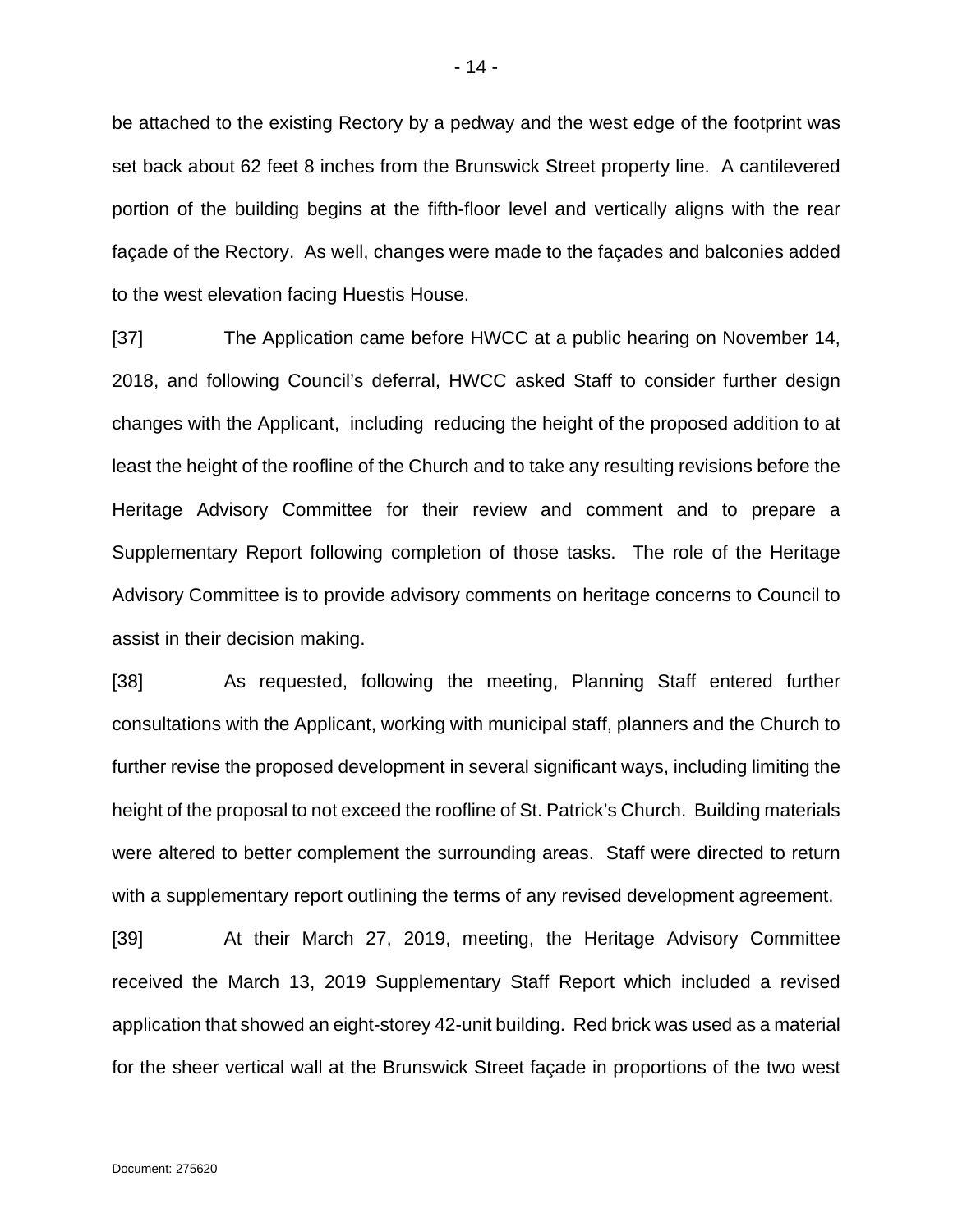be attached to the existing Rectory by a pedway and the west edge of the footprint was set back about 62 feet 8 inches from the Brunswick Street property line. A cantilevered portion of the building begins at the fifth-floor level and vertically aligns with the rear façade of the Rectory. As well, changes were made to the façades and balconies added to the west elevation facing Huestis House.

[37] The Application came before HWCC at a public hearing on November 14, 2018, and following Council's deferral, HWCC asked Staff to consider further design changes with the Applicant, including reducing the height of the proposed addition to at least the height of the roofline of the Church and to take any resulting revisions before the Heritage Advisory Committee for their review and comment and to prepare a Supplementary Report following completion of those tasks. The role of the Heritage Advisory Committee is to provide advisory comments on heritage concerns to Council to assist in their decision making.

[38] As requested, following the meeting, Planning Staff entered further consultations with the Applicant, working with municipal staff, planners and the Church to further revise the proposed development in several significant ways, including limiting the height of the proposal to not exceed the roofline of St. Patrick's Church. Building materials were altered to better complement the surrounding areas. Staff were directed to return with a supplementary report outlining the terms of any revised development agreement.

[39] At their March 27, 2019, meeting, the Heritage Advisory Committee received the March 13, 2019 Supplementary Staff Report which included a revised application that showed an eight-storey 42-unit building. Red brick was used as a material for the sheer vertical wall at the Brunswick Street façade in proportions of the two west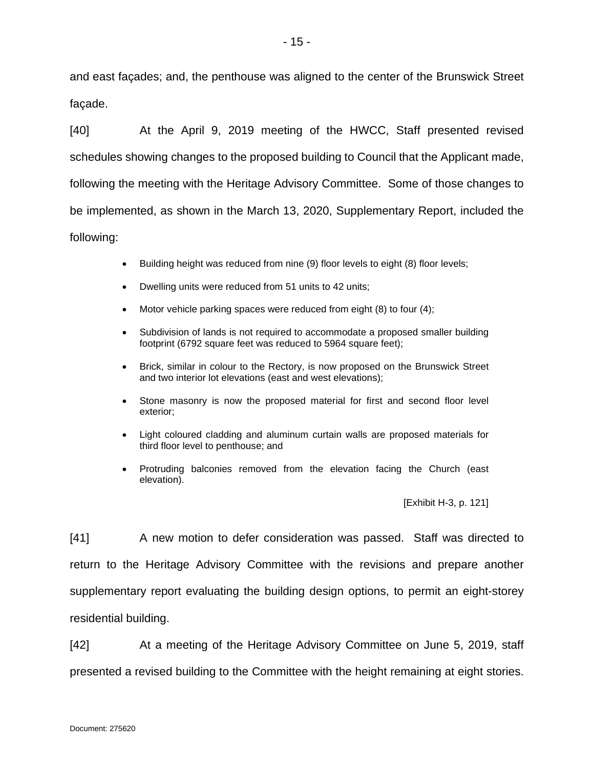and east façades; and, the penthouse was aligned to the center of the Brunswick Street façade.

[40] At the April 9, 2019 meeting of the HWCC, Staff presented revised schedules showing changes to the proposed building to Council that the Applicant made, following the meeting with the Heritage Advisory Committee. Some of those changes to be implemented, as shown in the March 13, 2020, Supplementary Report, included the following:

- Building height was reduced from nine (9) floor levels to eight (8) floor levels;
- Dwelling units were reduced from 51 units to 42 units;
- Motor vehicle parking spaces were reduced from eight (8) to four (4);
- Subdivision of lands is not required to accommodate a proposed smaller building footprint (6792 square feet was reduced to 5964 square feet);
- Brick, similar in colour to the Rectory, is now proposed on the Brunswick Street and two interior lot elevations (east and west elevations);
- Stone masonry is now the proposed material for first and second floor level exterior;
- Light coloured cladding and aluminum curtain walls are proposed materials for third floor level to penthouse; and
- Protruding balconies removed from the elevation facing the Church (east elevation).

[Exhibit H-3, p. 121]

[41] A new motion to defer consideration was passed. Staff was directed to return to the Heritage Advisory Committee with the revisions and prepare another supplementary report evaluating the building design options, to permit an eight-storey residential building.

[42] At a meeting of the Heritage Advisory Committee on June 5, 2019, staff presented a revised building to the Committee with the height remaining at eight stories.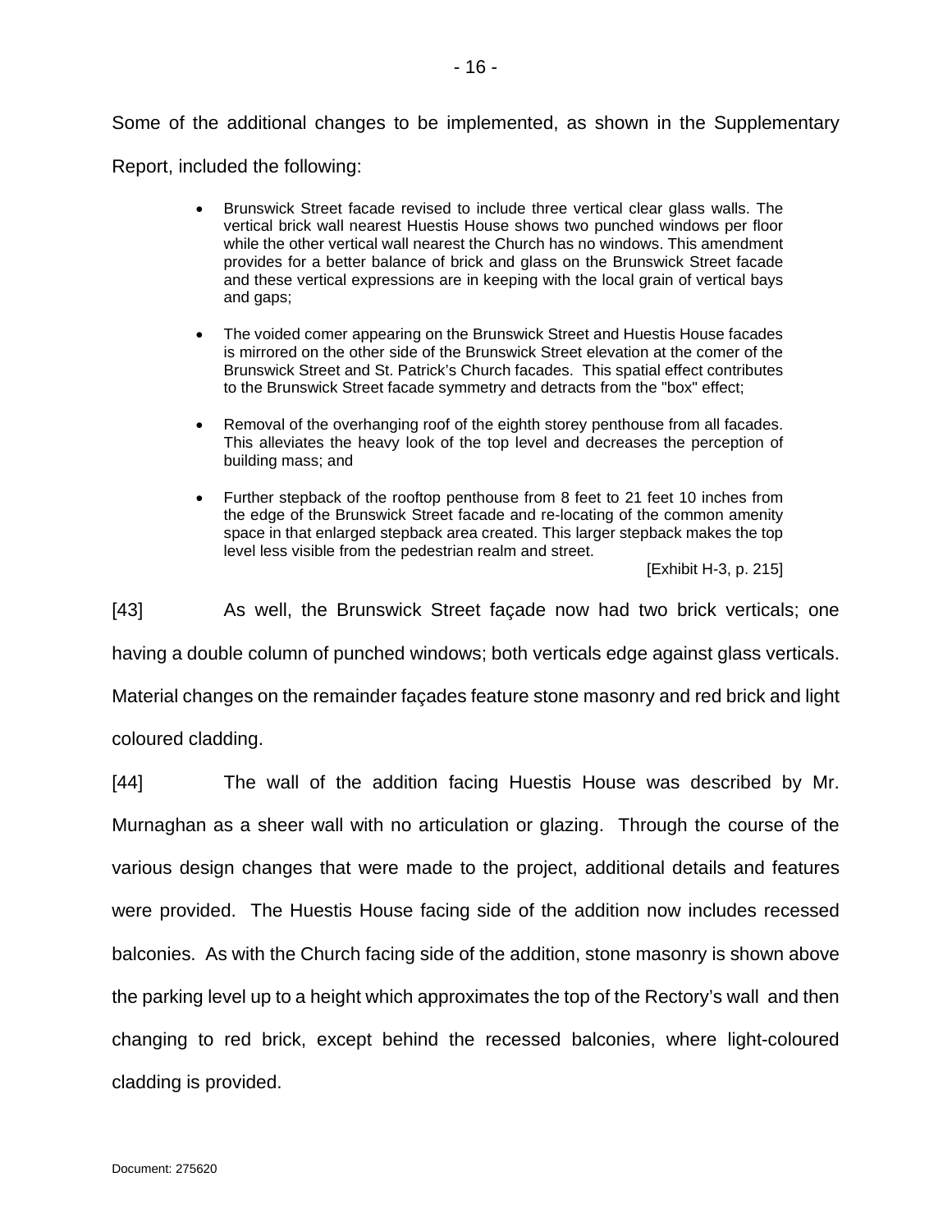Some of the additional changes to be implemented, as shown in the Supplementary Report, included the following:

> - Brunswick Street facade revised to include three vertical clear glass walls. The vertical brick wall nearest Huestis House shows two punched windows per floor while the other vertical wall nearest the Church has no windows. This amendment provides for a better balance of brick and glass on the Brunswick Street facade and these vertical expressions are in keeping with the local grain of vertical bays and gaps;
>
> - The voided comer appearing on the Brunswick Street and Huestis House facades is mirrored on the other side of the Brunswick Street elevation at the comer of the Brunswick Street and St. Patrick's Church facades. This spatial effect contributes to the Brunswick Street facade symmetry and detracts from the "box" effect;
>
> - Removal of the overhanging roof of the eighth storey penthouse from all facades. This alleviates the heavy look of the top level and decreases the perception of building mass; and
>
> - Further stepback of the rooftop penthouse from 8 feet to 21 feet 10 inches from the edge of the Brunswick Street facade and re-locating of the common amenity space in that enlarged stepback area created. This larger stepback makes the top level less visible from the pedestrian realm and street.
>
> [Exhibit H-3, p. 215]

[43] As well, the Brunswick Street façade now had two brick verticals; one having a double column of punched windows; both verticals edge against glass verticals. Material changes on the remainder façades feature stone masonry and red brick and light coloured cladding.

[44] The wall of the addition facing Huestis House was described by Mr. Murnaghan as a sheer wall with no articulation or glazing. Through the course of the various design changes that were made to the project, additional details and features were provided. The Huestis House facing side of the addition now includes recessed balconies. As with the Church facing side of the addition, stone masonry is shown above the parking level up to a height which approximates the top of the Rectory's wall and then changing to red brick, except behind the recessed balconies, where light-coloured cladding is provided.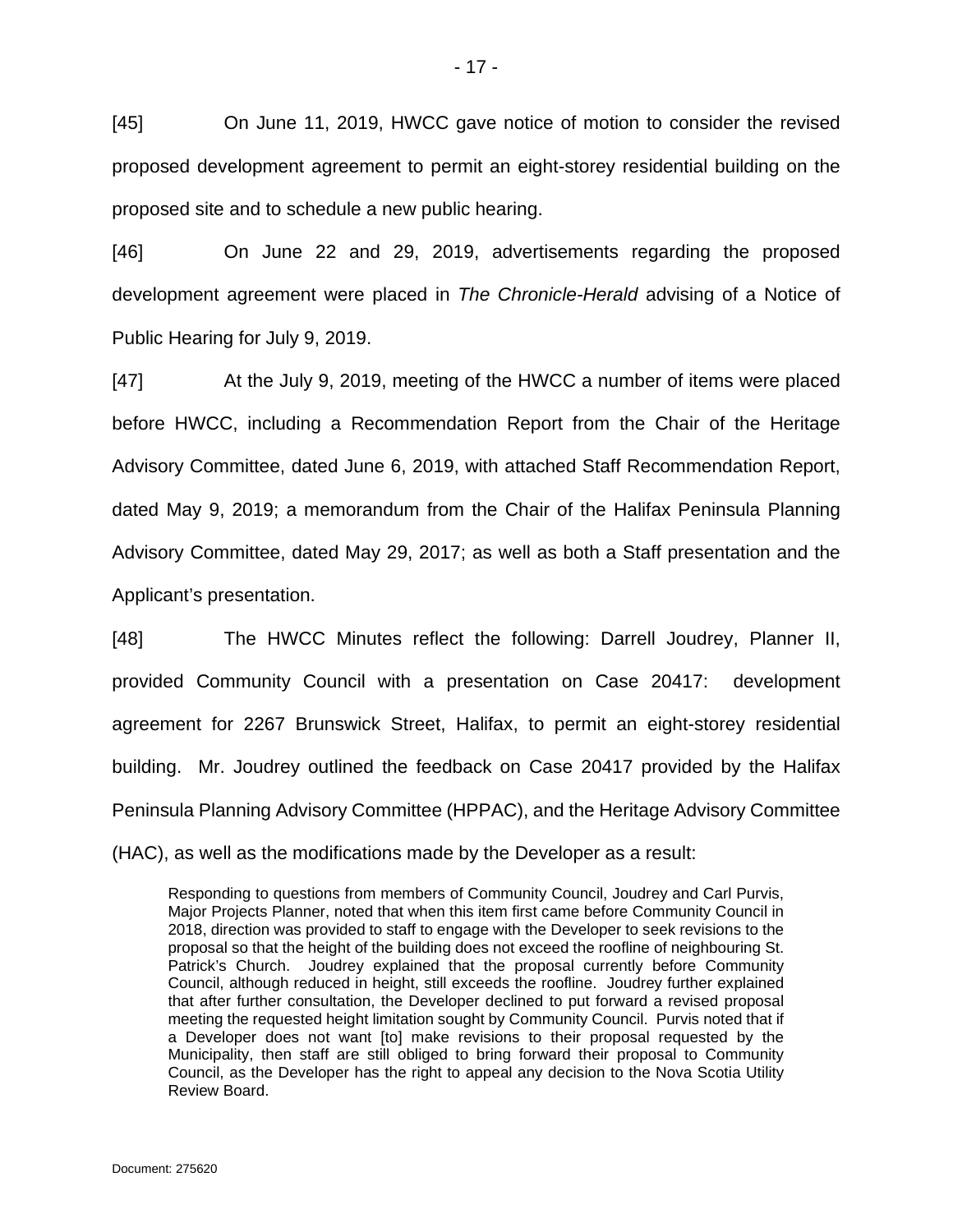[45] On June 11, 2019, HWCC gave notice of motion to consider the revised proposed development agreement to permit an eight-storey residential building on the proposed site and to schedule a new public hearing.

[46] On June 22 and 29, 2019, advertisements regarding the proposed development agreement were placed in *The Chronicle-Herald* advising of a Notice of Public Hearing for July 9, 2019.

[47] At the July 9, 2019, meeting of the HWCC a number of items were placed before HWCC, including a Recommendation Report from the Chair of the Heritage Advisory Committee, dated June 6, 2019, with attached Staff Recommendation Report, dated May 9, 2019; a memorandum from the Chair of the Halifax Peninsula Planning Advisory Committee, dated May 29, 2017; as well as both a Staff presentation and the Applicant's presentation.

[48] The HWCC Minutes reflect the following: Darrell Joudrey, Planner II, provided Community Council with a presentation on Case 20417: development agreement for 2267 Brunswick Street, Halifax, to permit an eight-storey residential building. Mr. Joudrey outlined the feedback on Case 20417 provided by the Halifax Peninsula Planning Advisory Committee (HPPAC), and the Heritage Advisory Committee (HAC), as well as the modifications made by the Developer as a result:

> Responding to questions from members of Community Council, Joudrey and Carl Purvis, Major Projects Planner, noted that when this item first came before Community Council in 2018, direction was provided to staff to engage with the Developer to seek revisions to the proposal so that the height of the building does not exceed the roofline of neighbouring St. Patrick's Church. Joudrey explained that the proposal currently before Community Council, although reduced in height, still exceeds the roofline. Joudrey further explained that after further consultation, the Developer declined to put forward a revised proposal meeting the requested height limitation sought by Community Council. Purvis noted that if a Developer does not want [to] make revisions to their proposal requested by the Municipality, then staff are still obliged to bring forward their proposal to Community Council, as the Developer has the right to appeal any decision to the Nova Scotia Utility Review Board.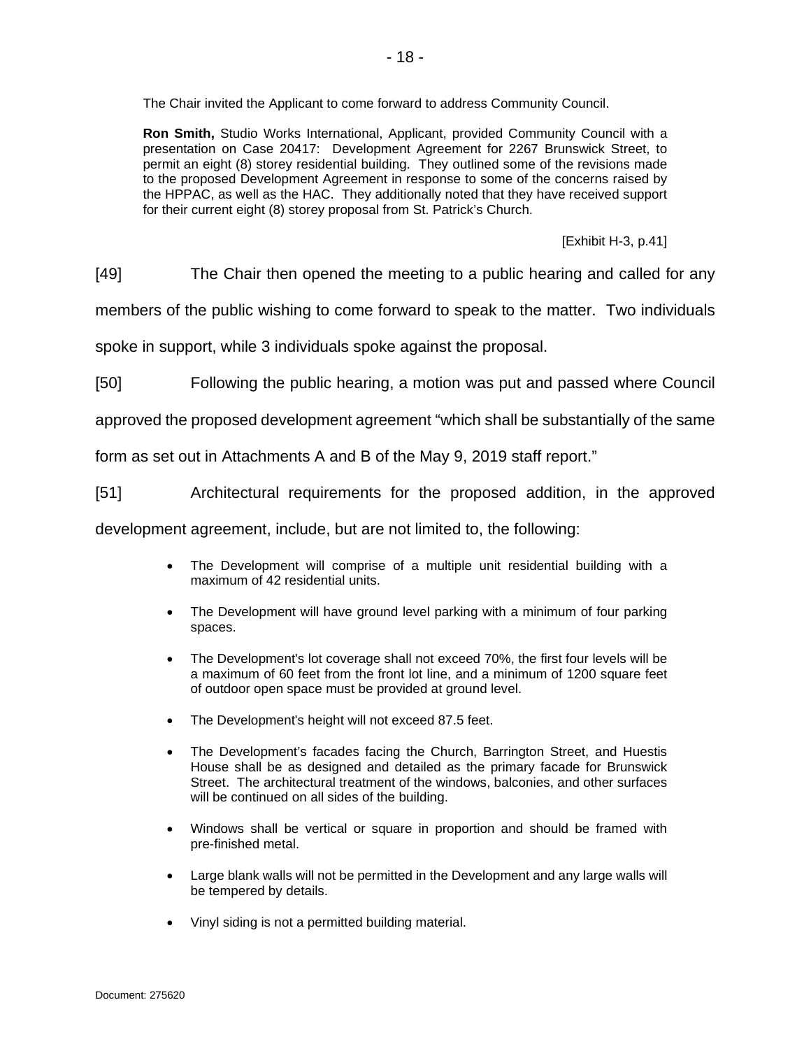> The Chair invited the Applicant to come forward to address Community Council.
>
> **Ron Smith,** Studio Works International, Applicant, provided Community Council with a presentation on Case 20417: Development Agreement for 2267 Brunswick Street, to permit an eight (8) storey residential building. They outlined some of the revisions made to the proposed Development Agreement in response to some of the concerns raised by the HPPAC, as well as the HAC. They additionally noted that they have received support for their current eight (8) storey proposal from St. Patrick's Church.
>
> [Exhibit H-3, p.41]

[49] The Chair then opened the meeting to a public hearing and called for any members of the public wishing to come forward to speak to the matter. Two individuals spoke in support, while 3 individuals spoke against the proposal.

[50] Following the public hearing, a motion was put and passed where Council approved the proposed development agreement "which shall be substantially of the same form as set out in Attachments A and B of the May 9, 2019 staff report."

[51] Architectural requirements for the proposed addition, in the approved development agreement, include, but are not limited to, the following:

- The Development will comprise of a multiple unit residential building with a maximum of 42 residential units.
- The Development will have ground level parking with a minimum of four parking spaces.
- The Development's lot coverage shall not exceed 70%, the first four levels will be a maximum of 60 feet from the front lot line, and a minimum of 1200 square feet of outdoor open space must be provided at ground level.
- The Development's height will not exceed 87.5 feet.
- The Development's facades facing the Church, Barrington Street, and Huestis House shall be as designed and detailed as the primary facade for Brunswick Street. The architectural treatment of the windows, balconies, and other surfaces will be continued on all sides of the building.
- Windows shall be vertical or square in proportion and should be framed with pre-finished metal.
- Large blank walls will not be permitted in the Development and any large walls will be tempered by details.
- Vinyl siding is not a permitted building material.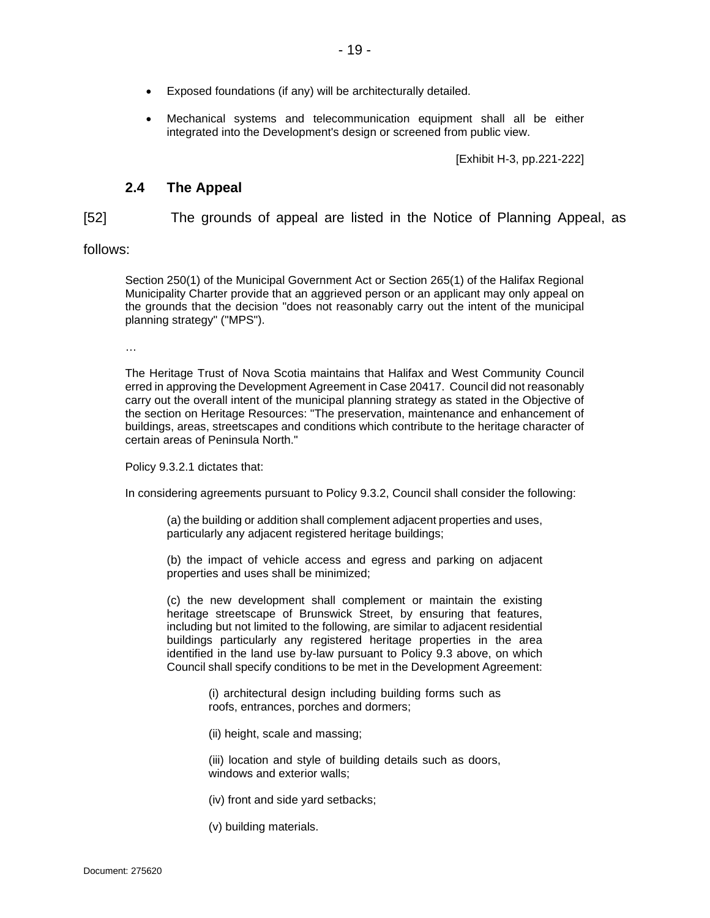- Exposed foundations (if any) will be architecturally detailed.

- Mechanical systems and telecommunication equipment shall all be either integrated into the Development's design or screened from public view.

[Exhibit H-3, pp.221-222]

### 2.4 The Appeal

[52] The grounds of appeal are listed in the Notice of Planning Appeal, as follows:

> Section 250(1) of the Municipal Government Act or Section 265(1) of the Halifax Regional Municipality Charter provide that an aggrieved person or an applicant may only appeal on the grounds that the decision "does not reasonably carry out the intent of the municipal planning strategy" ("MPS").
>
> …
>
> The Heritage Trust of Nova Scotia maintains that Halifax and West Community Council erred in approving the Development Agreement in Case 20417. Council did not reasonably carry out the overall intent of the municipal planning strategy as stated in the Objective of the section on Heritage Resources: "The preservation, maintenance and enhancement of buildings, areas, streetscapes and conditions which contribute to the heritage character of certain areas of Peninsula North."
>
> Policy 9.3.2.1 dictates that:
>
> In considering agreements pursuant to Policy 9.3.2, Council shall consider the following:
>
> > (a) the building or addition shall complement adjacent properties and uses, particularly any adjacent registered heritage buildings;
> >
> > (b) the impact of vehicle access and egress and parking on adjacent properties and uses shall be minimized;
> >
> > (c) the new development shall complement or maintain the existing heritage streetscape of Brunswick Street, by ensuring that features, including but not limited to the following, are similar to adjacent residential buildings particularly any registered heritage properties in the area identified in the land use by-law pursuant to Policy 9.3 above, on which Council shall specify conditions to be met in the Development Agreement:
> >
> > > (i) architectural design including building forms such as roofs, entrances, porches and dormers;
> > >
> > > (ii) height, scale and massing;
> > >
> > > (iii) location and style of building details such as doors, windows and exterior walls;
> > >
> > > (iv) front and side yard setbacks;
> > >
> > > (v) building materials.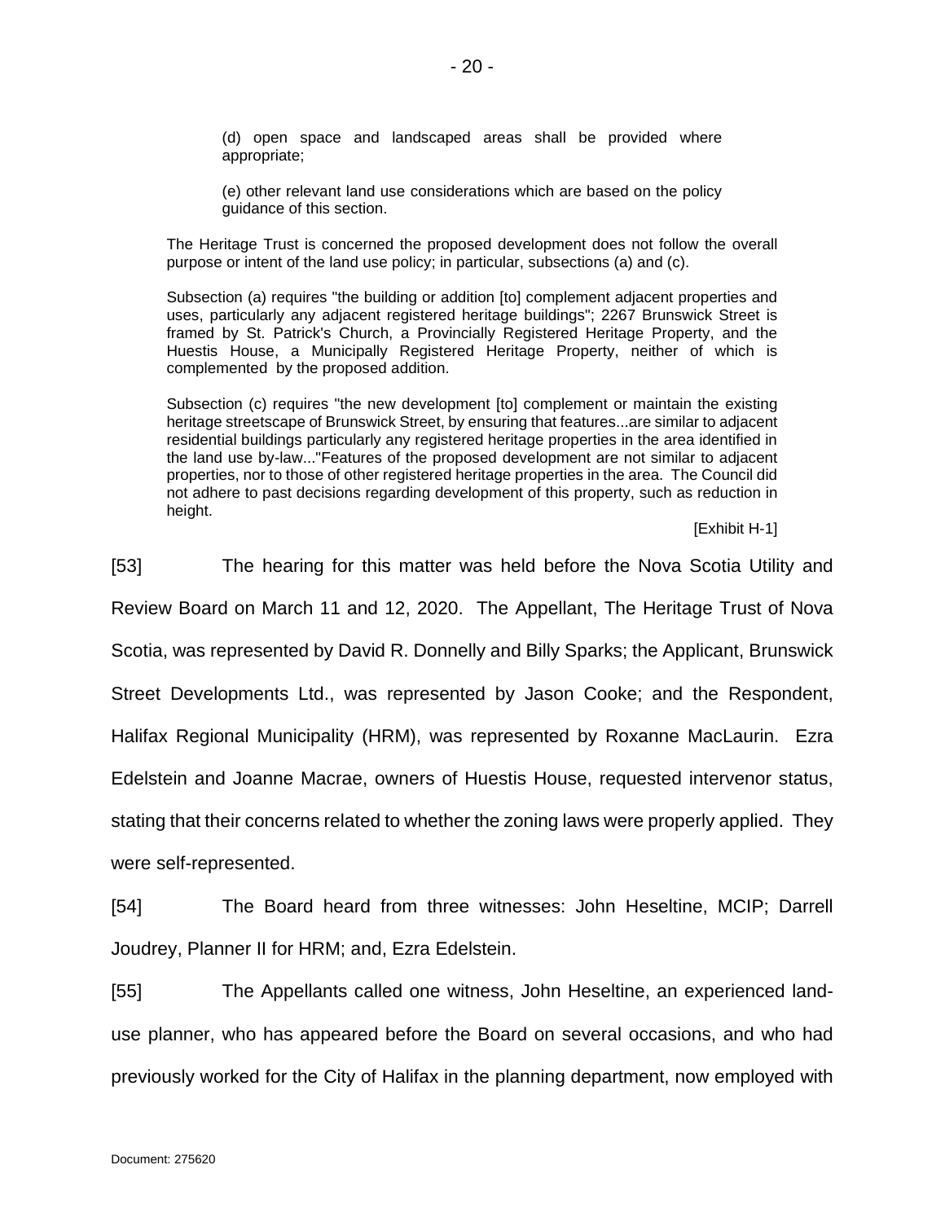> (d) open space and landscaped areas shall be provided where appropriate;
>
> (e) other relevant land use considerations which are based on the policy guidance of this section.
>
> The Heritage Trust is concerned the proposed development does not follow the overall purpose or intent of the land use policy; in particular, subsections (a) and (c).
>
> Subsection (a) requires "the building or addition [to] complement adjacent properties and uses, particularly any adjacent registered heritage buildings"; 2267 Brunswick Street is framed by St. Patrick's Church, a Provincially Registered Heritage Property, and the Huestis House, a Municipally Registered Heritage Property, neither of which is complemented by the proposed addition.
>
> Subsection (c) requires "the new development [to] complement or maintain the existing heritage streetscape of Brunswick Street, by ensuring that features...are similar to adjacent residential buildings particularly any registered heritage properties in the area identified in the land use by-law..."Features of the proposed development are not similar to adjacent properties, nor to those of other registered heritage properties in the area. The Council did not adhere to past decisions regarding development of this property, such as reduction in height.
>
> [Exhibit H-1]

[53] The hearing for this matter was held before the Nova Scotia Utility and Review Board on March 11 and 12, 2020. The Appellant, The Heritage Trust of Nova Scotia, was represented by David R. Donnelly and Billy Sparks; the Applicant, Brunswick Street Developments Ltd., was represented by Jason Cooke; and the Respondent, Halifax Regional Municipality (HRM), was represented by Roxanne MacLaurin. Ezra Edelstein and Joanne Macrae, owners of Huestis House, requested intervenor status, stating that their concerns related to whether the zoning laws were properly applied. They were self-represented.

[54] The Board heard from three witnesses: John Heseltine, MCIP; Darrell Joudrey, Planner II for HRM; and, Ezra Edelstein.

[55] The Appellants called one witness, John Heseltine, an experienced land-use planner, who has appeared before the Board on several occasions, and who had previously worked for the City of Halifax in the planning department, now employed with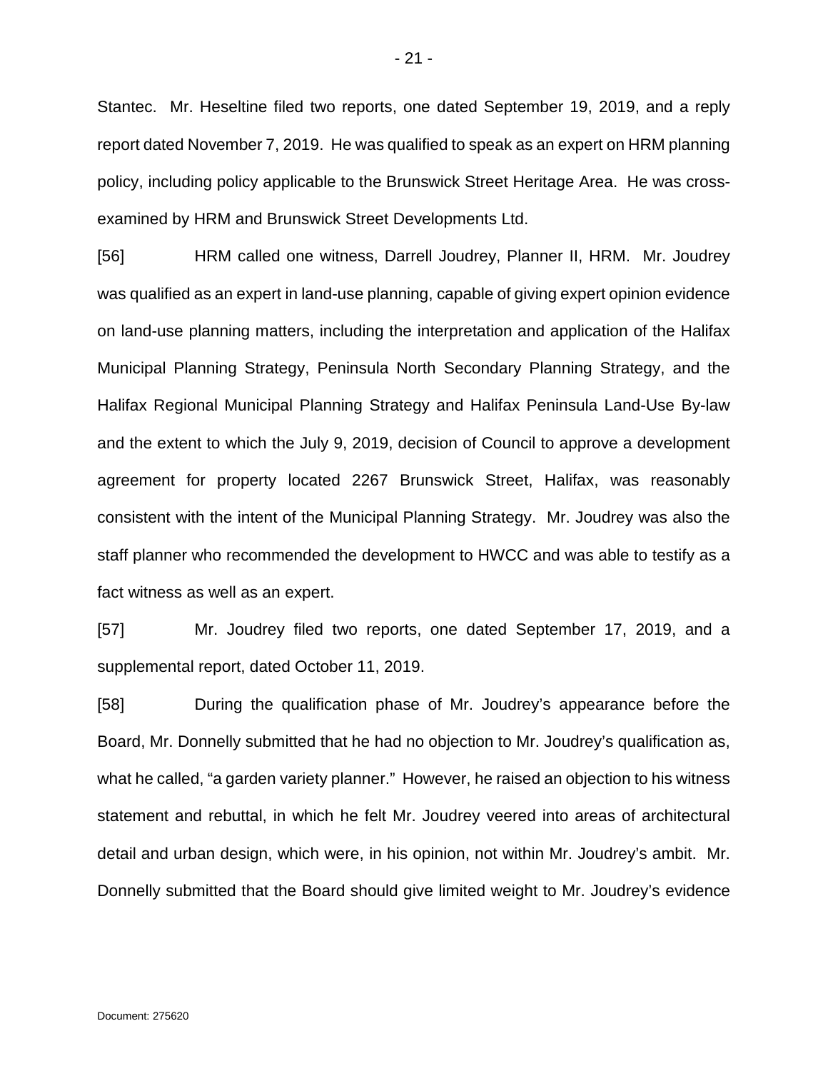Stantec. Mr. Heseltine filed two reports, one dated September 19, 2019, and a reply report dated November 7, 2019. He was qualified to speak as an expert on HRM planning policy, including policy applicable to the Brunswick Street Heritage Area. He was cross-examined by HRM and Brunswick Street Developments Ltd.

[56] HRM called one witness, Darrell Joudrey, Planner II, HRM. Mr. Joudrey was qualified as an expert in land-use planning, capable of giving expert opinion evidence on land-use planning matters, including the interpretation and application of the Halifax Municipal Planning Strategy, Peninsula North Secondary Planning Strategy, and the Halifax Regional Municipal Planning Strategy and Halifax Peninsula Land-Use By-law and the extent to which the July 9, 2019, decision of Council to approve a development agreement for property located 2267 Brunswick Street, Halifax, was reasonably consistent with the intent of the Municipal Planning Strategy. Mr. Joudrey was also the staff planner who recommended the development to HWCC and was able to testify as a fact witness as well as an expert.

[57] Mr. Joudrey filed two reports, one dated September 17, 2019, and a supplemental report, dated October 11, 2019.

[58] During the qualification phase of Mr. Joudrey's appearance before the Board, Mr. Donnelly submitted that he had no objection to Mr. Joudrey's qualification as, what he called, "a garden variety planner." However, he raised an objection to his witness statement and rebuttal, in which he felt Mr. Joudrey veered into areas of architectural detail and urban design, which were, in his opinion, not within Mr. Joudrey's ambit. Mr. Donnelly submitted that the Board should give limited weight to Mr. Joudrey's evidence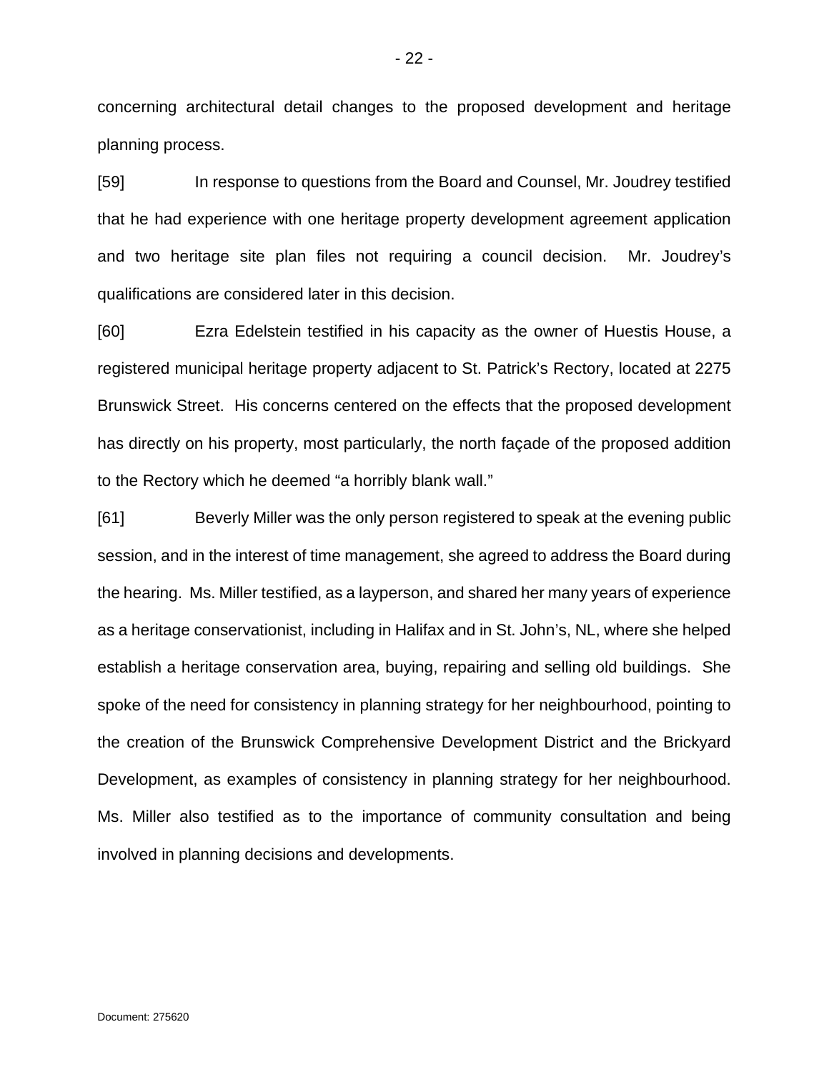concerning architectural detail changes to the proposed development and heritage planning process.

[59] In response to questions from the Board and Counsel, Mr. Joudrey testified that he had experience with one heritage property development agreement application and two heritage site plan files not requiring a council decision. Mr. Joudrey's qualifications are considered later in this decision.

[60] Ezra Edelstein testified in his capacity as the owner of Huestis House, a registered municipal heritage property adjacent to St. Patrick's Rectory, located at 2275 Brunswick Street. His concerns centered on the effects that the proposed development has directly on his property, most particularly, the north façade of the proposed addition to the Rectory which he deemed "a horribly blank wall."

[61] Beverly Miller was the only person registered to speak at the evening public session, and in the interest of time management, she agreed to address the Board during the hearing. Ms. Miller testified, as a layperson, and shared her many years of experience as a heritage conservationist, including in Halifax and in St. John's, NL, where she helped establish a heritage conservation area, buying, repairing and selling old buildings. She spoke of the need for consistency in planning strategy for her neighbourhood, pointing to the creation of the Brunswick Comprehensive Development District and the Brickyard Development, as examples of consistency in planning strategy for her neighbourhood. Ms. Miller also testified as to the importance of community consultation and being involved in planning decisions and developments.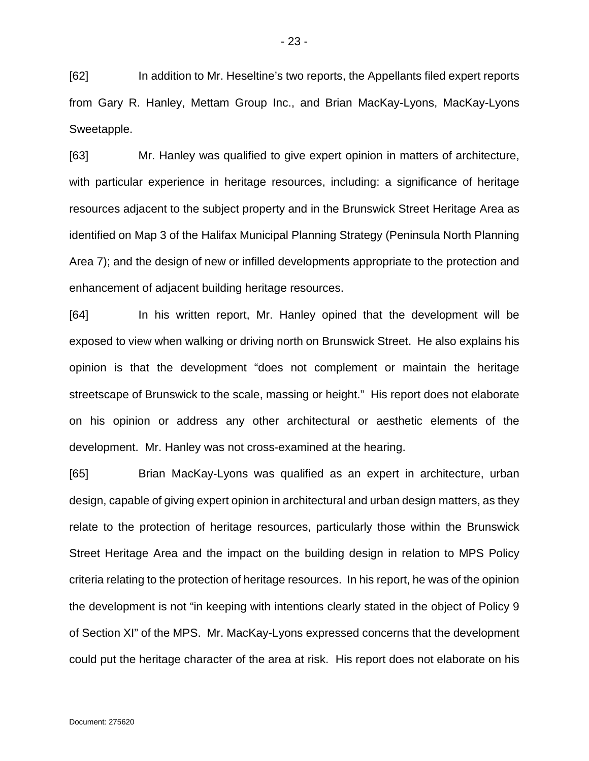[62] In addition to Mr. Heseltine's two reports, the Appellants filed expert reports from Gary R. Hanley, Mettam Group Inc., and Brian MacKay-Lyons, MacKay-Lyons Sweetapple.

[63] Mr. Hanley was qualified to give expert opinion in matters of architecture, with particular experience in heritage resources, including: a significance of heritage resources adjacent to the subject property and in the Brunswick Street Heritage Area as identified on Map 3 of the Halifax Municipal Planning Strategy (Peninsula North Planning Area 7); and the design of new or infilled developments appropriate to the protection and enhancement of adjacent building heritage resources.

[64] In his written report, Mr. Hanley opined that the development will be exposed to view when walking or driving north on Brunswick Street. He also explains his opinion is that the development "does not complement or maintain the heritage streetscape of Brunswick to the scale, massing or height." His report does not elaborate on his opinion or address any other architectural or aesthetic elements of the development. Mr. Hanley was not cross-examined at the hearing.

[65] Brian MacKay-Lyons was qualified as an expert in architecture, urban design, capable of giving expert opinion in architectural and urban design matters, as they relate to the protection of heritage resources, particularly those within the Brunswick Street Heritage Area and the impact on the building design in relation to MPS Policy criteria relating to the protection of heritage resources. In his report, he was of the opinion the development is not "in keeping with intentions clearly stated in the object of Policy 9 of Section XI" of the MPS. Mr. MacKay-Lyons expressed concerns that the development could put the heritage character of the area at risk. His report does not elaborate on his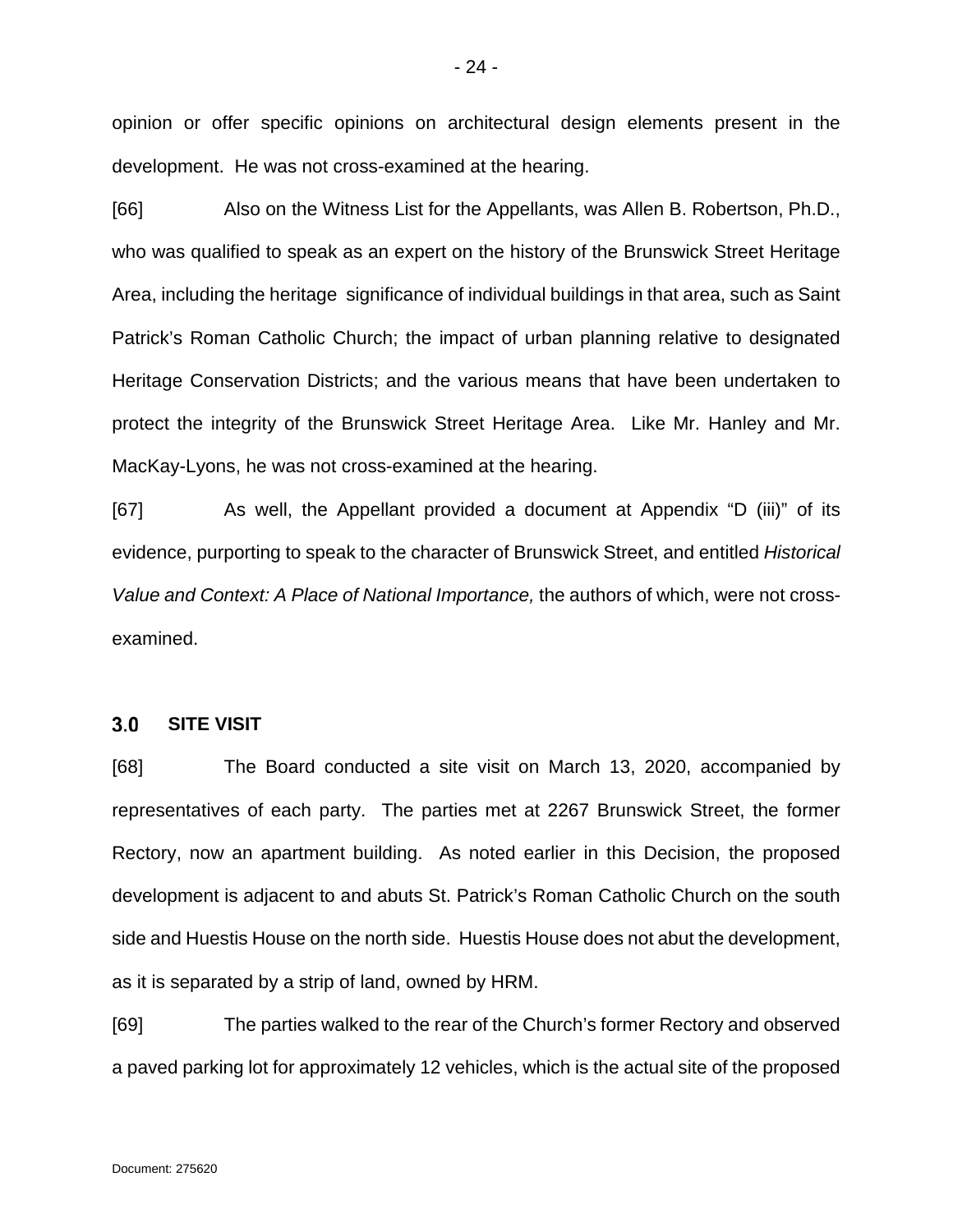opinion or offer specific opinions on architectural design elements present in the development. He was not cross-examined at the hearing.

[66] Also on the Witness List for the Appellants, was Allen B. Robertson, Ph.D., who was qualified to speak as an expert on the history of the Brunswick Street Heritage Area, including the heritage significance of individual buildings in that area, such as Saint Patrick's Roman Catholic Church; the impact of urban planning relative to designated Heritage Conservation Districts; and the various means that have been undertaken to protect the integrity of the Brunswick Street Heritage Area. Like Mr. Hanley and Mr. MacKay-Lyons, he was not cross-examined at the hearing.

[67] As well, the Appellant provided a document at Appendix "D (iii)" of its evidence, purporting to speak to the character of Brunswick Street, and entitled *Historical Value and Context: A Place of National Importance,* the authors of which, were not cross-examined.

## 3.0 SITE VISIT

[68] The Board conducted a site visit on March 13, 2020, accompanied by representatives of each party. The parties met at 2267 Brunswick Street, the former Rectory, now an apartment building. As noted earlier in this Decision, the proposed development is adjacent to and abuts St. Patrick's Roman Catholic Church on the south side and Huestis House on the north side. Huestis House does not abut the development, as it is separated by a strip of land, owned by HRM.

[69] The parties walked to the rear of the Church's former Rectory and observed a paved parking lot for approximately 12 vehicles, which is the actual site of the proposed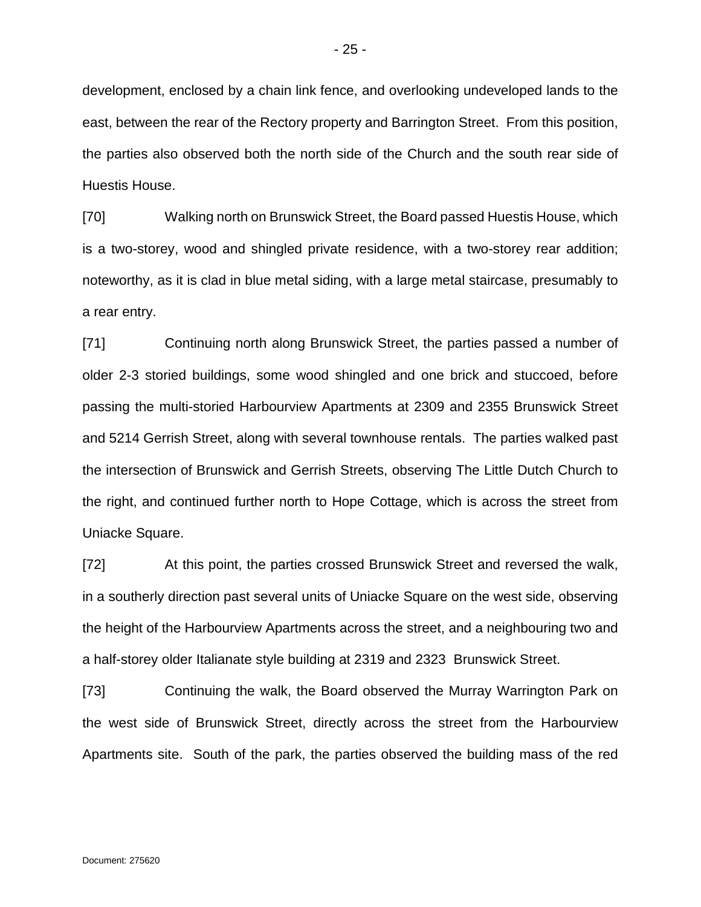development, enclosed by a chain link fence, and overlooking undeveloped lands to the east, between the rear of the Rectory property and Barrington Street. From this position, the parties also observed both the north side of the Church and the south rear side of Huestis House.

[70] Walking north on Brunswick Street, the Board passed Huestis House, which is a two-storey, wood and shingled private residence, with a two-storey rear addition; noteworthy, as it is clad in blue metal siding, with a large metal staircase, presumably to a rear entry.

[71] Continuing north along Brunswick Street, the parties passed a number of older 2-3 storied buildings, some wood shingled and one brick and stuccoed, before passing the multi-storied Harbourview Apartments at 2309 and 2355 Brunswick Street and 5214 Gerrish Street, along with several townhouse rentals. The parties walked past the intersection of Brunswick and Gerrish Streets, observing The Little Dutch Church to the right, and continued further north to Hope Cottage, which is across the street from Uniacke Square.

[72] At this point, the parties crossed Brunswick Street and reversed the walk, in a southerly direction past several units of Uniacke Square on the west side, observing the height of the Harbourview Apartments across the street, and a neighbouring two and a half-storey older Italianate style building at 2319 and 2323 Brunswick Street.

[73] Continuing the walk, the Board observed the Murray Warrington Park on the west side of Brunswick Street, directly across the street from the Harbourview Apartments site. South of the park, the parties observed the building mass of the red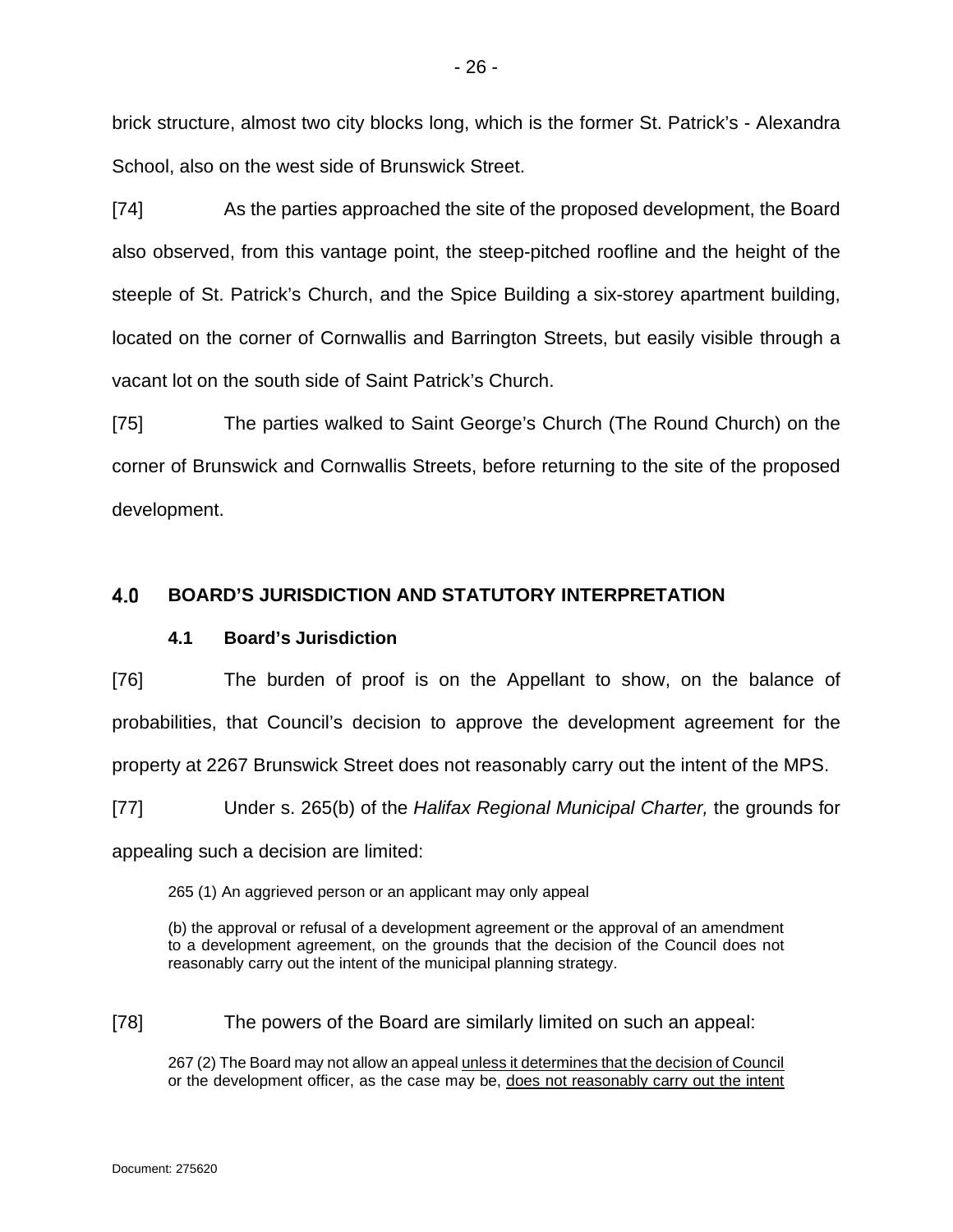brick structure, almost two city blocks long, which is the former St. Patrick's - Alexandra School, also on the west side of Brunswick Street.

[74] As the parties approached the site of the proposed development, the Board also observed, from this vantage point, the steep-pitched roofline and the height of the steeple of St. Patrick's Church, and the Spice Building a six-storey apartment building, located on the corner of Cornwallis and Barrington Streets, but easily visible through a vacant lot on the south side of Saint Patrick's Church.

[75] The parties walked to Saint George's Church (The Round Church) on the corner of Brunswick and Cornwallis Streets, before returning to the site of the proposed development.

## 4.0 BOARD'S JURISDICTION AND STATUTORY INTERPRETATION

### 4.1 Board's Jurisdiction

[76] The burden of proof is on the Appellant to show, on the balance of probabilities, that Council's decision to approve the development agreement for the property at 2267 Brunswick Street does not reasonably carry out the intent of the MPS.

[77] Under s. 265(b) of the *Halifax Regional Municipal Charter,* the grounds for appealing such a decision are limited:

> 265 (1) An aggrieved person or an applicant may only appeal
>
> (b) the approval or refusal of a development agreement or the approval of an amendment to a development agreement, on the grounds that the decision of the Council does not reasonably carry out the intent of the municipal planning strategy.

[78] The powers of the Board are similarly limited on such an appeal:

> 267 (2) The Board may not allow an appeal <u>unless it determines that the decision of Council</u> or the development officer, as the case may be, <u>does not reasonably carry out the intent</u>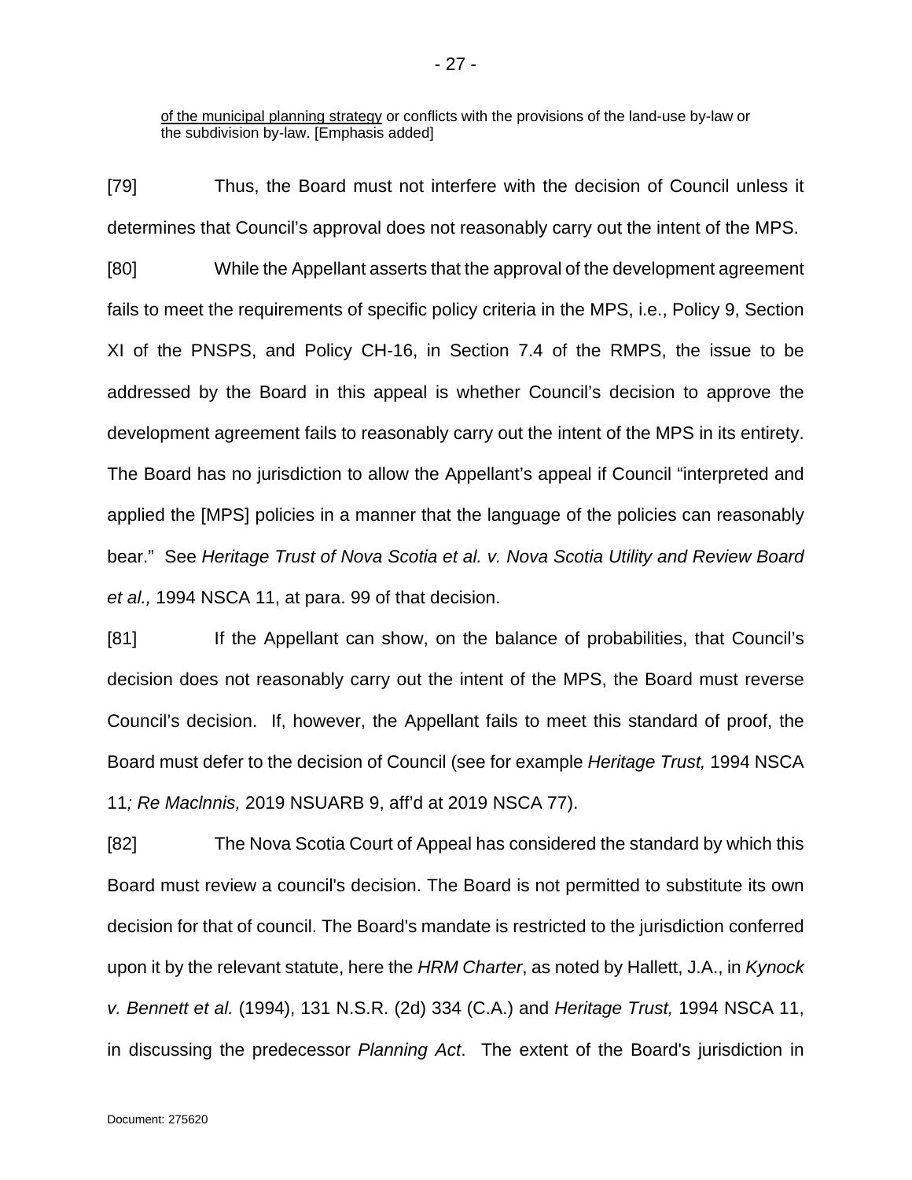of the municipal planning strategy or conflicts with the provisions of the land-use by-law or the subdivision by-law. [Emphasis added]

[79] Thus, the Board must not interfere with the decision of Council unless it determines that Council's approval does not reasonably carry out the intent of the MPS.

[80] While the Appellant asserts that the approval of the development agreement fails to meet the requirements of specific policy criteria in the MPS, i.e., Policy 9, Section XI of the PNSPS, and Policy CH-16, in Section 7.4 of the RMPS, the issue to be addressed by the Board in this appeal is whether Council's decision to approve the development agreement fails to reasonably carry out the intent of the MPS in its entirety. The Board has no jurisdiction to allow the Appellant's appeal if Council "interpreted and applied the [MPS] policies in a manner that the language of the policies can reasonably bear." See *Heritage Trust of Nova Scotia et al. v. Nova Scotia Utility and Review Board et al.,* 1994 NSCA 11, at para. 99 of that decision.

[81] If the Appellant can show, on the balance of probabilities, that Council's decision does not reasonably carry out the intent of the MPS, the Board must reverse Council's decision. If, however, the Appellant fails to meet this standard of proof, the Board must defer to the decision of Council (see for example *Heritage Trust,* 1994 NSCA 11*; Re MacInnis,* 2019 NSUARB 9, aff'd at 2019 NSCA 77).

[82] The Nova Scotia Court of Appeal has considered the standard by which this Board must review a council's decision. The Board is not permitted to substitute its own decision for that of council. The Board's mandate is restricted to the jurisdiction conferred upon it by the relevant statute, here the *HRM Charter*, as noted by Hallett, J.A., in *Kynock v. Bennett et al.* (1994), 131 N.S.R. (2d) 334 (C.A.) and *Heritage Trust,* 1994 NSCA 11, in discussing the predecessor *Planning Act*. The extent of the Board's jurisdiction in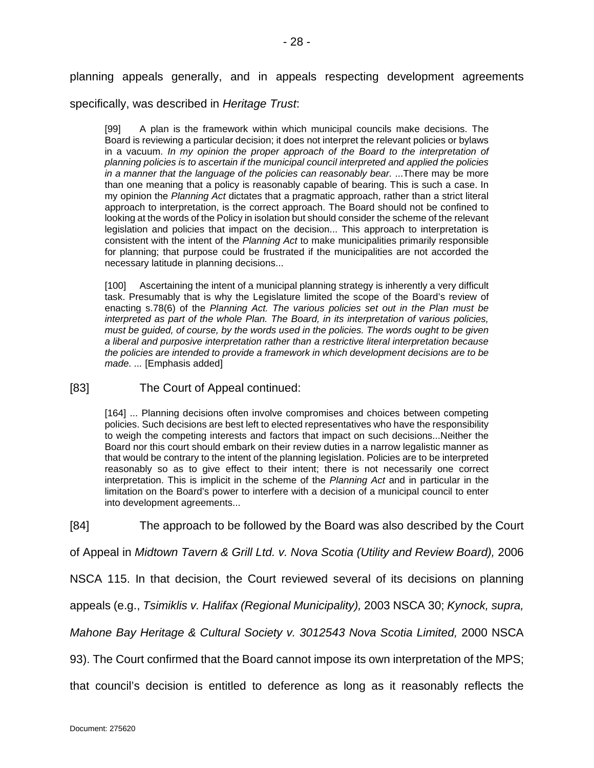planning appeals generally, and in appeals respecting development agreements specifically, was described in *Heritage Trust*:

> [99] A plan is the framework within which municipal councils make decisions. The Board is reviewing a particular decision; it does not interpret the relevant policies or bylaws in a vacuum. *In my opinion the proper approach of the Board to the interpretation of planning policies is to ascertain if the municipal council interpreted and applied the policies in a manner that the language of the policies can reasonably bear.* ...There may be more than one meaning that a policy is reasonably capable of bearing. This is such a case. In my opinion the *Planning Act* dictates that a pragmatic approach, rather than a strict literal approach to interpretation, is the correct approach. The Board should not be confined to looking at the words of the Policy in isolation but should consider the scheme of the relevant legislation and policies that impact on the decision... This approach to interpretation is consistent with the intent of the *Planning Act* to make municipalities primarily responsible for planning; that purpose could be frustrated if the municipalities are not accorded the necessary latitude in planning decisions...
>
> [100] Ascertaining the intent of a municipal planning strategy is inherently a very difficult task. Presumably that is why the Legislature limited the scope of the Board's review of enacting s.78(6) of the *Planning Act. The various policies set out in the Plan must be interpreted as part of the whole Plan. The Board, in its interpretation of various policies, must be guided, of course, by the words used in the policies. The words ought to be given a liberal and purposive interpretation rather than a restrictive literal interpretation because the policies are intended to provide a framework in which development decisions are to be made. ...* [Emphasis added]

[83] The Court of Appeal continued:

> [164] ... Planning decisions often involve compromises and choices between competing policies. Such decisions are best left to elected representatives who have the responsibility to weigh the competing interests and factors that impact on such decisions...Neither the Board nor this court should embark on their review duties in a narrow legalistic manner as that would be contrary to the intent of the planning legislation. Policies are to be interpreted reasonably so as to give effect to their intent; there is not necessarily one correct interpretation. This is implicit in the scheme of the *Planning Act* and in particular in the limitation on the Board's power to interfere with a decision of a municipal council to enter into development agreements...

[84] The approach to be followed by the Board was also described by the Court of Appeal in *Midtown Tavern & Grill Ltd. v. Nova Scotia (Utility and Review Board),* 2006 NSCA 115. In that decision, the Court reviewed several of its decisions on planning appeals (e.g., *Tsimiklis v. Halifax (Regional Municipality),* 2003 NSCA 30; *Kynock, supra, Mahone Bay Heritage & Cultural Society v. 3012543 Nova Scotia Limited,* 2000 NSCA 93). The Court confirmed that the Board cannot impose its own interpretation of the MPS; that council's decision is entitled to deference as long as it reasonably reflects the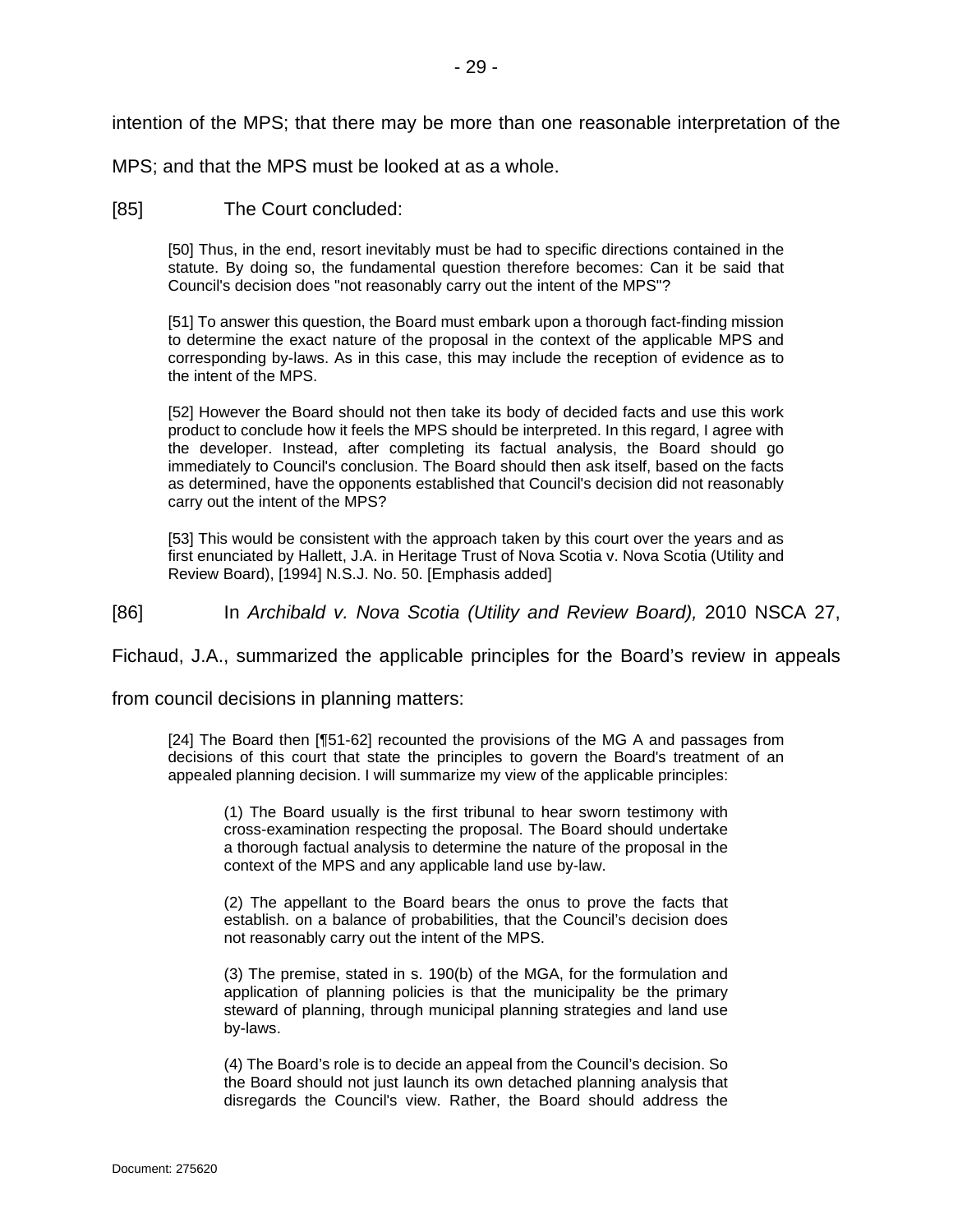intention of the MPS; that there may be more than one reasonable interpretation of the MPS; and that the MPS must be looked at as a whole.

[85] The Court concluded:

> [50] Thus, in the end, resort inevitably must be had to specific directions contained in the statute. By doing so, the fundamental question therefore becomes: Can it be said that Council's decision does "not reasonably carry out the intent of the MPS"?
>
> [51] To answer this question, the Board must embark upon a thorough fact-finding mission to determine the exact nature of the proposal in the context of the applicable MPS and corresponding by-laws. As in this case, this may include the reception of evidence as to the intent of the MPS.
>
> [52] However the Board should not then take its body of decided facts and use this work product to conclude how it feels the MPS should be interpreted. In this regard, I agree with the developer. Instead, after completing its factual analysis, the Board should go immediately to Council's conclusion. The Board should then ask itself, based on the facts as determined, have the opponents established that Council's decision did not reasonably carry out the intent of the MPS?
>
> [53] This would be consistent with the approach taken by this court over the years and as first enunciated by Hallett, J.A. in Heritage Trust of Nova Scotia v. Nova Scotia (Utility and Review Board), [1994] N.S.J. No. 50. [Emphasis added]

[86] In *Archibald v. Nova Scotia (Utility and Review Board),* 2010 NSCA 27, Fichaud, J.A., summarized the applicable principles for the Board's review in appeals from council decisions in planning matters:

> [24] The Board then [¶51-62] recounted the provisions of the MG A and passages from decisions of this court that state the principles to govern the Board's treatment of an appealed planning decision. I will summarize my view of the applicable principles:
>
>> (1) The Board usually is the first tribunal to hear sworn testimony with cross-examination respecting the proposal. The Board should undertake a thorough factual analysis to determine the nature of the proposal in the context of the MPS and any applicable land use by-law.
>>
>> (2) The appellant to the Board bears the onus to prove the facts that establish. on a balance of probabilities, that the Council's decision does not reasonably carry out the intent of the MPS.
>>
>> (3) The premise, stated in s. 190(b) of the MGA, for the formulation and application of planning policies is that the municipality be the primary steward of planning, through municipal planning strategies and land use by-laws.
>>
>> (4) The Board's role is to decide an appeal from the Council's decision. So the Board should not just launch its own detached planning analysis that disregards the Council's view. Rather, the Board should address the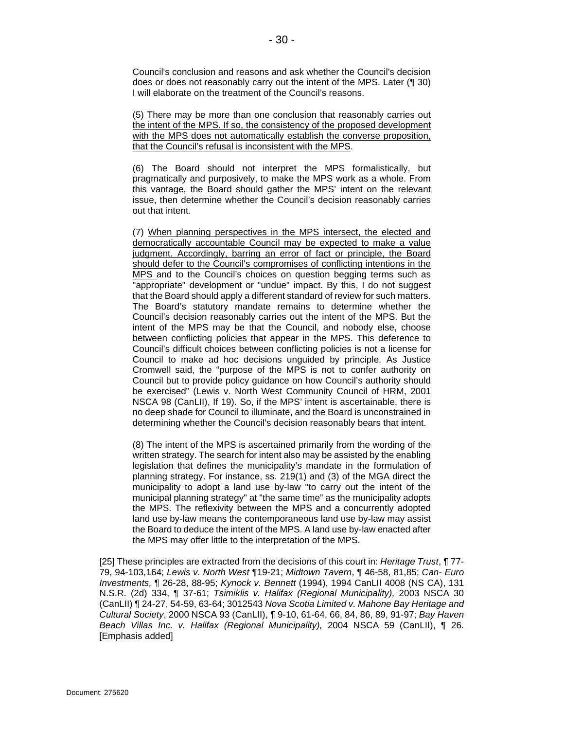Council's conclusion and reasons and ask whether the Council's decision does or does not reasonably carry out the intent of the MPS. Later (¶ 30) I will elaborate on the treatment of the Council's reasons.

(5) <u>There may be more than one conclusion that reasonably carries out the intent of the MPS. If so, the consistency of the proposed development with the MPS does not automatically establish the converse proposition, that the Council's refusal is inconsistent with the MPS</u>.

(6) The Board should not interpret the MPS formalistically, but pragmatically and purposively, to make the MPS work as a whole. From this vantage, the Board should gather the MPS' intent on the relevant issue, then determine whether the Council's decision reasonably carries out that intent.

(7) <u>When planning perspectives in the MPS intersect, the elected and democratically accountable Council may be expected to make a value judgment. Accordingly, barring an error of fact or principle, the Board should defer to the Council's compromises of conflicting intentions in the MPS</u> and to the Council's choices on question begging terms such as "appropriate" development or "undue" impact. By this, I do not suggest that the Board should apply a different standard of review for such matters. The Board's statutory mandate remains to determine whether the Council's decision reasonably carries out the intent of the MPS. But the intent of the MPS may be that the Council, and nobody else, choose between conflicting policies that appear in the MPS. This deference to Council's difficult choices between conflicting policies is not a license for Council to make ad hoc decisions unguided by principle. As Justice Cromwell said, the "purpose of the MPS is not to confer authority on Council but to provide policy guidance on how Council's authority should be exercised" (Lewis v. North West Community Council of HRM, 2001 NSCA 98 (CanLII), If 19). So, if the MPS' intent is ascertainable, there is no deep shade for Council to illuminate, and the Board is unconstrained in determining whether the Council's decision reasonably bears that intent.

(8) The intent of the MPS is ascertained primarily from the wording of the written strategy. The search for intent also may be assisted by the enabling legislation that defines the municipality's mandate in the formulation of planning strategy. For instance, ss. 219(1) and (3) of the MGA direct the municipality to adopt a land use by-law "to carry out the intent of the municipal planning strategy" at "the same time" as the municipality adopts the MPS. The reflexivity between the MPS and a concurrently adopted land use by-law means the contemporaneous land use by-law may assist the Board to deduce the intent of the MPS. A land use by-law enacted after the MPS may offer little to the interpretation of the MPS.

[25] These principles are extracted from the decisions of this court in: *Heritage Trust*, ¶ 77-79, 94-103,164; *Lewis v. North West* ¶19-21; *Midtown Tavern*, ¶ 46-58, 81,85; *Can- Euro Investments,* ¶ 26-28, 88-95; *Kynock v. Bennett* (1994), 1994 CanLII 4008 (NS CA), 131 N.S.R. (2d) 334, ¶ 37-61; *Tsimiklis v. Halifax (Regional Municipality),* 2003 NSCA 30 (CanLII) ¶ 24-27, 54-59, 63-64; 3012543 *Nova Scotia Limited v. Mahone Bay Heritage and Cultural Society*, 2000 NSCA 93 (CanLII), ¶ 9-10, 61-64, 66, 84, 86, 89, 91-97; *Bay Haven Beach Villas Inc. v. Halifax (Regional Municipality),* 2004 NSCA 59 (CanLII), ¶ 26. [Emphasis added]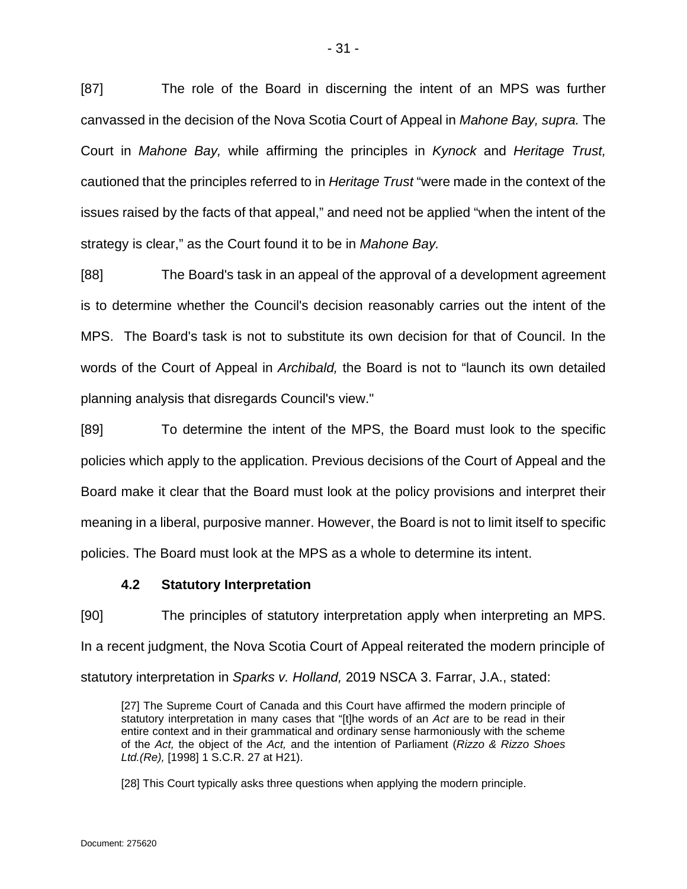[87] The role of the Board in discerning the intent of an MPS was further canvassed in the decision of the Nova Scotia Court of Appeal in *Mahone Bay, supra.* The Court in *Mahone Bay,* while affirming the principles in *Kynock* and *Heritage Trust,* cautioned that the principles referred to in *Heritage Trust* "were made in the context of the issues raised by the facts of that appeal," and need not be applied "when the intent of the strategy is clear," as the Court found it to be in *Mahone Bay.*

[88] The Board's task in an appeal of the approval of a development agreement is to determine whether the Council's decision reasonably carries out the intent of the MPS. The Board's task is not to substitute its own decision for that of Council. In the words of the Court of Appeal in *Archibald,* the Board is not to "launch its own detailed planning analysis that disregards Council's view."

[89] To determine the intent of the MPS, the Board must look to the specific policies which apply to the application. Previous decisions of the Court of Appeal and the Board make it clear that the Board must look at the policy provisions and interpret their meaning in a liberal, purposive manner. However, the Board is not to limit itself to specific policies. The Board must look at the MPS as a whole to determine its intent.

### 4.2 Statutory Interpretation

[90] The principles of statutory interpretation apply when interpreting an MPS. In a recent judgment, the Nova Scotia Court of Appeal reiterated the modern principle of statutory interpretation in *Sparks v. Holland,* 2019 NSCA 3. Farrar, J.A., stated:

> [27] The Supreme Court of Canada and this Court have affirmed the modern principle of statutory interpretation in many cases that "[t]he words of an *Act* are to be read in their entire context and in their grammatical and ordinary sense harmoniously with the scheme of the *Act,* the object of the *Act,* and the intention of Parliament (*Rizzo & Rizzo Shoes Ltd.(Re),* [1998] 1 S.C.R. 27 at H21).
>
> [28] This Court typically asks three questions when applying the modern principle.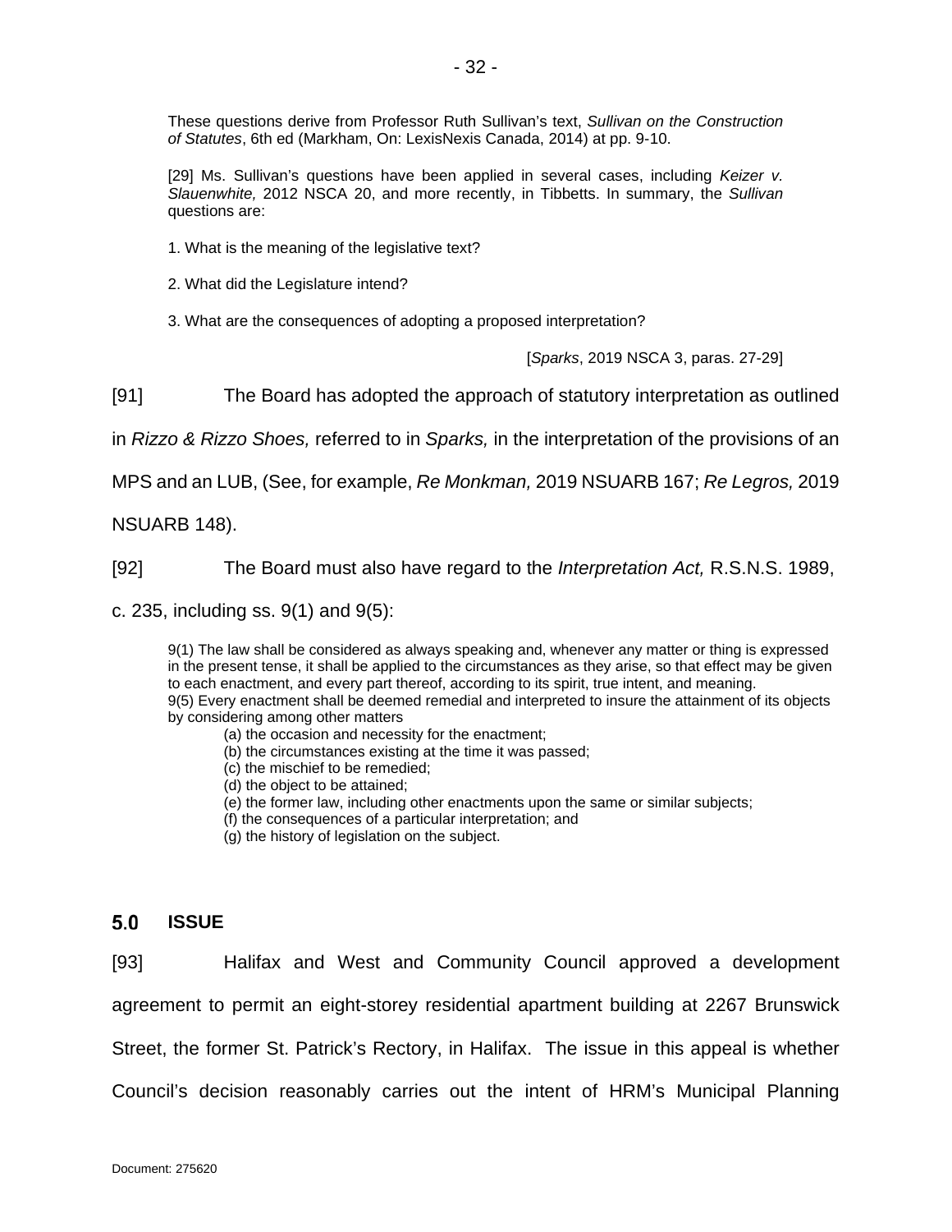> These questions derive from Professor Ruth Sullivan's text, *Sullivan on the Construction of Statutes*, 6th ed (Markham, On: LexisNexis Canada, 2014) at pp. 9-10.
>
> [29] Ms. Sullivan's questions have been applied in several cases, including *Keizer v. Slauenwhite,* 2012 NSCA 20, and more recently, in Tibbetts. In summary, the *Sullivan* questions are:
>
> 1. What is the meaning of the legislative text?
>
> 2. What did the Legislature intend?
>
> 3. What are the consequences of adopting a proposed interpretation?
>
> [*Sparks*, 2019 NSCA 3, paras. 27-29]

[91] The Board has adopted the approach of statutory interpretation as outlined in *Rizzo & Rizzo Shoes,* referred to in *Sparks,* in the interpretation of the provisions of an MPS and an LUB, (See, for example, *Re Monkman,* 2019 NSUARB 167; *Re Legros,* 2019 NSUARB 148).

[92] The Board must also have regard to the *Interpretation Act,* R.S.N.S. 1989, c. 235, including ss. 9(1) and 9(5):

> 9(1) The law shall be considered as always speaking and, whenever any matter or thing is expressed in the present tense, it shall be applied to the circumstances as they arise, so that effect may be given to each enactment, and every part thereof, according to its spirit, true intent, and meaning.
> 9(5) Every enactment shall be deemed remedial and interpreted to insure the attainment of its objects by considering among other matters
>
> (a) the occasion and necessity for the enactment;
> (b) the circumstances existing at the time it was passed;
> (c) the mischief to be remedied;
> (d) the object to be attained;
> (e) the former law, including other enactments upon the same or similar subjects;
> (f) the consequences of a particular interpretation; and
> (g) the history of legislation on the subject.

## 5.0 ISSUE

[93] Halifax and West and Community Council approved a development agreement to permit an eight-storey residential apartment building at 2267 Brunswick Street, the former St. Patrick's Rectory, in Halifax. The issue in this appeal is whether Council's decision reasonably carries out the intent of HRM's Municipal Planning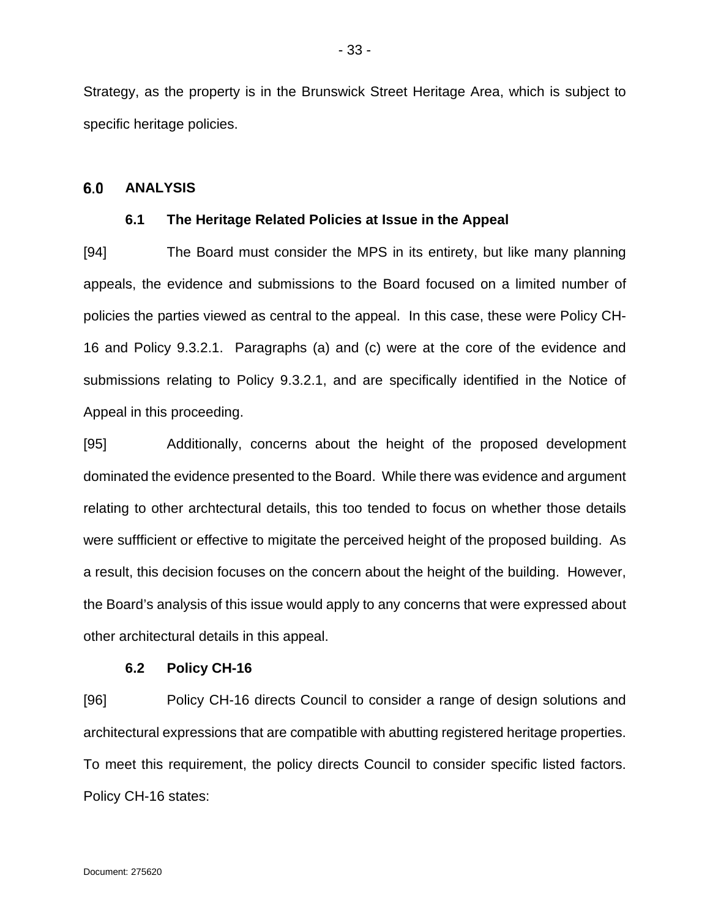Strategy, as the property is in the Brunswick Street Heritage Area, which is subject to specific heritage policies.

# 6.0 ANALYSIS

## 6.1 The Heritage Related Policies at Issue in the Appeal

[94] The Board must consider the MPS in its entirety, but like many planning appeals, the evidence and submissions to the Board focused on a limited number of policies the parties viewed as central to the appeal. In this case, these were Policy CH-16 and Policy 9.3.2.1. Paragraphs (a) and (c) were at the core of the evidence and submissions relating to Policy 9.3.2.1, and are specifically identified in the Notice of Appeal in this proceeding.

[95] Additionally, concerns about the height of the proposed development dominated the evidence presented to the Board. While there was evidence and argument relating to other archtectural details, this too tended to focus on whether those details were suffficient or effective to migitate the perceived height of the proposed building. As a result, this decision focuses on the concern about the height of the building. However, the Board's analysis of this issue would apply to any concerns that were expressed about other architectural details in this appeal.

## 6.2 Policy CH-16

[96] Policy CH-16 directs Council to consider a range of design solutions and architectural expressions that are compatible with abutting registered heritage properties. To meet this requirement, the policy directs Council to consider specific listed factors. Policy CH-16 states: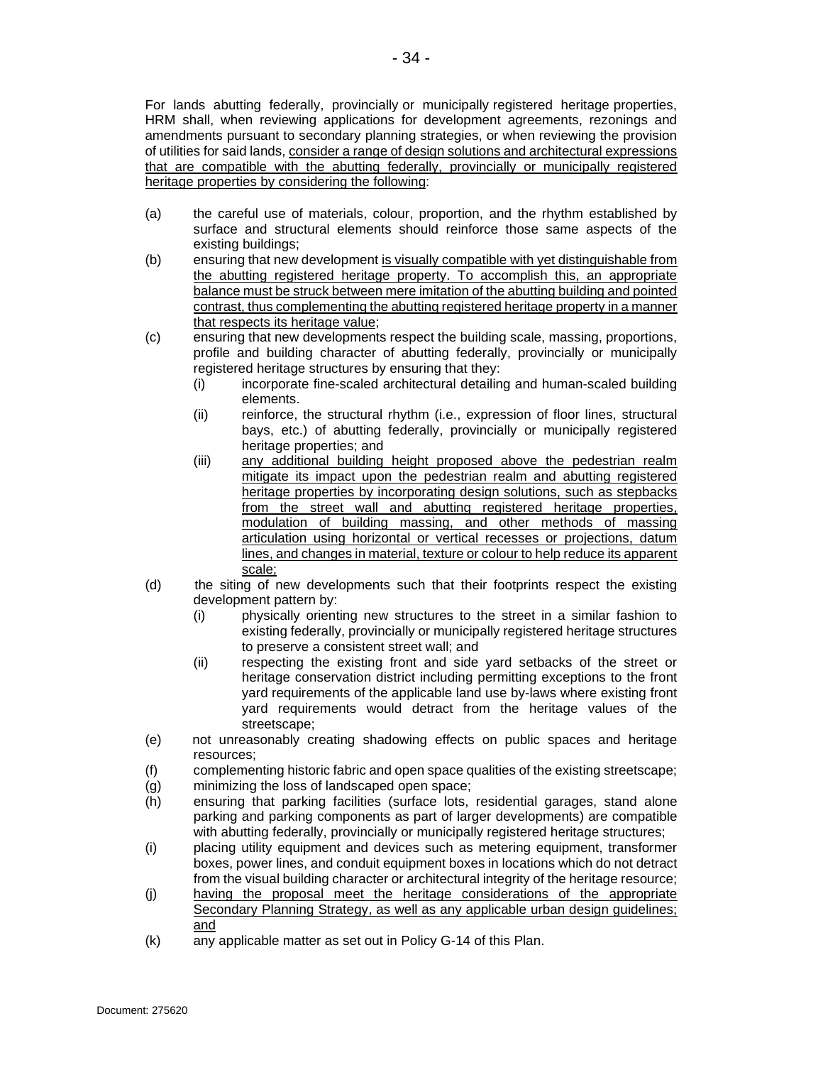For lands abutting federally, provincially or municipally registered heritage properties, HRM shall, when reviewing applications for development agreements, rezonings and amendments pursuant to secondary planning strategies, or when reviewing the provision of utilities for said lands, <u>consider a range of design solutions and architectural expressions that are compatible with the abutting federally, provincially or municipally registered heritage properties by considering the following</u>:

(a) the careful use of materials, colour, proportion, and the rhythm established by surface and structural elements should reinforce those same aspects of the existing buildings;

(b) ensuring that new development <u>is visually compatible with yet distinguishable from the abutting registered heritage property. To accomplish this, an appropriate balance must be struck between mere imitation of the abutting building and pointed contrast, thus complementing the abutting registered heritage property in a manner that respects its heritage value</u>;

(c) ensuring that new developments respect the building scale, massing, proportions, profile and building character of abutting federally, provincially or municipally registered heritage structures by ensuring that they:

  (i) incorporate fine-scaled architectural detailing and human-scaled building elements.

  (ii) reinforce, the structural rhythm (i.e., expression of floor lines, structural bays, etc.) of abutting federally, provincially or municipally registered heritage properties; and

  (iii) <u>any additional building height proposed above the pedestrian realm mitigate its impact upon the pedestrian realm and abutting registered heritage properties by incorporating design solutions, such as stepbacks from the street wall and abutting registered heritage properties, modulation of building massing, and other methods of massing articulation using horizontal or vertical recesses or projections, datum lines, and changes in material, texture or colour to help reduce its apparent scale;</u>

(d) the siting of new developments such that their footprints respect the existing development pattern by:

  (i) physically orienting new structures to the street in a similar fashion to existing federally, provincially or municipally registered heritage structures to preserve a consistent street wall; and

  (ii) respecting the existing front and side yard setbacks of the street or heritage conservation district including permitting exceptions to the front yard requirements of the applicable land use by-laws where existing front yard requirements would detract from the heritage values of the streetscape;

(e) not unreasonably creating shadowing effects on public spaces and heritage resources;

(f) complementing historic fabric and open space qualities of the existing streetscape;

(g) minimizing the loss of landscaped open space;

(h) ensuring that parking facilities (surface lots, residential garages, stand alone parking and parking components as part of larger developments) are compatible with abutting federally, provincially or municipally registered heritage structures;

(i) placing utility equipment and devices such as metering equipment, transformer boxes, power lines, and conduit equipment boxes in locations which do not detract from the visual building character or architectural integrity of the heritage resource;

(j) <u>having the proposal meet the heritage considerations of the appropriate Secondary Planning Strategy, as well as any applicable urban design guidelines; and</u>

(k) any applicable matter as set out in Policy G-14 of this Plan.

Document: 275620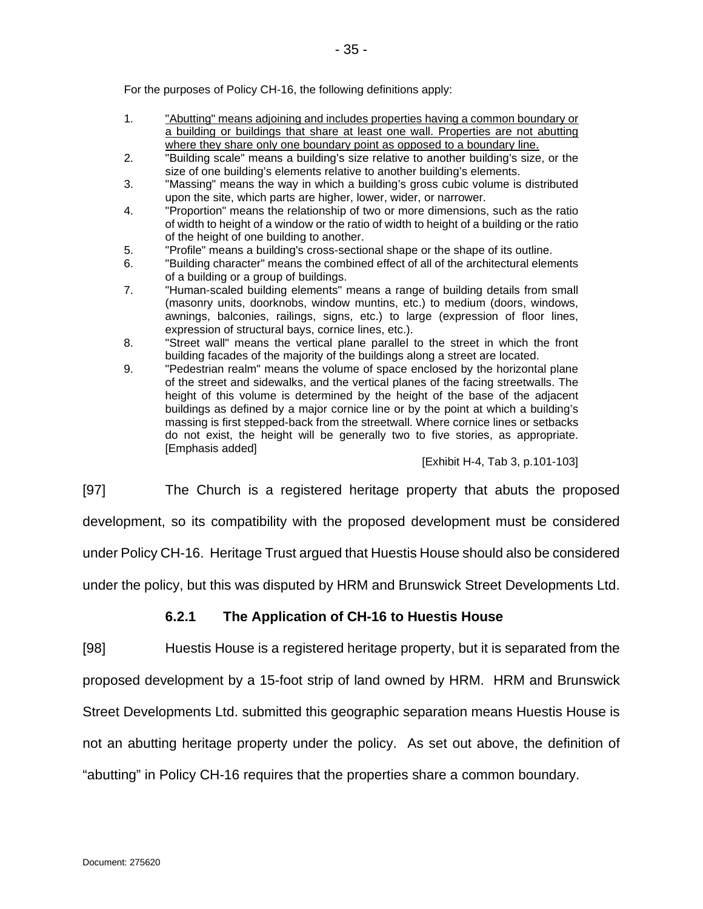For the purposes of Policy CH-16, the following definitions apply:

1. <u>"Abutting" means adjoining and includes properties having a common boundary or a building or buildings that share at least one wall. Properties are not abutting where they share only one boundary point as opposed to a boundary line.</u>
2. "Building scale" means a building's size relative to another building's size, or the size of one building's elements relative to another building's elements.
3. "Massing" means the way in which a building's gross cubic volume is distributed upon the site, which parts are higher, lower, wider, or narrower.
4. "Proportion" means the relationship of two or more dimensions, such as the ratio of width to height of a window or the ratio of width to height of a building or the ratio of the height of one building to another.
5. "Profile" means a building's cross-sectional shape or the shape of its outline.
6. "Building character" means the combined effect of all of the architectural elements of a building or a group of buildings.
7. "Human-scaled building elements" means a range of building details from small (masonry units, doorknobs, window muntins, etc.) to medium (doors, windows, awnings, balconies, railings, signs, etc.) to large (expression of floor lines, expression of structural bays, cornice lines, etc.).
8. "Street wall" means the vertical plane parallel to the street in which the front building facades of the majority of the buildings along a street are located.
9. "Pedestrian realm" means the volume of space enclosed by the horizontal plane of the street and sidewalks, and the vertical planes of the facing streetwalls. The height of this volume is determined by the height of the base of the adjacent buildings as defined by a major cornice line or by the point at which a building's massing is first stepped-back from the streetwall. Where cornice lines or setbacks do not exist, the height will be generally two to five stories, as appropriate. [Emphasis added]

[Exhibit H-4, Tab 3, p.101-103]

[97] The Church is a registered heritage property that abuts the proposed development, so its compatibility with the proposed development must be considered under Policy CH-16. Heritage Trust argued that Huestis House should also be considered under the policy, but this was disputed by HRM and Brunswick Street Developments Ltd.

### 6.2.1 The Application of CH-16 to Huestis House

[98] Huestis House is a registered heritage property, but it is separated from the proposed development by a 15-foot strip of land owned by HRM. HRM and Brunswick Street Developments Ltd. submitted this geographic separation means Huestis House is not an abutting heritage property under the policy. As set out above, the definition of "abutting" in Policy CH-16 requires that the properties share a common boundary.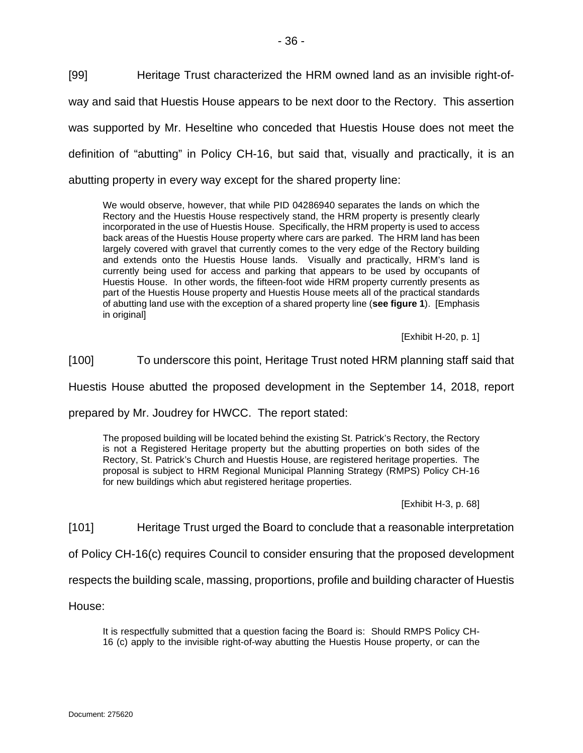[99] Heritage Trust characterized the HRM owned land as an invisible right-of-way and said that Huestis House appears to be next door to the Rectory. This assertion was supported by Mr. Heseltine who conceded that Huestis House does not meet the definition of "abutting" in Policy CH-16, but said that, visually and practically, it is an abutting property in every way except for the shared property line:

> We would observe, however, that while PID 04286940 separates the lands on which the Rectory and the Huestis House respectively stand, the HRM property is presently clearly incorporated in the use of Huestis House. Specifically, the HRM property is used to access back areas of the Huestis House property where cars are parked. The HRM land has been largely covered with gravel that currently comes to the very edge of the Rectory building and extends onto the Huestis House lands. Visually and practically, HRM's land is currently being used for access and parking that appears to be used by occupants of Huestis House. In other words, the fifteen-foot wide HRM property currently presents as part of the Huestis House property and Huestis House meets all of the practical standards of abutting land use with the exception of a shared property line (**see figure 1**). [Emphasis in original]
>
> [Exhibit H-20, p. 1]

[100] To underscore this point, Heritage Trust noted HRM planning staff said that Huestis House abutted the proposed development in the September 14, 2018, report prepared by Mr. Joudrey for HWCC. The report stated:

> The proposed building will be located behind the existing St. Patrick's Rectory, the Rectory is not a Registered Heritage property but the abutting properties on both sides of the Rectory, St. Patrick's Church and Huestis House, are registered heritage properties. The proposal is subject to HRM Regional Municipal Planning Strategy (RMPS) Policy CH-16 for new buildings which abut registered heritage properties.
>
> [Exhibit H-3, p. 68]

[101] Heritage Trust urged the Board to conclude that a reasonable interpretation of Policy CH-16(c) requires Council to consider ensuring that the proposed development respects the building scale, massing, proportions, profile and building character of Huestis House:

> It is respectfully submitted that a question facing the Board is: Should RMPS Policy CH-16 (c) apply to the invisible right-of-way abutting the Huestis House property, or can the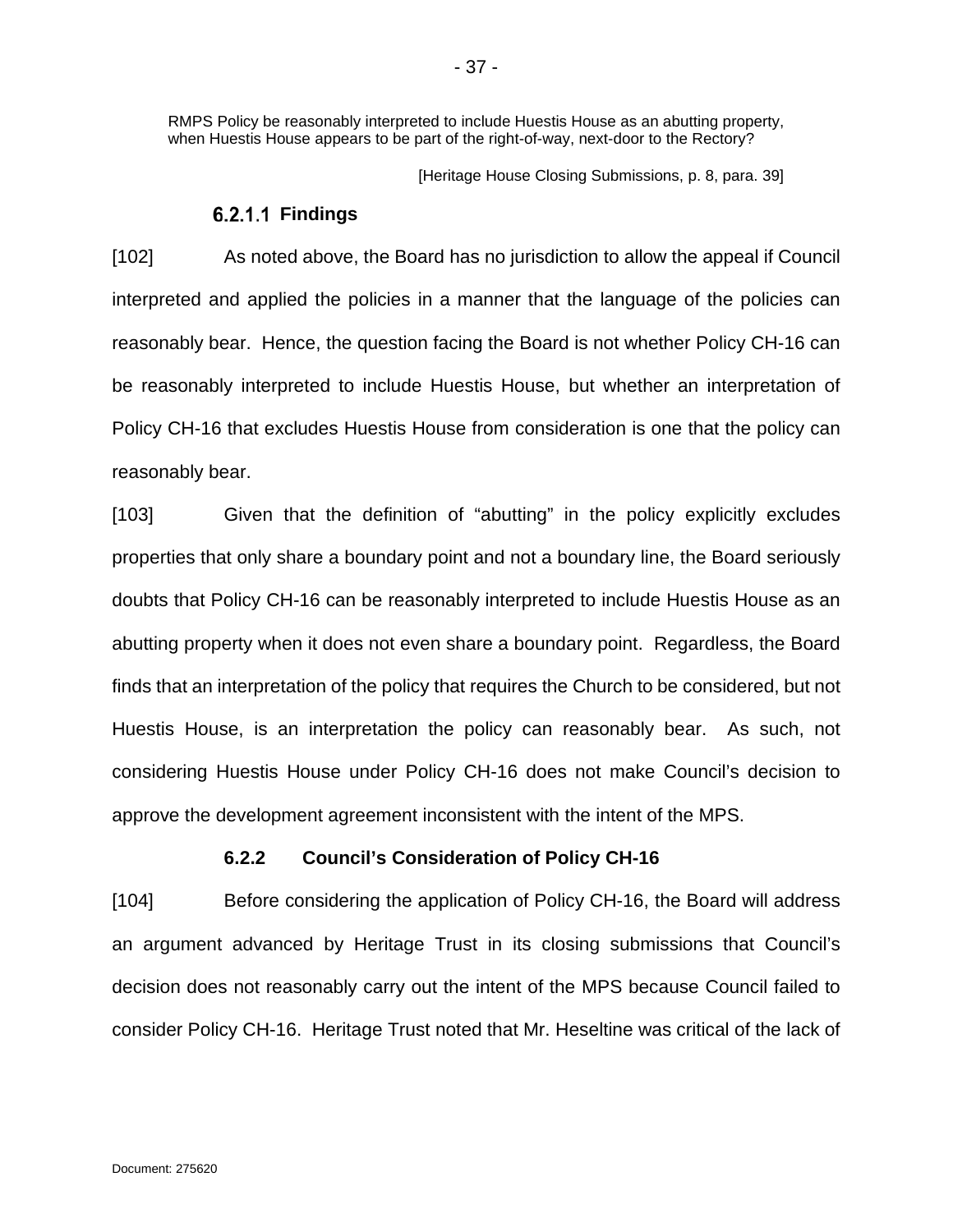> RMPS Policy be reasonably interpreted to include Huestis House as an abutting property, when Huestis House appears to be part of the right-of-way, next-door to the Rectory?
>
> [Heritage House Closing Submissions, p. 8, para. 39]

#### 6.2.1.1 Findings

[102] As noted above, the Board has no jurisdiction to allow the appeal if Council interpreted and applied the policies in a manner that the language of the policies can reasonably bear. Hence, the question facing the Board is not whether Policy CH-16 can be reasonably interpreted to include Huestis House, but whether an interpretation of Policy CH-16 that excludes Huestis House from consideration is one that the policy can reasonably bear.

[103] Given that the definition of "abutting" in the policy explicitly excludes properties that only share a boundary point and not a boundary line, the Board seriously doubts that Policy CH-16 can be reasonably interpreted to include Huestis House as an abutting property when it does not even share a boundary point. Regardless, the Board finds that an interpretation of the policy that requires the Church to be considered, but not Huestis House, is an interpretation the policy can reasonably bear. As such, not considering Huestis House under Policy CH-16 does not make Council's decision to approve the development agreement inconsistent with the intent of the MPS.

### 6.2.2 Council's Consideration of Policy CH-16

[104] Before considering the application of Policy CH-16, the Board will address an argument advanced by Heritage Trust in its closing submissions that Council's decision does not reasonably carry out the intent of the MPS because Council failed to consider Policy CH-16. Heritage Trust noted that Mr. Heseltine was critical of the lack of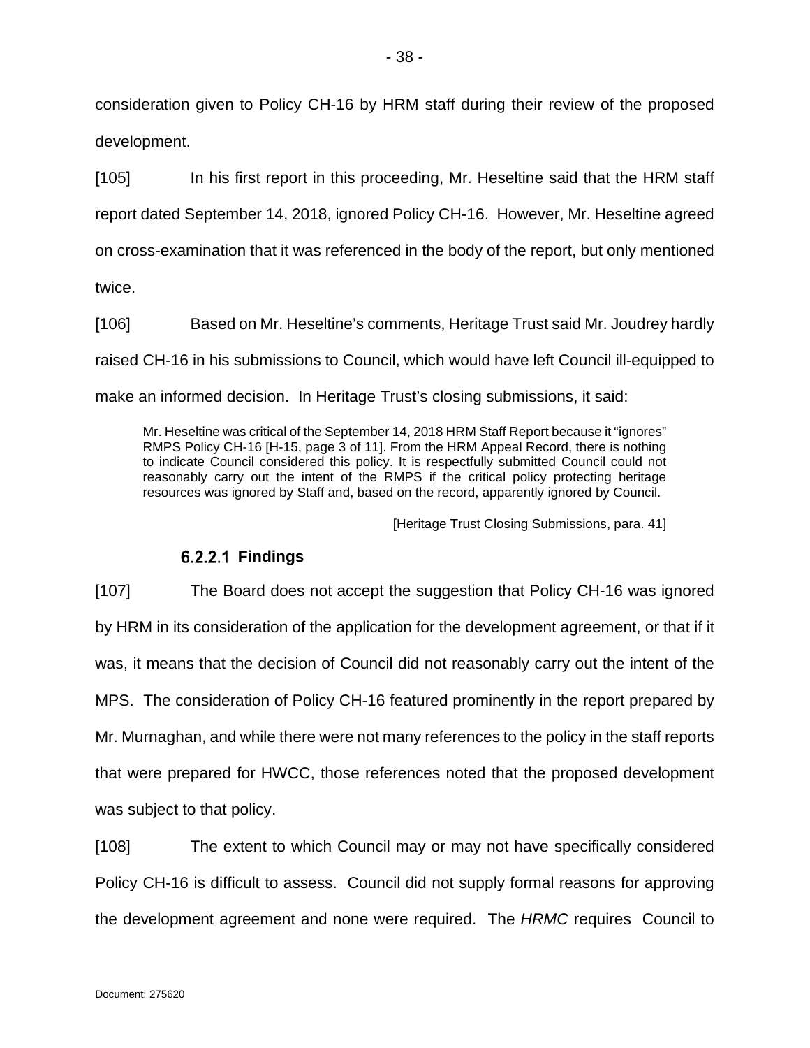consideration given to Policy CH-16 by HRM staff during their review of the proposed development.

[105] In his first report in this proceeding, Mr. Heseltine said that the HRM staff report dated September 14, 2018, ignored Policy CH-16. However, Mr. Heseltine agreed on cross-examination that it was referenced in the body of the report, but only mentioned twice.

[106] Based on Mr. Heseltine's comments, Heritage Trust said Mr. Joudrey hardly raised CH-16 in his submissions to Council, which would have left Council ill-equipped to make an informed decision. In Heritage Trust's closing submissions, it said:

> Mr. Heseltine was critical of the September 14, 2018 HRM Staff Report because it "ignores" RMPS Policy CH-16 [H-15, page 3 of 11]. From the HRM Appeal Record, there is nothing to indicate Council considered this policy. It is respectfully submitted Council could not reasonably carry out the intent of the RMPS if the critical policy protecting heritage resources was ignored by Staff and, based on the record, apparently ignored by Council.
>
> [Heritage Trust Closing Submissions, para. 41]

#### 6.2.2.1 Findings

[107] The Board does not accept the suggestion that Policy CH-16 was ignored by HRM in its consideration of the application for the development agreement, or that if it was, it means that the decision of Council did not reasonably carry out the intent of the MPS. The consideration of Policy CH-16 featured prominently in the report prepared by Mr. Murnaghan, and while there were not many references to the policy in the staff reports that were prepared for HWCC, those references noted that the proposed development was subject to that policy.

[108] The extent to which Council may or may not have specifically considered Policy CH-16 is difficult to assess. Council did not supply formal reasons for approving the development agreement and none were required. The *HRMC* requires Council to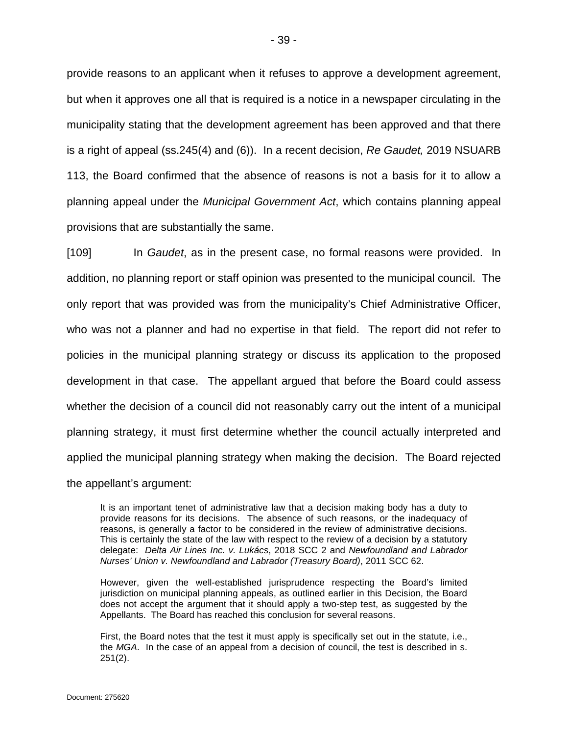provide reasons to an applicant when it refuses to approve a development agreement, but when it approves one all that is required is a notice in a newspaper circulating in the municipality stating that the development agreement has been approved and that there is a right of appeal (ss.245(4) and (6)). In a recent decision, *Re Gaudet,* 2019 NSUARB 113, the Board confirmed that the absence of reasons is not a basis for it to allow a planning appeal under the *Municipal Government Act*, which contains planning appeal provisions that are substantially the same.

[109] In *Gaudet*, as in the present case, no formal reasons were provided. In addition, no planning report or staff opinion was presented to the municipal council. The only report that was provided was from the municipality's Chief Administrative Officer, who was not a planner and had no expertise in that field. The report did not refer to policies in the municipal planning strategy or discuss its application to the proposed development in that case. The appellant argued that before the Board could assess whether the decision of a council did not reasonably carry out the intent of a municipal planning strategy, it must first determine whether the council actually interpreted and applied the municipal planning strategy when making the decision. The Board rejected the appellant's argument:

> It is an important tenet of administrative law that a decision making body has a duty to provide reasons for its decisions. The absence of such reasons, or the inadequacy of reasons, is generally a factor to be considered in the review of administrative decisions. This is certainly the state of the law with respect to the review of a decision by a statutory delegate: *Delta Air Lines Inc. v. Lukács*, 2018 SCC 2 and *Newfoundland and Labrador Nurses' Union v. Newfoundland and Labrador (Treasury Board)*, 2011 SCC 62.
>
> However, given the well-established jurisprudence respecting the Board's limited jurisdiction on municipal planning appeals, as outlined earlier in this Decision, the Board does not accept the argument that it should apply a two-step test, as suggested by the Appellants. The Board has reached this conclusion for several reasons.
>
> First, the Board notes that the test it must apply is specifically set out in the statute, i.e., the *MGA*. In the case of an appeal from a decision of council, the test is described in s. 251(2).

Document: 275620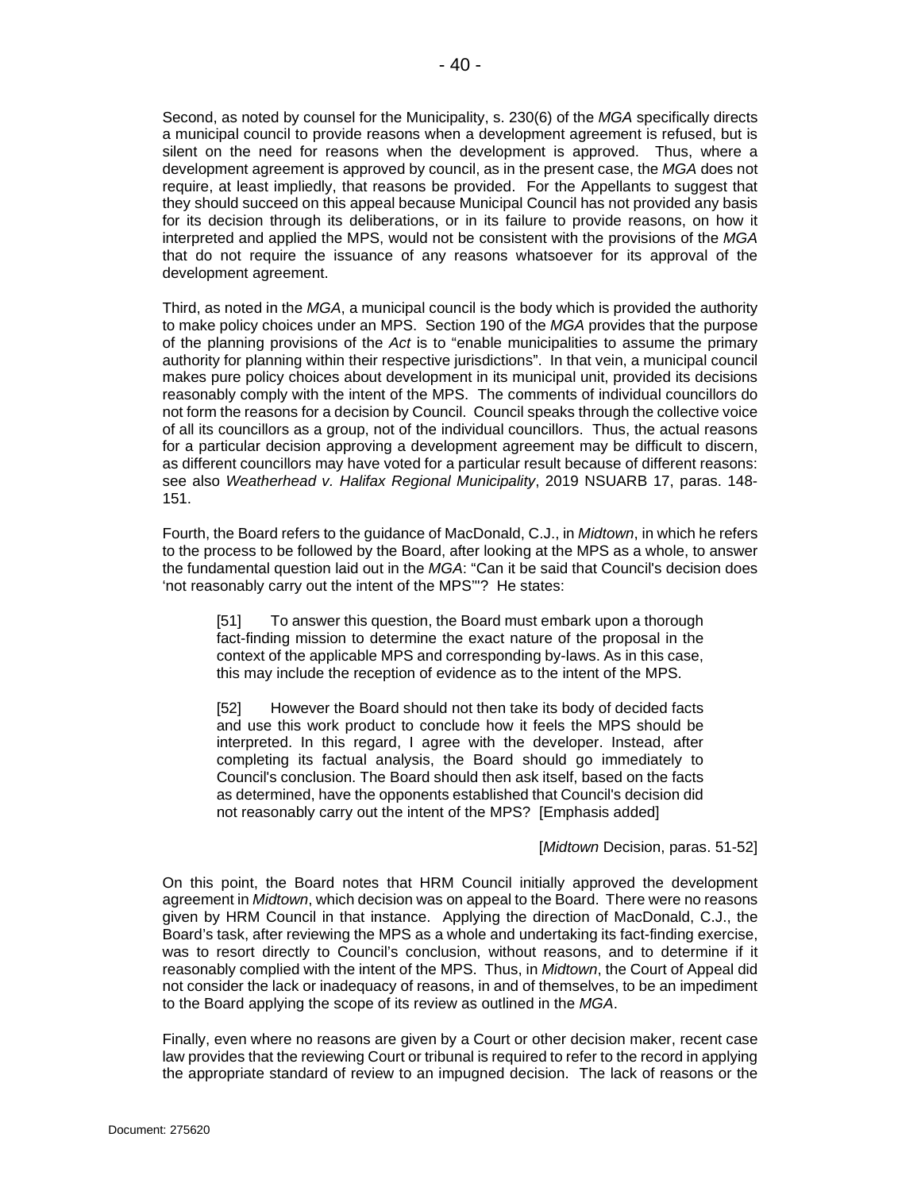Second, as noted by counsel for the Municipality, s. 230(6) of the *MGA* specifically directs a municipal council to provide reasons when a development agreement is refused, but is silent on the need for reasons when the development is approved. Thus, where a development agreement is approved by council, as in the present case, the *MGA* does not require, at least impliedly, that reasons be provided. For the Appellants to suggest that they should succeed on this appeal because Municipal Council has not provided any basis for its decision through its deliberations, or in its failure to provide reasons, on how it interpreted and applied the MPS, would not be consistent with the provisions of the *MGA* that do not require the issuance of any reasons whatsoever for its approval of the development agreement.

Third, as noted in the *MGA*, a municipal council is the body which is provided the authority to make policy choices under an MPS. Section 190 of the *MGA* provides that the purpose of the planning provisions of the *Act* is to "enable municipalities to assume the primary authority for planning within their respective jurisdictions". In that vein, a municipal council makes pure policy choices about development in its municipal unit, provided its decisions reasonably comply with the intent of the MPS. The comments of individual councillors do not form the reasons for a decision by Council. Council speaks through the collective voice of all its councillors as a group, not of the individual councillors. Thus, the actual reasons for a particular decision approving a development agreement may be difficult to discern, as different councillors may have voted for a particular result because of different reasons: see also *Weatherhead v. Halifax Regional Municipality*, 2019 NSUARB 17, paras. 148-151.

Fourth, the Board refers to the guidance of MacDonald, C.J., in *Midtown*, in which he refers to the process to be followed by the Board, after looking at the MPS as a whole, to answer the fundamental question laid out in the *MGA*: "Can it be said that Council's decision does 'not reasonably carry out the intent of the MPS'"? He states:

> [51] To answer this question, the Board must embark upon a thorough fact-finding mission to determine the exact nature of the proposal in the context of the applicable MPS and corresponding by-laws. As in this case, this may include the reception of evidence as to the intent of the MPS.
>
> [52] However the Board should not then take its body of decided facts and use this work product to conclude how it feels the MPS should be interpreted. In this regard, I agree with the developer. Instead, after completing its factual analysis, the Board should go immediately to Council's conclusion. The Board should then ask itself, based on the facts as determined, have the opponents established that Council's decision did not reasonably carry out the intent of the MPS? [Emphasis added]
>
> [*Midtown* Decision, paras. 51-52]

On this point, the Board notes that HRM Council initially approved the development agreement in *Midtown*, which decision was on appeal to the Board. There were no reasons given by HRM Council in that instance. Applying the direction of MacDonald, C.J., the Board's task, after reviewing the MPS as a whole and undertaking its fact-finding exercise, was to resort directly to Council's conclusion, without reasons, and to determine if it reasonably complied with the intent of the MPS. Thus, in *Midtown*, the Court of Appeal did not consider the lack or inadequacy of reasons, in and of themselves, to be an impediment to the Board applying the scope of its review as outlined in the *MGA*.

Finally, even where no reasons are given by a Court or other decision maker, recent case law provides that the reviewing Court or tribunal is required to refer to the record in applying the appropriate standard of review to an impugned decision. The lack of reasons or the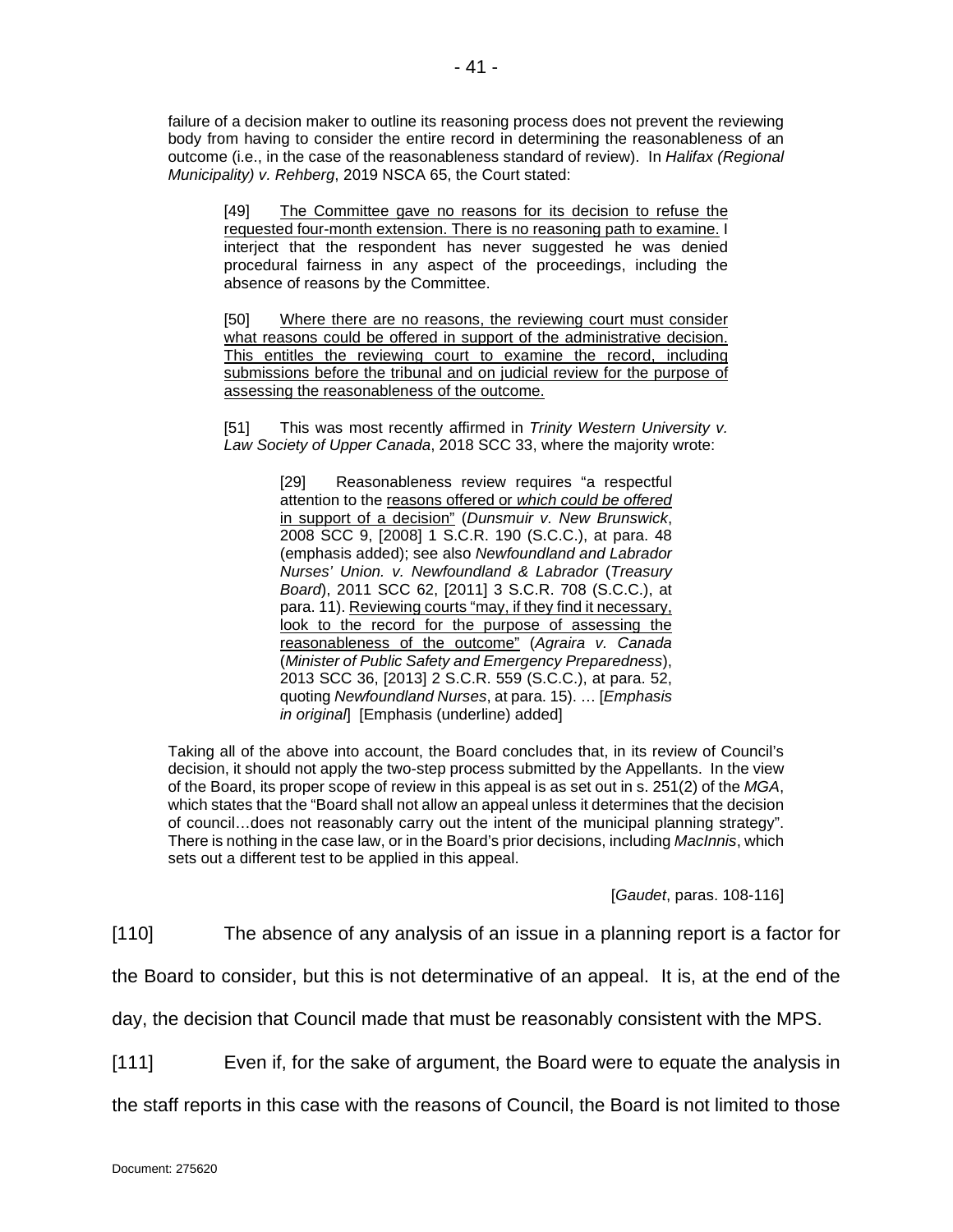failure of a decision maker to outline its reasoning process does not prevent the reviewing body from having to consider the entire record in determining the reasonableness of an outcome (i.e., in the case of the reasonableness standard of review). In *Halifax (Regional Municipality) v. Rehberg*, 2019 NSCA 65, the Court stated:

> [49] <u>The Committee gave no reasons for its decision to refuse the requested four-month extension. There is no reasoning path to examine.</u> I interject that the respondent has never suggested he was denied procedural fairness in any aspect of the proceedings, including the absence of reasons by the Committee.
>
> [50] <u>Where there are no reasons, the reviewing court must consider what reasons could be offered in support of the administrative decision. This entitles the reviewing court to examine the record, including submissions before the tribunal and on judicial review for the purpose of assessing the reasonableness of the outcome.</u>
>
> [51] This was most recently affirmed in *Trinity Western University v. Law Society of Upper Canada*, 2018 SCC 33, where the majority wrote:
>
>> [29] Reasonableness review requires "a respectful attention to the <u>reasons offered or *which could be offered* in support of a decision</u>" (*Dunsmuir v. New Brunswick*, 2008 SCC 9, [2008] 1 S.C.R. 190 (S.C.C.), at para. 48 (emphasis added); see also *Newfoundland and Labrador Nurses' Union. v. Newfoundland & Labrador* (*Treasury Board*), 2011 SCC 62, [2011] 3 S.C.R. 708 (S.C.C.), at para. 11). <u>Reviewing courts "may, if they find it necessary, look to the record for the purpose of assessing the reasonableness of the outcome"</u> (*Agraira v. Canada* (*Minister of Public Safety and Emergency Preparedness*), 2013 SCC 36, [2013] 2 S.C.R. 559 (S.C.C.), at para. 52, quoting *Newfoundland Nurses*, at para. 15). … [*Emphasis in original*] [Emphasis (underline) added]

Taking all of the above into account, the Board concludes that, in its review of Council's decision, it should not apply the two-step process submitted by the Appellants. In the view of the Board, its proper scope of review in this appeal is as set out in s. 251(2) of the *MGA*, which states that the "Board shall not allow an appeal unless it determines that the decision of council…does not reasonably carry out the intent of the municipal planning strategy". There is nothing in the case law, or in the Board's prior decisions, including *MacInnis*, which sets out a different test to be applied in this appeal.

[*Gaudet*, paras. 108-116]

[110] The absence of any analysis of an issue in a planning report is a factor for the Board to consider, but this is not determinative of an appeal. It is, at the end of the day, the decision that Council made that must be reasonably consistent with the MPS.

[111] Even if, for the sake of argument, the Board were to equate the analysis in the staff reports in this case with the reasons of Council, the Board is not limited to those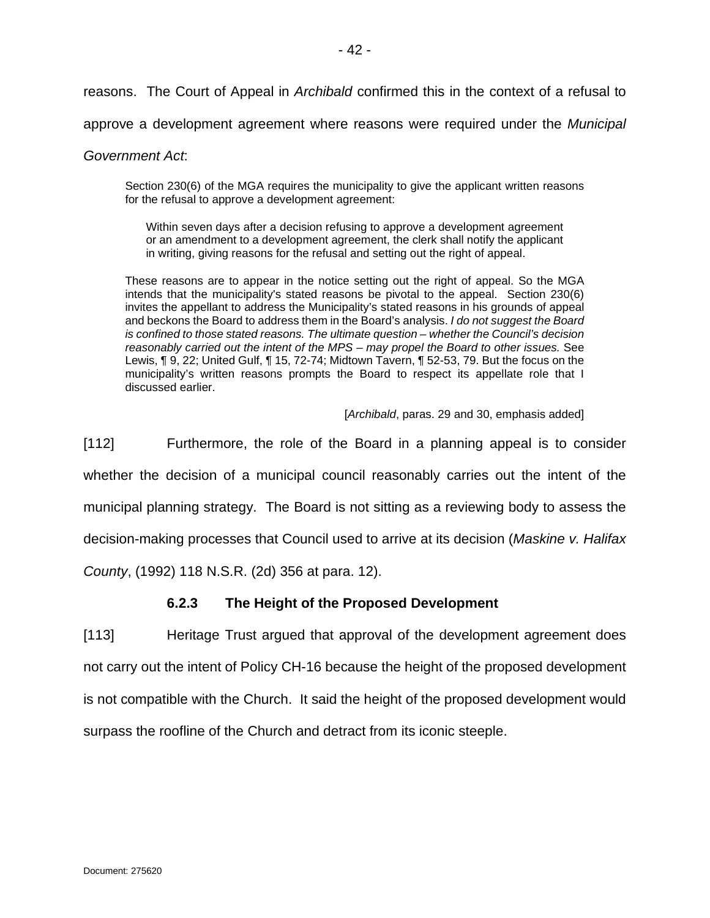reasons. The Court of Appeal in *Archibald* confirmed this in the context of a refusal to approve a development agreement where reasons were required under the *Municipal Government Act*:

> Section 230(6) of the MGA requires the municipality to give the applicant written reasons for the refusal to approve a development agreement:
>
> > Within seven days after a decision refusing to approve a development agreement or an amendment to a development agreement, the clerk shall notify the applicant in writing, giving reasons for the refusal and setting out the right of appeal.
>
> These reasons are to appear in the notice setting out the right of appeal. So the MGA intends that the municipality's stated reasons be pivotal to the appeal. Section 230(6) invites the appellant to address the Municipality's stated reasons in his grounds of appeal and beckons the Board to address them in the Board's analysis. *I do not suggest the Board is confined to those stated reasons. The ultimate question – whether the Council's decision reasonably carried out the intent of the MPS – may propel the Board to other issues.* See Lewis, ¶ 9, 22; United Gulf, ¶ 15, 72-74; Midtown Tavern, ¶ 52-53, 79. But the focus on the municipality's written reasons prompts the Board to respect its appellate role that I discussed earlier.
>
> [*Archibald*, paras. 29 and 30, emphasis added]

[112] Furthermore, the role of the Board in a planning appeal is to consider whether the decision of a municipal council reasonably carries out the intent of the municipal planning strategy. The Board is not sitting as a reviewing body to assess the decision-making processes that Council used to arrive at its decision (*Maskine v. Halifax County*, (1992) 118 N.S.R. (2d) 356 at para. 12).

#### 6.2.3 The Height of the Proposed Development

[113] Heritage Trust argued that approval of the development agreement does not carry out the intent of Policy CH-16 because the height of the proposed development is not compatible with the Church. It said the height of the proposed development would surpass the roofline of the Church and detract from its iconic steeple.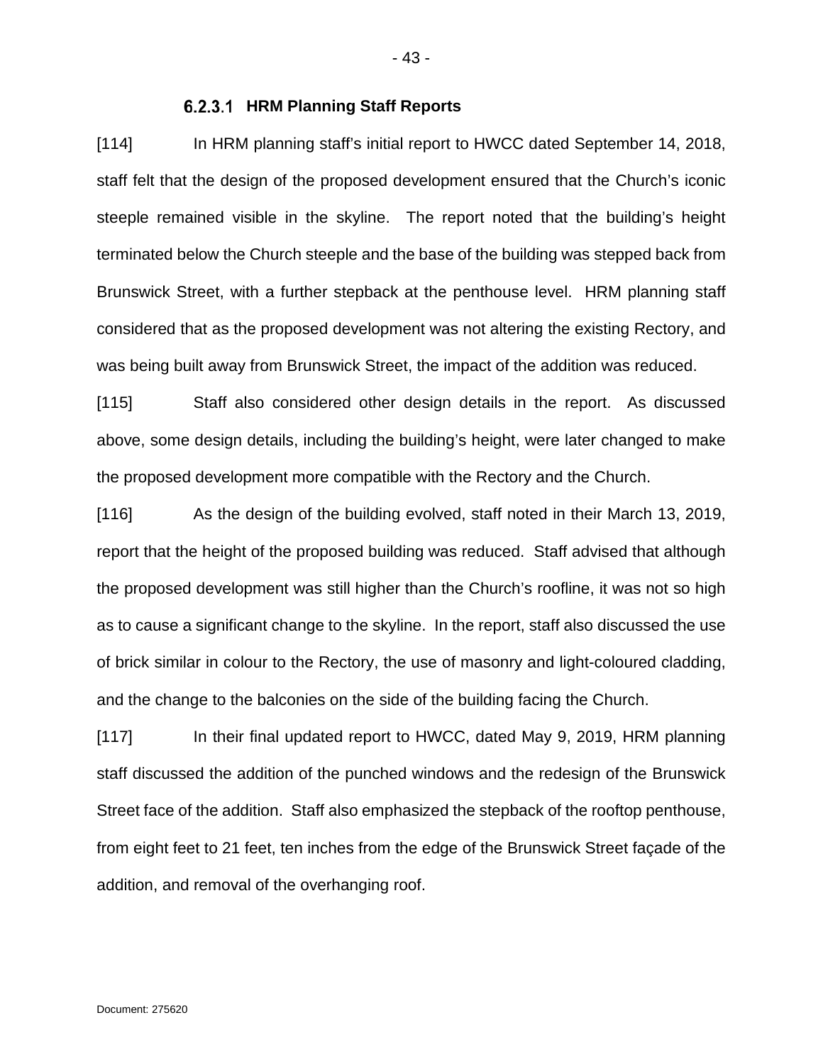#### 6.2.3.1 HRM Planning Staff Reports

[114] In HRM planning staff's initial report to HWCC dated September 14, 2018, staff felt that the design of the proposed development ensured that the Church's iconic steeple remained visible in the skyline. The report noted that the building's height terminated below the Church steeple and the base of the building was stepped back from Brunswick Street, with a further stepback at the penthouse level. HRM planning staff considered that as the proposed development was not altering the existing Rectory, and was being built away from Brunswick Street, the impact of the addition was reduced.

[115] Staff also considered other design details in the report. As discussed above, some design details, including the building's height, were later changed to make the proposed development more compatible with the Rectory and the Church.

[116] As the design of the building evolved, staff noted in their March 13, 2019, report that the height of the proposed building was reduced. Staff advised that although the proposed development was still higher than the Church's roofline, it was not so high as to cause a significant change to the skyline. In the report, staff also discussed the use of brick similar in colour to the Rectory, the use of masonry and light-coloured cladding, and the change to the balconies on the side of the building facing the Church.

[117] In their final updated report to HWCC, dated May 9, 2019, HRM planning staff discussed the addition of the punched windows and the redesign of the Brunswick Street face of the addition. Staff also emphasized the stepback of the rooftop penthouse, from eight feet to 21 feet, ten inches from the edge of the Brunswick Street façade of the addition, and removal of the overhanging roof.

Document: 275620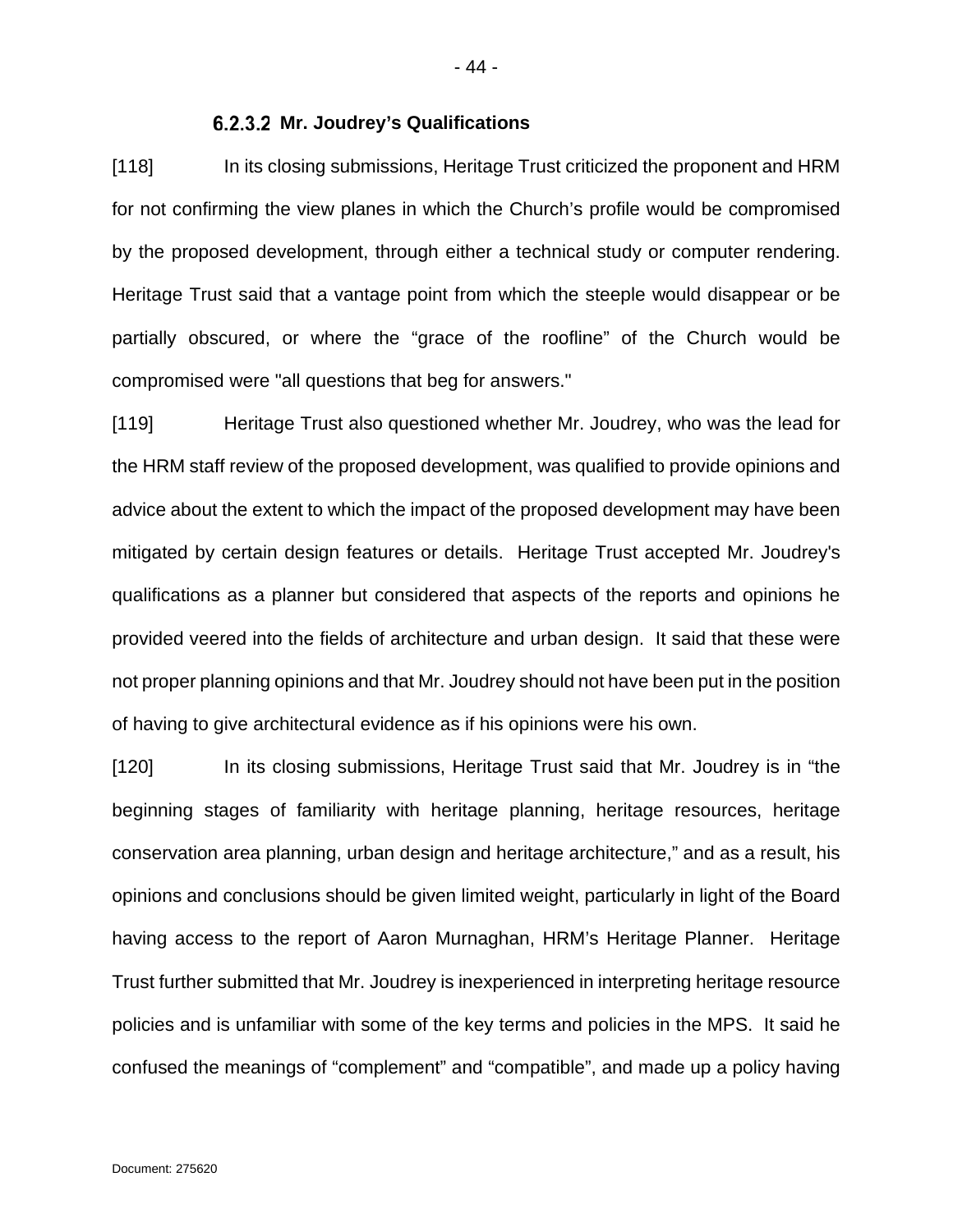#### 6.2.3.2 Mr. Joudrey's Qualifications

[118] In its closing submissions, Heritage Trust criticized the proponent and HRM for not confirming the view planes in which the Church's profile would be compromised by the proposed development, through either a technical study or computer rendering. Heritage Trust said that a vantage point from which the steeple would disappear or be partially obscured, or where the "grace of the roofline" of the Church would be compromised were "all questions that beg for answers."

[119] Heritage Trust also questioned whether Mr. Joudrey, who was the lead for the HRM staff review of the proposed development, was qualified to provide opinions and advice about the extent to which the impact of the proposed development may have been mitigated by certain design features or details. Heritage Trust accepted Mr. Joudrey's qualifications as a planner but considered that aspects of the reports and opinions he provided veered into the fields of architecture and urban design. It said that these were not proper planning opinions and that Mr. Joudrey should not have been put in the position of having to give architectural evidence as if his opinions were his own.

[120] In its closing submissions, Heritage Trust said that Mr. Joudrey is in "the beginning stages of familiarity with heritage planning, heritage resources, heritage conservation area planning, urban design and heritage architecture," and as a result, his opinions and conclusions should be given limited weight, particularly in light of the Board having access to the report of Aaron Murnaghan, HRM's Heritage Planner. Heritage Trust further submitted that Mr. Joudrey is inexperienced in interpreting heritage resource policies and is unfamiliar with some of the key terms and policies in the MPS. It said he confused the meanings of "complement" and "compatible", and made up a policy having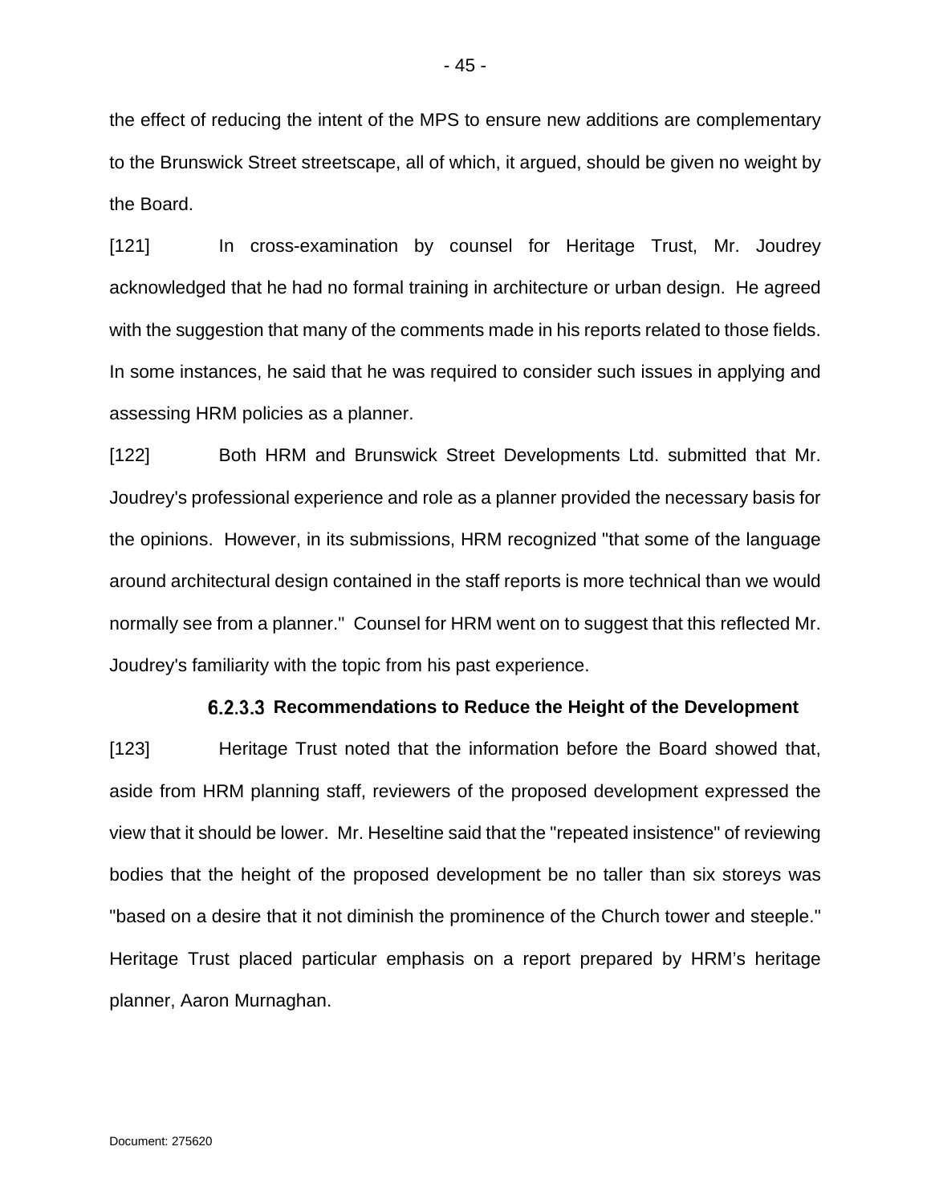the effect of reducing the intent of the MPS to ensure new additions are complementary to the Brunswick Street streetscape, all of which, it argued, should be given no weight by the Board.

[121] In cross-examination by counsel for Heritage Trust, Mr. Joudrey acknowledged that he had no formal training in architecture or urban design. He agreed with the suggestion that many of the comments made in his reports related to those fields. In some instances, he said that he was required to consider such issues in applying and assessing HRM policies as a planner.

[122] Both HRM and Brunswick Street Developments Ltd. submitted that Mr. Joudrey's professional experience and role as a planner provided the necessary basis for the opinions. However, in its submissions, HRM recognized "that some of the language around architectural design contained in the staff reports is more technical than we would normally see from a planner." Counsel for HRM went on to suggest that this reflected Mr. Joudrey's familiarity with the topic from his past experience.

#### 6.2.3.3 Recommendations to Reduce the Height of the Development

[123] Heritage Trust noted that the information before the Board showed that, aside from HRM planning staff, reviewers of the proposed development expressed the view that it should be lower. Mr. Heseltine said that the "repeated insistence" of reviewing bodies that the height of the proposed development be no taller than six storeys was "based on a desire that it not diminish the prominence of the Church tower and steeple." Heritage Trust placed particular emphasis on a report prepared by HRM's heritage planner, Aaron Murnaghan.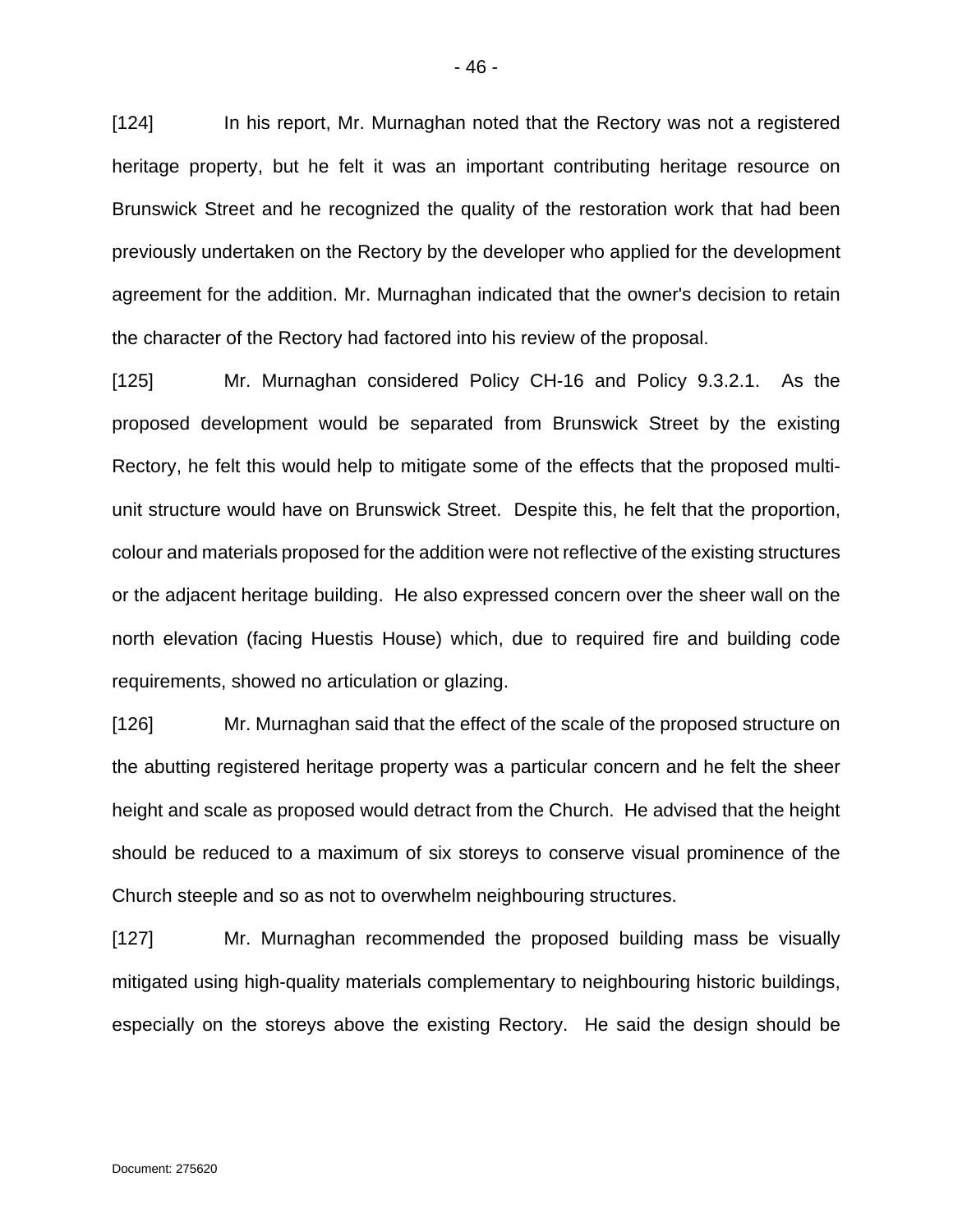[124] In his report, Mr. Murnaghan noted that the Rectory was not a registered heritage property, but he felt it was an important contributing heritage resource on Brunswick Street and he recognized the quality of the restoration work that had been previously undertaken on the Rectory by the developer who applied for the development agreement for the addition. Mr. Murnaghan indicated that the owner's decision to retain the character of the Rectory had factored into his review of the proposal.

[125] Mr. Murnaghan considered Policy CH-16 and Policy 9.3.2.1. As the proposed development would be separated from Brunswick Street by the existing Rectory, he felt this would help to mitigate some of the effects that the proposed multi-unit structure would have on Brunswick Street. Despite this, he felt that the proportion, colour and materials proposed for the addition were not reflective of the existing structures or the adjacent heritage building. He also expressed concern over the sheer wall on the north elevation (facing Huestis House) which, due to required fire and building code requirements, showed no articulation or glazing.

[126] Mr. Murnaghan said that the effect of the scale of the proposed structure on the abutting registered heritage property was a particular concern and he felt the sheer height and scale as proposed would detract from the Church. He advised that the height should be reduced to a maximum of six storeys to conserve visual prominence of the Church steeple and so as not to overwhelm neighbouring structures.

[127] Mr. Murnaghan recommended the proposed building mass be visually mitigated using high-quality materials complementary to neighbouring historic buildings, especially on the storeys above the existing Rectory. He said the design should be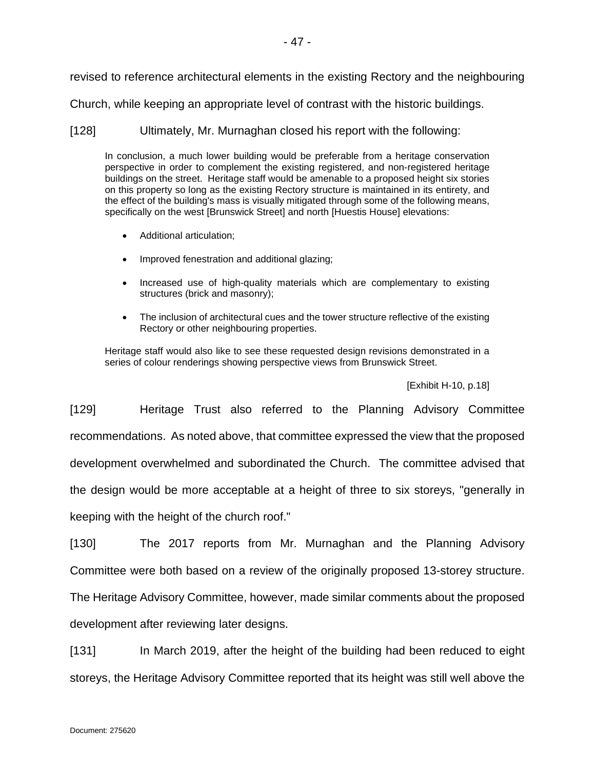revised to reference architectural elements in the existing Rectory and the neighbouring Church, while keeping an appropriate level of contrast with the historic buildings.

[128] Ultimately, Mr. Murnaghan closed his report with the following:

> In conclusion, a much lower building would be preferable from a heritage conservation perspective in order to complement the existing registered, and non-registered heritage buildings on the street. Heritage staff would be amenable to a proposed height six stories on this property so long as the existing Rectory structure is maintained in its entirety, and the effect of the building's mass is visually mitigated through some of the following means, specifically on the west [Brunswick Street] and north [Huestis House] elevations:
>
> - Additional articulation;
> - Improved fenestration and additional glazing;
> - Increased use of high-quality materials which are complementary to existing structures (brick and masonry);
> - The inclusion of architectural cues and the tower structure reflective of the existing Rectory or other neighbouring properties.
>
> Heritage staff would also like to see these requested design revisions demonstrated in a series of colour renderings showing perspective views from Brunswick Street.
>
> [Exhibit H-10, p.18]

[129] Heritage Trust also referred to the Planning Advisory Committee recommendations. As noted above, that committee expressed the view that the proposed development overwhelmed and subordinated the Church. The committee advised that the design would be more acceptable at a height of three to six storeys, "generally in keeping with the height of the church roof."

[130] The 2017 reports from Mr. Murnaghan and the Planning Advisory Committee were both based on a review of the originally proposed 13-storey structure. The Heritage Advisory Committee, however, made similar comments about the proposed development after reviewing later designs.

[131] In March 2019, after the height of the building had been reduced to eight storeys, the Heritage Advisory Committee reported that its height was still well above the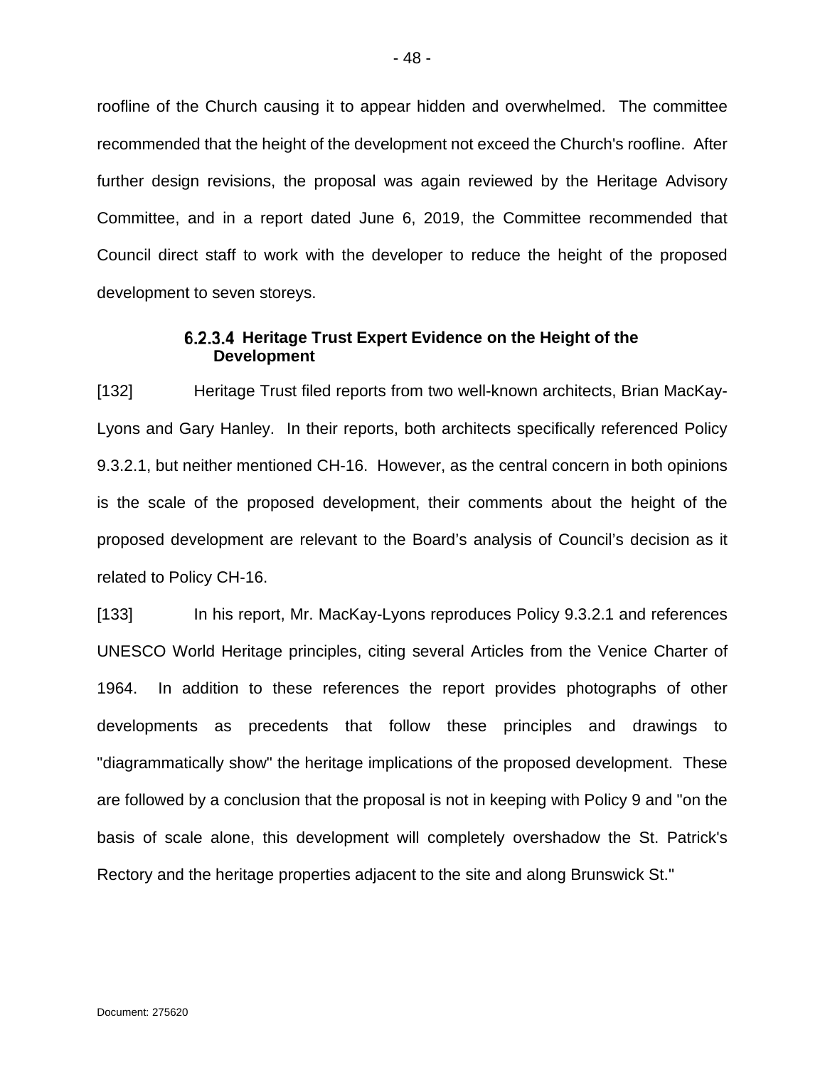roofline of the Church causing it to appear hidden and overwhelmed. The committee recommended that the height of the development not exceed the Church's roofline. After further design revisions, the proposal was again reviewed by the Heritage Advisory Committee, and in a report dated June 6, 2019, the Committee recommended that Council direct staff to work with the developer to reduce the height of the proposed development to seven storeys.

#### 6.2.3.4 Heritage Trust Expert Evidence on the Height of the Development

[132] Heritage Trust filed reports from two well-known architects, Brian MacKay-Lyons and Gary Hanley. In their reports, both architects specifically referenced Policy 9.3.2.1, but neither mentioned CH-16. However, as the central concern in both opinions is the scale of the proposed development, their comments about the height of the proposed development are relevant to the Board's analysis of Council's decision as it related to Policy CH-16.

[133] In his report, Mr. MacKay-Lyons reproduces Policy 9.3.2.1 and references UNESCO World Heritage principles, citing several Articles from the Venice Charter of 1964. In addition to these references the report provides photographs of other developments as precedents that follow these principles and drawings to "diagrammatically show" the heritage implications of the proposed development. These are followed by a conclusion that the proposal is not in keeping with Policy 9 and "on the basis of scale alone, this development will completely overshadow the St. Patrick's Rectory and the heritage properties adjacent to the site and along Brunswick St."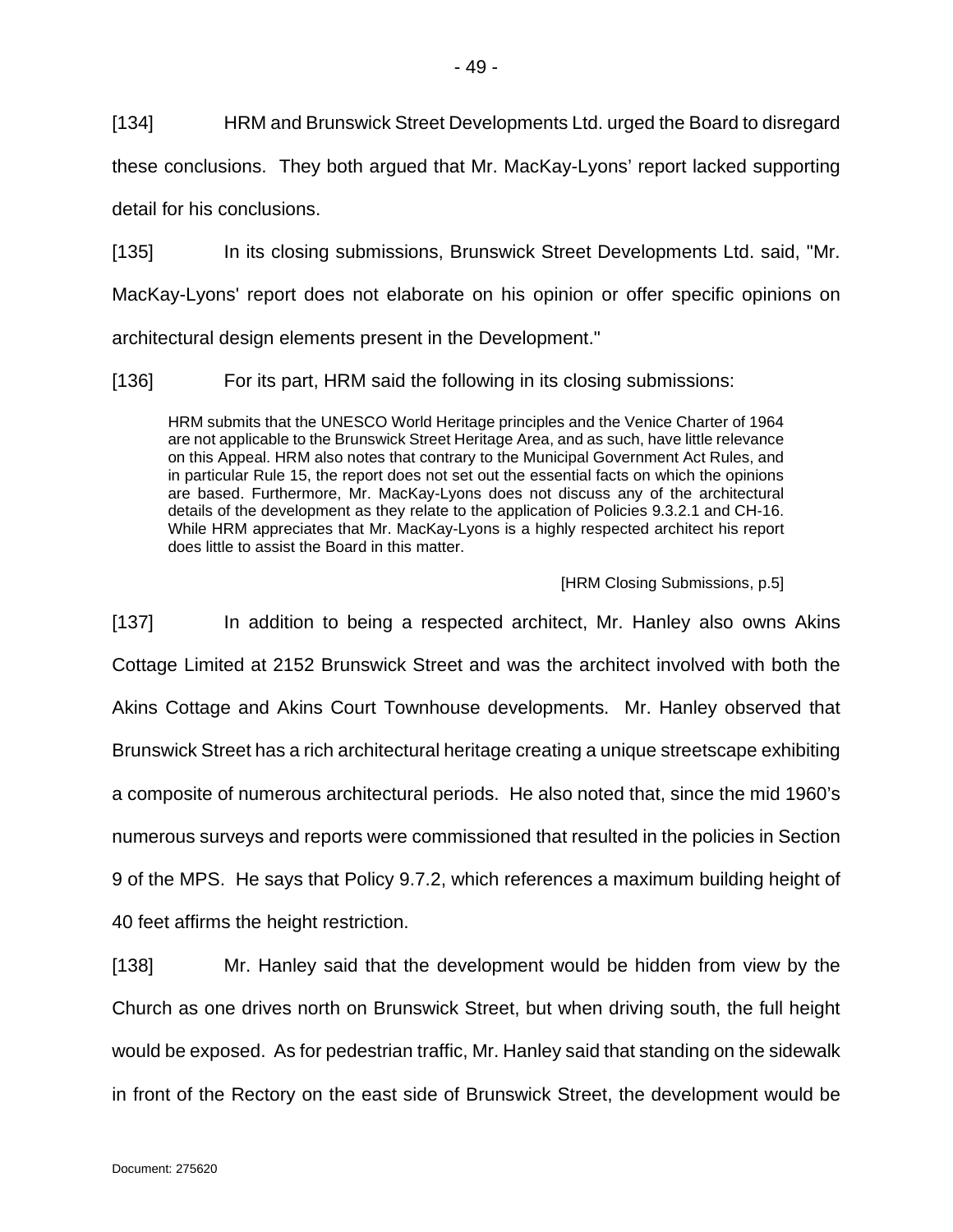[134] HRM and Brunswick Street Developments Ltd. urged the Board to disregard these conclusions. They both argued that Mr. MacKay-Lyons' report lacked supporting detail for his conclusions.

[135] In its closing submissions, Brunswick Street Developments Ltd. said, "Mr. MacKay-Lyons' report does not elaborate on his opinion or offer specific opinions on architectural design elements present in the Development."

[136] For its part, HRM said the following in its closing submissions:

> HRM submits that the UNESCO World Heritage principles and the Venice Charter of 1964 are not applicable to the Brunswick Street Heritage Area, and as such, have little relevance on this Appeal. HRM also notes that contrary to the Municipal Government Act Rules, and in particular Rule 15, the report does not set out the essential facts on which the opinions are based. Furthermore, Mr. MacKay-Lyons does not discuss any of the architectural details of the development as they relate to the application of Policies 9.3.2.1 and CH-16. While HRM appreciates that Mr. MacKay-Lyons is a highly respected architect his report does little to assist the Board in this matter.
>
> [HRM Closing Submissions, p.5]

[137] In addition to being a respected architect, Mr. Hanley also owns Akins Cottage Limited at 2152 Brunswick Street and was the architect involved with both the Akins Cottage and Akins Court Townhouse developments. Mr. Hanley observed that Brunswick Street has a rich architectural heritage creating a unique streetscape exhibiting a composite of numerous architectural periods. He also noted that, since the mid 1960's numerous surveys and reports were commissioned that resulted in the policies in Section 9 of the MPS. He says that Policy 9.7.2, which references a maximum building height of 40 feet affirms the height restriction.

[138] Mr. Hanley said that the development would be hidden from view by the Church as one drives north on Brunswick Street, but when driving south, the full height would be exposed. As for pedestrian traffic, Mr. Hanley said that standing on the sidewalk in front of the Rectory on the east side of Brunswick Street, the development would be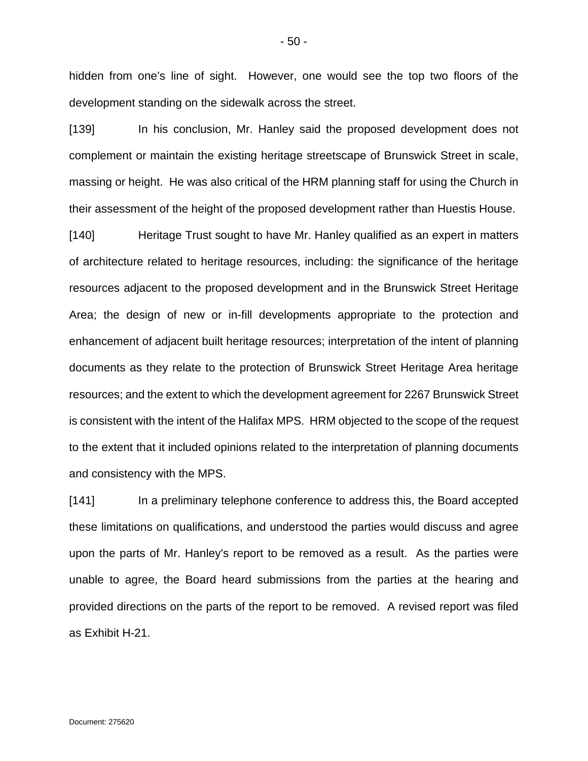hidden from one's line of sight. However, one would see the top two floors of the development standing on the sidewalk across the street.

[139] In his conclusion, Mr. Hanley said the proposed development does not complement or maintain the existing heritage streetscape of Brunswick Street in scale, massing or height. He was also critical of the HRM planning staff for using the Church in their assessment of the height of the proposed development rather than Huestis House.

[140] Heritage Trust sought to have Mr. Hanley qualified as an expert in matters of architecture related to heritage resources, including: the significance of the heritage resources adjacent to the proposed development and in the Brunswick Street Heritage Area; the design of new or in-fill developments appropriate to the protection and enhancement of adjacent built heritage resources; interpretation of the intent of planning documents as they relate to the protection of Brunswick Street Heritage Area heritage resources; and the extent to which the development agreement for 2267 Brunswick Street is consistent with the intent of the Halifax MPS. HRM objected to the scope of the request to the extent that it included opinions related to the interpretation of planning documents and consistency with the MPS.

[141] In a preliminary telephone conference to address this, the Board accepted these limitations on qualifications, and understood the parties would discuss and agree upon the parts of Mr. Hanley's report to be removed as a result. As the parties were unable to agree, the Board heard submissions from the parties at the hearing and provided directions on the parts of the report to be removed. A revised report was filed as Exhibit H-21.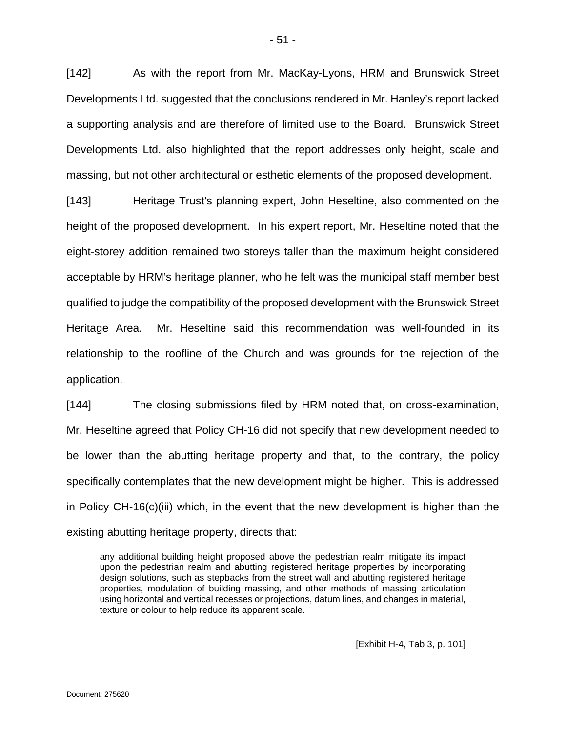[142] As with the report from Mr. MacKay-Lyons, HRM and Brunswick Street Developments Ltd. suggested that the conclusions rendered in Mr. Hanley's report lacked a supporting analysis and are therefore of limited use to the Board. Brunswick Street Developments Ltd. also highlighted that the report addresses only height, scale and massing, but not other architectural or esthetic elements of the proposed development.

[143] Heritage Trust's planning expert, John Heseltine, also commented on the height of the proposed development. In his expert report, Mr. Heseltine noted that the eight-storey addition remained two storeys taller than the maximum height considered acceptable by HRM's heritage planner, who he felt was the municipal staff member best qualified to judge the compatibility of the proposed development with the Brunswick Street Heritage Area. Mr. Heseltine said this recommendation was well-founded in its relationship to the roofline of the Church and was grounds for the rejection of the application.

[144] The closing submissions filed by HRM noted that, on cross-examination, Mr. Heseltine agreed that Policy CH-16 did not specify that new development needed to be lower than the abutting heritage property and that, to the contrary, the policy specifically contemplates that the new development might be higher. This is addressed in Policy CH-16(c)(iii) which, in the event that the new development is higher than the existing abutting heritage property, directs that:

> any additional building height proposed above the pedestrian realm mitigate its impact upon the pedestrian realm and abutting registered heritage properties by incorporating design solutions, such as stepbacks from the street wall and abutting registered heritage properties, modulation of building massing, and other methods of massing articulation using horizontal and vertical recesses or projections, datum lines, and changes in material, texture or colour to help reduce its apparent scale.
>
> [Exhibit H-4, Tab 3, p. 101]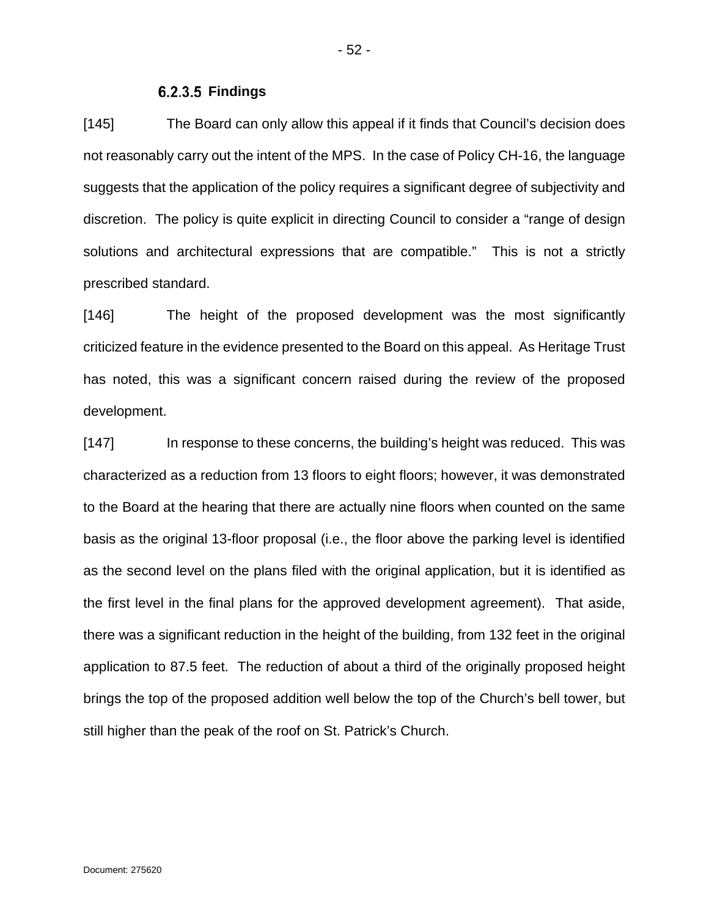#### 6.2.3.5 Findings

[145] The Board can only allow this appeal if it finds that Council's decision does not reasonably carry out the intent of the MPS. In the case of Policy CH-16, the language suggests that the application of the policy requires a significant degree of subjectivity and discretion. The policy is quite explicit in directing Council to consider a "range of design solutions and architectural expressions that are compatible." This is not a strictly prescribed standard.

[146] The height of the proposed development was the most significantly criticized feature in the evidence presented to the Board on this appeal. As Heritage Trust has noted, this was a significant concern raised during the review of the proposed development.

[147] In response to these concerns, the building's height was reduced. This was characterized as a reduction from 13 floors to eight floors; however, it was demonstrated to the Board at the hearing that there are actually nine floors when counted on the same basis as the original 13-floor proposal (i.e., the floor above the parking level is identified as the second level on the plans filed with the original application, but it is identified as the first level in the final plans for the approved development agreement). That aside, there was a significant reduction in the height of the building, from 132 feet in the original application to 87.5 feet. The reduction of about a third of the originally proposed height brings the top of the proposed addition well below the top of the Church's bell tower, but still higher than the peak of the roof on St. Patrick's Church.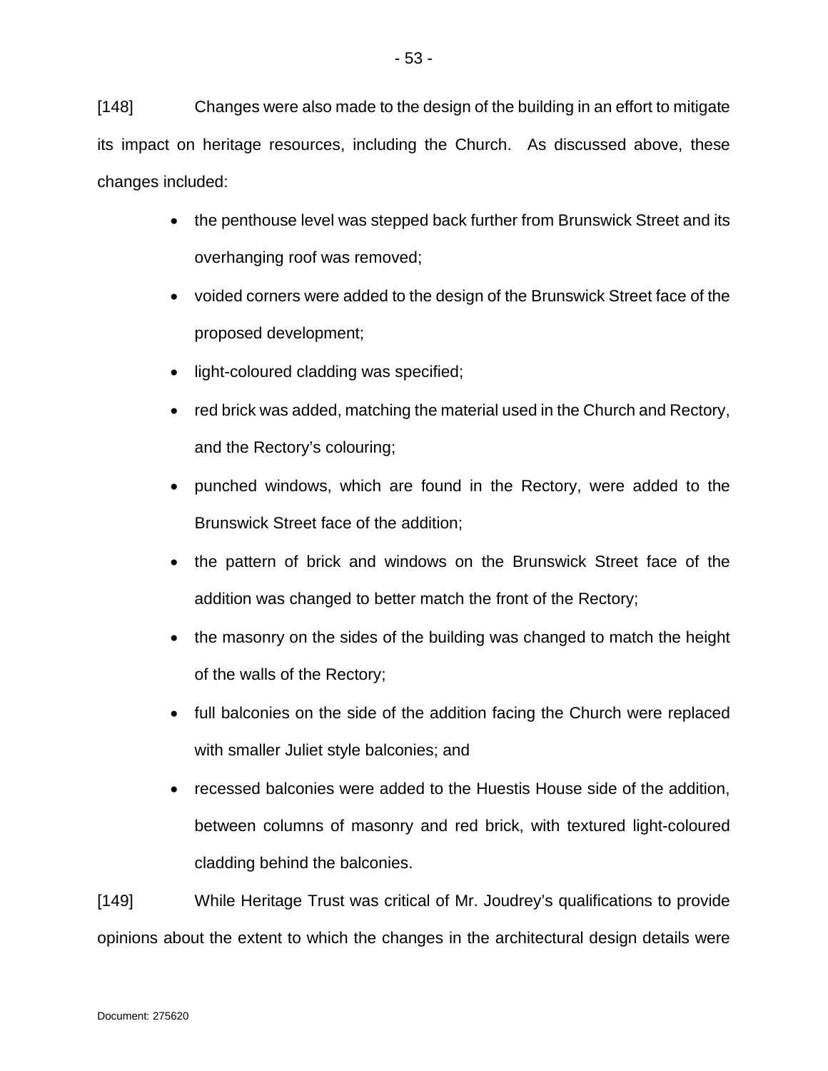[148] Changes were also made to the design of the building in an effort to mitigate its impact on heritage resources, including the Church. As discussed above, these changes included:

- the penthouse level was stepped back further from Brunswick Street and its overhanging roof was removed;
- voided corners were added to the design of the Brunswick Street face of the proposed development;
- light-coloured cladding was specified;
- red brick was added, matching the material used in the Church and Rectory, and the Rectory's colouring;
- punched windows, which are found in the Rectory, were added to the Brunswick Street face of the addition;
- the pattern of brick and windows on the Brunswick Street face of the addition was changed to better match the front of the Rectory;
- the masonry on the sides of the building was changed to match the height of the walls of the Rectory;
- full balconies on the side of the addition facing the Church were replaced with smaller Juliet style balconies; and
- recessed balconies were added to the Huestis House side of the addition, between columns of masonry and red brick, with textured light-coloured cladding behind the balconies.

[149] While Heritage Trust was critical of Mr. Joudrey's qualifications to provide opinions about the extent to which the changes in the architectural design details were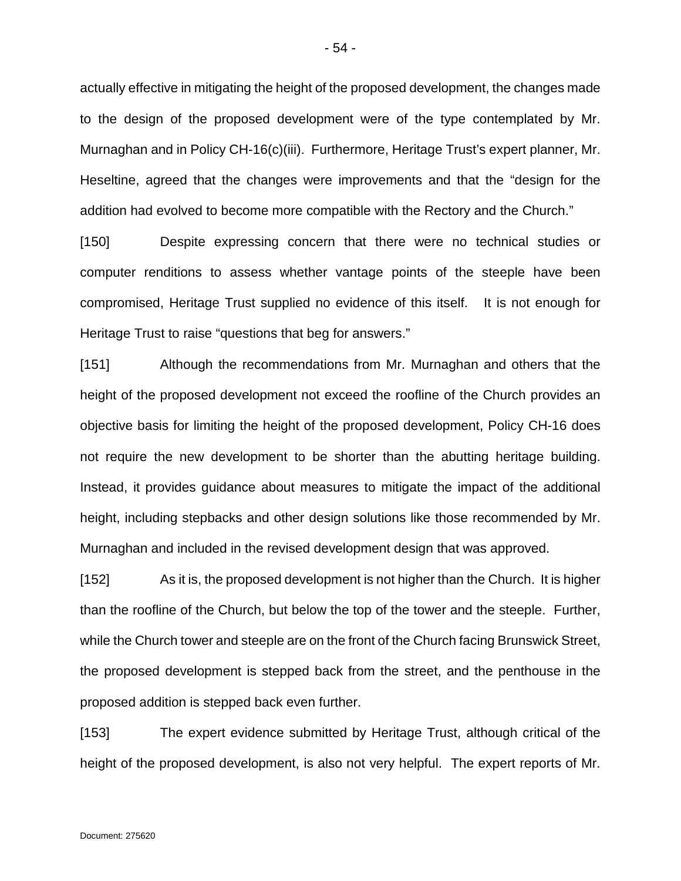actually effective in mitigating the height of the proposed development, the changes made to the design of the proposed development were of the type contemplated by Mr. Murnaghan and in Policy CH-16(c)(iii). Furthermore, Heritage Trust's expert planner, Mr. Heseltine, agreed that the changes were improvements and that the "design for the addition had evolved to become more compatible with the Rectory and the Church."

[150] Despite expressing concern that there were no technical studies or computer renditions to assess whether vantage points of the steeple have been compromised, Heritage Trust supplied no evidence of this itself. It is not enough for Heritage Trust to raise "questions that beg for answers."

[151] Although the recommendations from Mr. Murnaghan and others that the height of the proposed development not exceed the roofline of the Church provides an objective basis for limiting the height of the proposed development, Policy CH-16 does not require the new development to be shorter than the abutting heritage building. Instead, it provides guidance about measures to mitigate the impact of the additional height, including stepbacks and other design solutions like those recommended by Mr. Murnaghan and included in the revised development design that was approved.

[152] As it is, the proposed development is not higher than the Church. It is higher than the roofline of the Church, but below the top of the tower and the steeple. Further, while the Church tower and steeple are on the front of the Church facing Brunswick Street, the proposed development is stepped back from the street, and the penthouse in the proposed addition is stepped back even further.

[153] The expert evidence submitted by Heritage Trust, although critical of the height of the proposed development, is also not very helpful. The expert reports of Mr.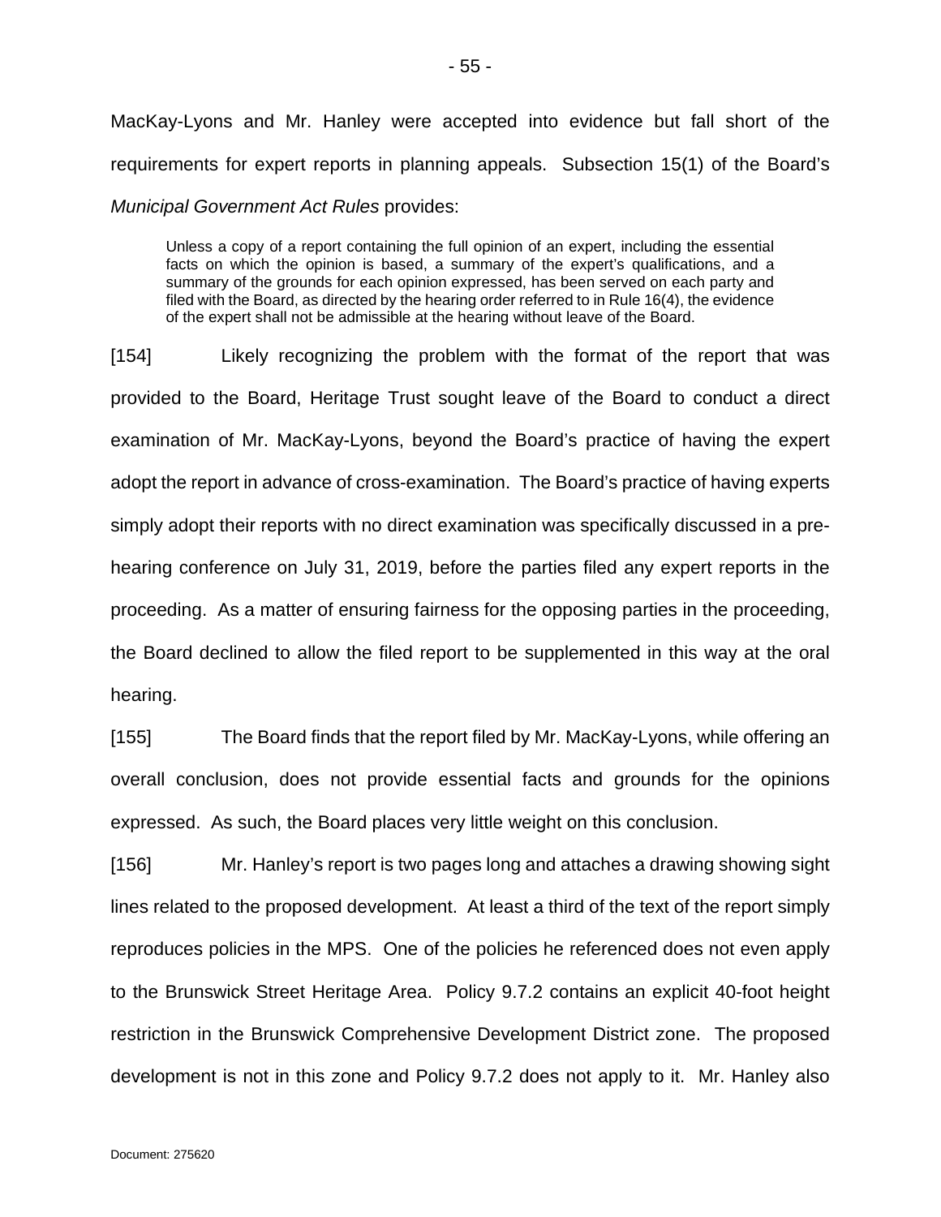MacKay-Lyons and Mr. Hanley were accepted into evidence but fall short of the requirements for expert reports in planning appeals. Subsection 15(1) of the Board's *Municipal Government Act Rules* provides:

> Unless a copy of a report containing the full opinion of an expert, including the essential facts on which the opinion is based, a summary of the expert's qualifications, and a summary of the grounds for each opinion expressed, has been served on each party and filed with the Board, as directed by the hearing order referred to in Rule 16(4), the evidence of the expert shall not be admissible at the hearing without leave of the Board.

[154] Likely recognizing the problem with the format of the report that was provided to the Board, Heritage Trust sought leave of the Board to conduct a direct examination of Mr. MacKay-Lyons, beyond the Board's practice of having the expert adopt the report in advance of cross-examination. The Board's practice of having experts simply adopt their reports with no direct examination was specifically discussed in a pre-hearing conference on July 31, 2019, before the parties filed any expert reports in the proceeding. As a matter of ensuring fairness for the opposing parties in the proceeding, the Board declined to allow the filed report to be supplemented in this way at the oral hearing.

[155] The Board finds that the report filed by Mr. MacKay-Lyons, while offering an overall conclusion, does not provide essential facts and grounds for the opinions expressed. As such, the Board places very little weight on this conclusion.

[156] Mr. Hanley's report is two pages long and attaches a drawing showing sight lines related to the proposed development. At least a third of the text of the report simply reproduces policies in the MPS. One of the policies he referenced does not even apply to the Brunswick Street Heritage Area. Policy 9.7.2 contains an explicit 40-foot height restriction in the Brunswick Comprehensive Development District zone. The proposed development is not in this zone and Policy 9.7.2 does not apply to it. Mr. Hanley also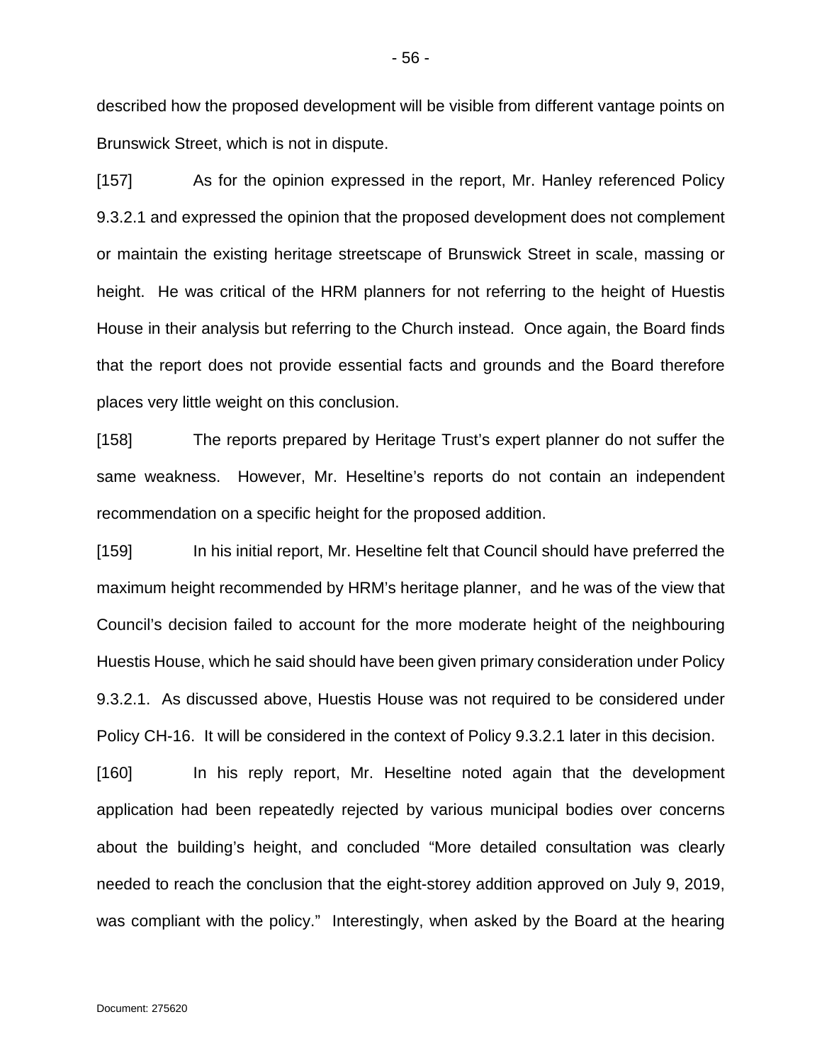described how the proposed development will be visible from different vantage points on Brunswick Street, which is not in dispute.

[157] As for the opinion expressed in the report, Mr. Hanley referenced Policy 9.3.2.1 and expressed the opinion that the proposed development does not complement or maintain the existing heritage streetscape of Brunswick Street in scale, massing or height. He was critical of the HRM planners for not referring to the height of Huestis House in their analysis but referring to the Church instead. Once again, the Board finds that the report does not provide essential facts and grounds and the Board therefore places very little weight on this conclusion.

[158] The reports prepared by Heritage Trust's expert planner do not suffer the same weakness. However, Mr. Heseltine's reports do not contain an independent recommendation on a specific height for the proposed addition.

[159] In his initial report, Mr. Heseltine felt that Council should have preferred the maximum height recommended by HRM's heritage planner, and he was of the view that Council's decision failed to account for the more moderate height of the neighbouring Huestis House, which he said should have been given primary consideration under Policy 9.3.2.1. As discussed above, Huestis House was not required to be considered under Policy CH-16. It will be considered in the context of Policy 9.3.2.1 later in this decision.

[160] In his reply report, Mr. Heseltine noted again that the development application had been repeatedly rejected by various municipal bodies over concerns about the building's height, and concluded "More detailed consultation was clearly needed to reach the conclusion that the eight-storey addition approved on July 9, 2019, was compliant with the policy." Interestingly, when asked by the Board at the hearing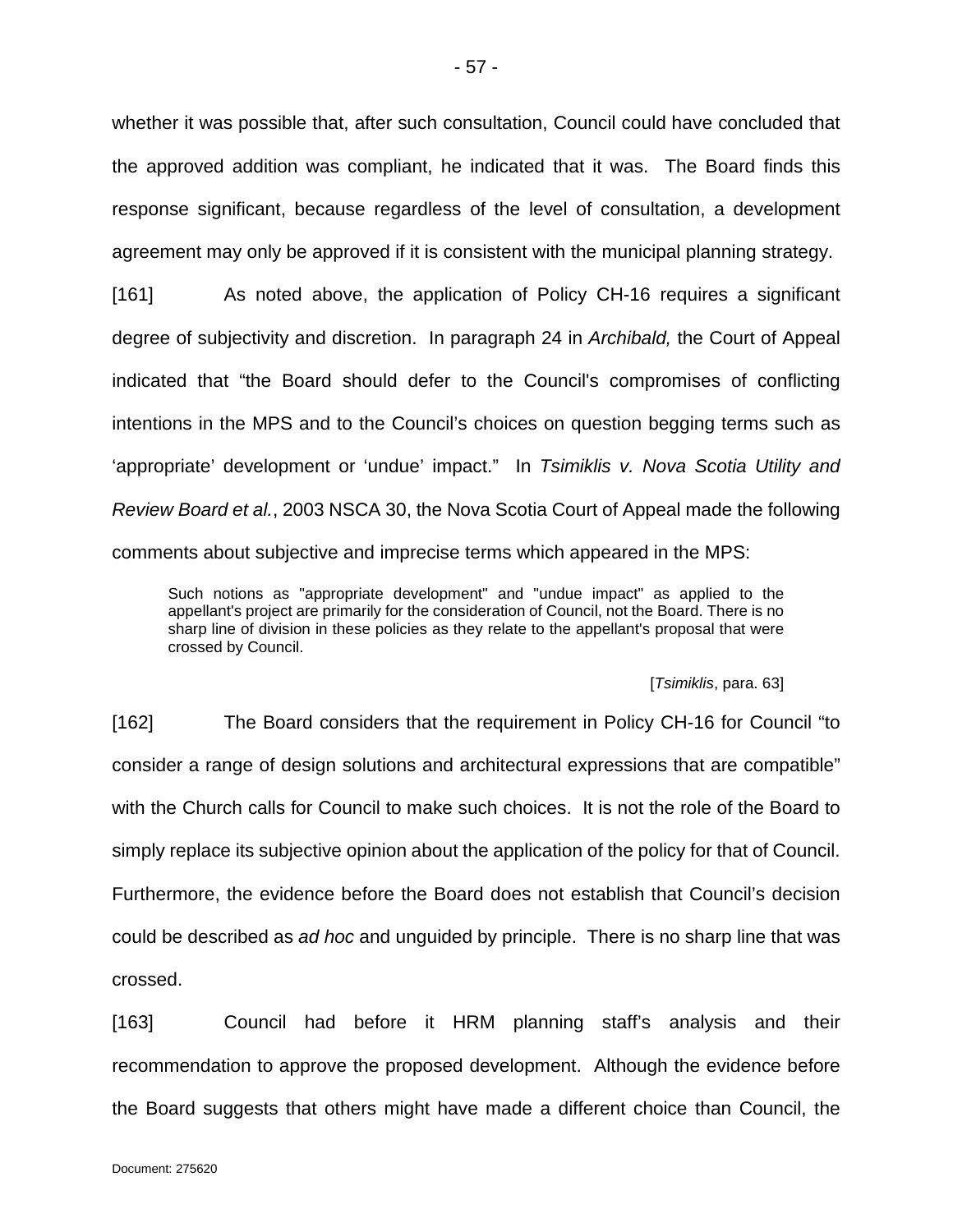whether it was possible that, after such consultation, Council could have concluded that the approved addition was compliant, he indicated that it was. The Board finds this response significant, because regardless of the level of consultation, a development agreement may only be approved if it is consistent with the municipal planning strategy.

[161] As noted above, the application of Policy CH-16 requires a significant degree of subjectivity and discretion. In paragraph 24 in *Archibald,* the Court of Appeal indicated that "the Board should defer to the Council's compromises of conflicting intentions in the MPS and to the Council's choices on question begging terms such as 'appropriate' development or 'undue' impact." In *Tsimiklis v. Nova Scotia Utility and Review Board et al.*, 2003 NSCA 30, the Nova Scotia Court of Appeal made the following comments about subjective and imprecise terms which appeared in the MPS:

> Such notions as "appropriate development" and "undue impact" as applied to the appellant's project are primarily for the consideration of Council, not the Board. There is no sharp line of division in these policies as they relate to the appellant's proposal that were crossed by Council.
>
> [*Tsimiklis*, para. 63]

[162] The Board considers that the requirement in Policy CH-16 for Council "to consider a range of design solutions and architectural expressions that are compatible" with the Church calls for Council to make such choices. It is not the role of the Board to simply replace its subjective opinion about the application of the policy for that of Council. Furthermore, the evidence before the Board does not establish that Council's decision could be described as *ad hoc* and unguided by principle. There is no sharp line that was crossed.

[163] Council had before it HRM planning staff's analysis and their recommendation to approve the proposed development. Although the evidence before the Board suggests that others might have made a different choice than Council, the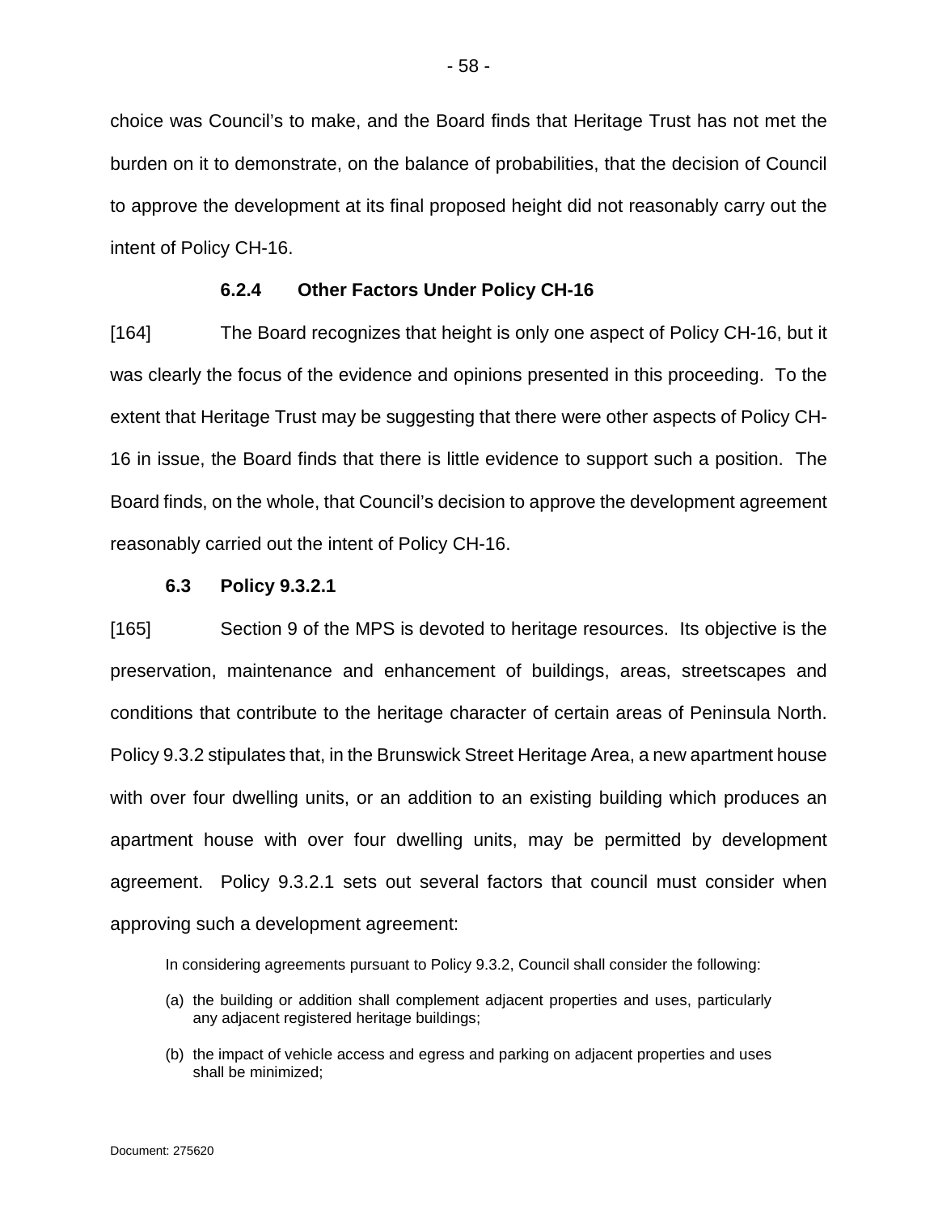choice was Council's to make, and the Board finds that Heritage Trust has not met the burden on it to demonstrate, on the balance of probabilities, that the decision of Council to approve the development at its final proposed height did not reasonably carry out the intent of Policy CH-16.

#### 6.2.4 Other Factors Under Policy CH-16

[164] The Board recognizes that height is only one aspect of Policy CH-16, but it was clearly the focus of the evidence and opinions presented in this proceeding. To the extent that Heritage Trust may be suggesting that there were other aspects of Policy CH-16 in issue, the Board finds that there is little evidence to support such a position. The Board finds, on the whole, that Council's decision to approve the development agreement reasonably carried out the intent of Policy CH-16.

### 6.3 Policy 9.3.2.1

[165] Section 9 of the MPS is devoted to heritage resources. Its objective is the preservation, maintenance and enhancement of buildings, areas, streetscapes and conditions that contribute to the heritage character of certain areas of Peninsula North. Policy 9.3.2 stipulates that, in the Brunswick Street Heritage Area, a new apartment house with over four dwelling units, or an addition to an existing building which produces an apartment house with over four dwelling units, may be permitted by development agreement. Policy 9.3.2.1 sets out several factors that council must consider when approving such a development agreement:

> In considering agreements pursuant to Policy 9.3.2, Council shall consider the following:
>
> (a) the building or addition shall complement adjacent properties and uses, particularly any adjacent registered heritage buildings;
>
> (b) the impact of vehicle access and egress and parking on adjacent properties and uses shall be minimized;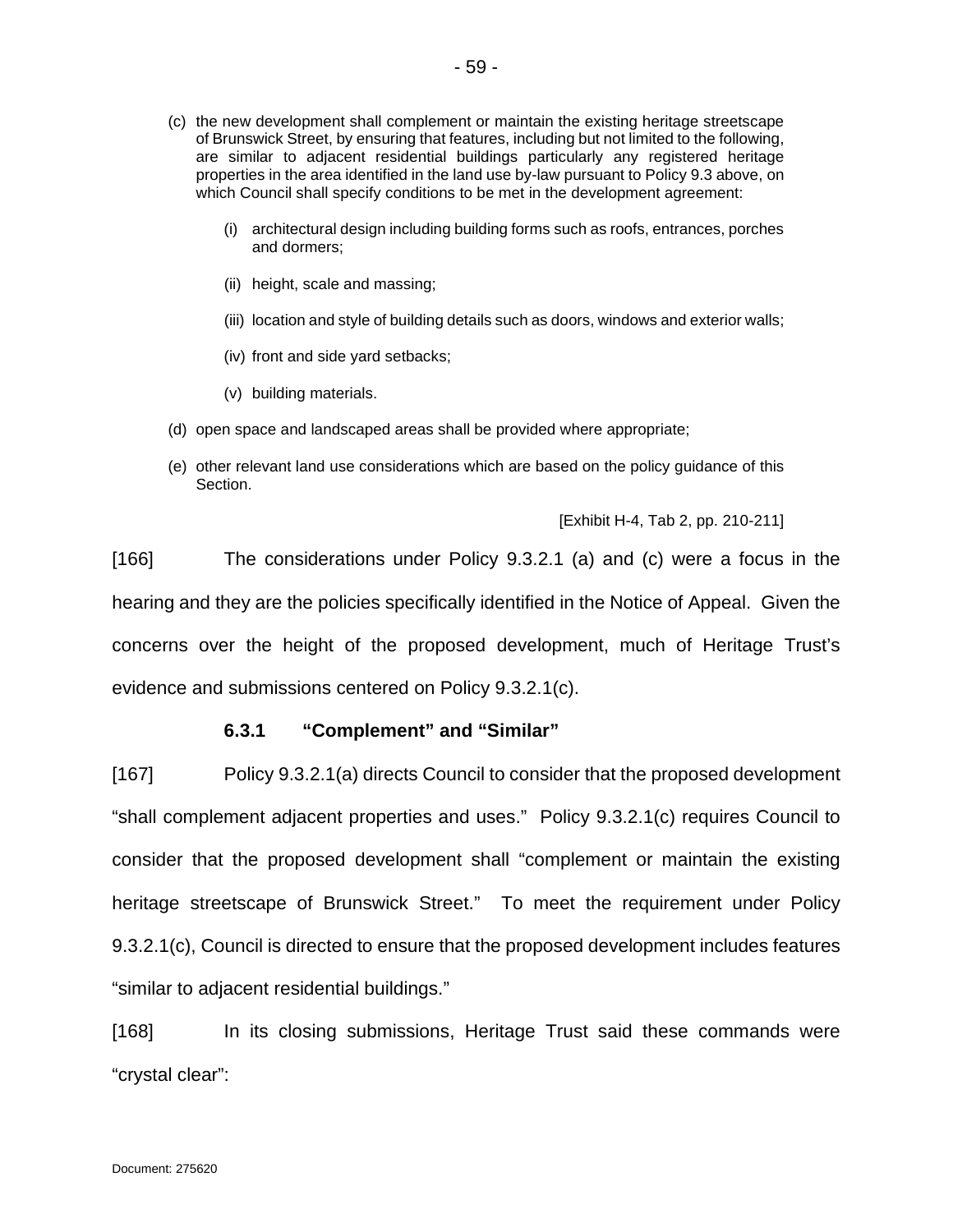(c) the new development shall complement or maintain the existing heritage streetscape of Brunswick Street, by ensuring that features, including but not limited to the following, are similar to adjacent residential buildings particularly any registered heritage properties in the area identified in the land use by-law pursuant to Policy 9.3 above, on which Council shall specify conditions to be met in the development agreement:

  (i) architectural design including building forms such as roofs, entrances, porches and dormers;

  (ii) height, scale and massing;

  (iii) location and style of building details such as doors, windows and exterior walls;

  (iv) front and side yard setbacks;

  (v) building materials.

(d) open space and landscaped areas shall be provided where appropriate;

(e) other relevant land use considerations which are based on the policy guidance of this Section.

[Exhibit H-4, Tab 2, pp. 210-211]

[166] The considerations under Policy 9.3.2.1 (a) and (c) were a focus in the hearing and they are the policies specifically identified in the Notice of Appeal. Given the concerns over the height of the proposed development, much of Heritage Trust's evidence and submissions centered on Policy 9.3.2.1(c).

#### 6.3.1 "Complement" and "Similar"

[167] Policy 9.3.2.1(a) directs Council to consider that the proposed development "shall complement adjacent properties and uses." Policy 9.3.2.1(c) requires Council to consider that the proposed development shall "complement or maintain the existing heritage streetscape of Brunswick Street." To meet the requirement under Policy 9.3.2.1(c), Council is directed to ensure that the proposed development includes features "similar to adjacent residential buildings."

[168] In its closing submissions, Heritage Trust said these commands were "crystal clear":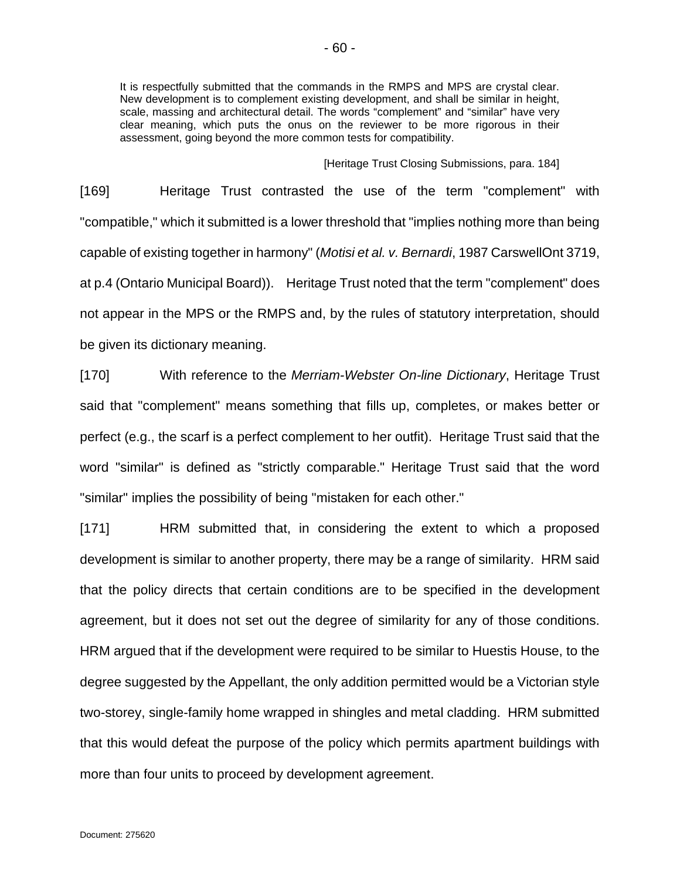> It is respectfully submitted that the commands in the RMPS and MPS are crystal clear. New development is to complement existing development, and shall be similar in height, scale, massing and architectural detail. The words "complement" and "similar" have very clear meaning, which puts the onus on the reviewer to be more rigorous in their assessment, going beyond the more common tests for compatibility.
>
> [Heritage Trust Closing Submissions, para. 184]

[169] Heritage Trust contrasted the use of the term "complement" with "compatible," which it submitted is a lower threshold that "implies nothing more than being capable of existing together in harmony" (*Motisi et al. v. Bernardi*, 1987 CarswellOnt 3719, at p.4 (Ontario Municipal Board)). Heritage Trust noted that the term "complement" does not appear in the MPS or the RMPS and, by the rules of statutory interpretation, should be given its dictionary meaning.

[170] With reference to the *Merriam-Webster On-line Dictionary*, Heritage Trust said that "complement" means something that fills up, completes, or makes better or perfect (e.g., the scarf is a perfect complement to her outfit). Heritage Trust said that the word "similar" is defined as "strictly comparable." Heritage Trust said that the word "similar" implies the possibility of being "mistaken for each other."

[171] HRM submitted that, in considering the extent to which a proposed development is similar to another property, there may be a range of similarity. HRM said that the policy directs that certain conditions are to be specified in the development agreement, but it does not set out the degree of similarity for any of those conditions. HRM argued that if the development were required to be similar to Huestis House, to the degree suggested by the Appellant, the only addition permitted would be a Victorian style two-storey, single-family home wrapped in shingles and metal cladding. HRM submitted that this would defeat the purpose of the policy which permits apartment buildings with more than four units to proceed by development agreement.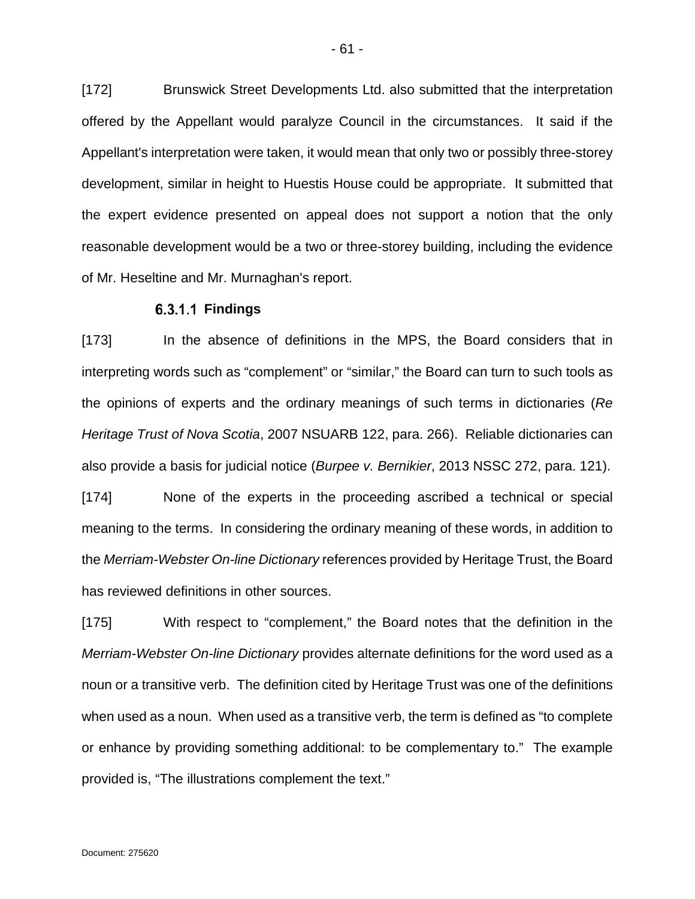[172] Brunswick Street Developments Ltd. also submitted that the interpretation offered by the Appellant would paralyze Council in the circumstances. It said if the Appellant's interpretation were taken, it would mean that only two or possibly three-storey development, similar in height to Huestis House could be appropriate. It submitted that the expert evidence presented on appeal does not support a notion that the only reasonable development would be a two or three-storey building, including the evidence of Mr. Heseltine and Mr. Murnaghan's report.

#### 6.3.1.1 Findings

[173] In the absence of definitions in the MPS, the Board considers that in interpreting words such as "complement" or "similar," the Board can turn to such tools as the opinions of experts and the ordinary meanings of such terms in dictionaries (*Re Heritage Trust of Nova Scotia*, 2007 NSUARB 122, para. 266). Reliable dictionaries can also provide a basis for judicial notice (*Burpee v. Bernikier*, 2013 NSSC 272, para. 121).

[174] None of the experts in the proceeding ascribed a technical or special meaning to the terms. In considering the ordinary meaning of these words, in addition to the *Merriam-Webster On-line Dictionary* references provided by Heritage Trust, the Board has reviewed definitions in other sources.

[175] With respect to "complement," the Board notes that the definition in the *Merriam-Webster On-line Dictionary* provides alternate definitions for the word used as a noun or a transitive verb. The definition cited by Heritage Trust was one of the definitions when used as a noun. When used as a transitive verb, the term is defined as "to complete or enhance by providing something additional: to be complementary to." The example provided is, "The illustrations complement the text."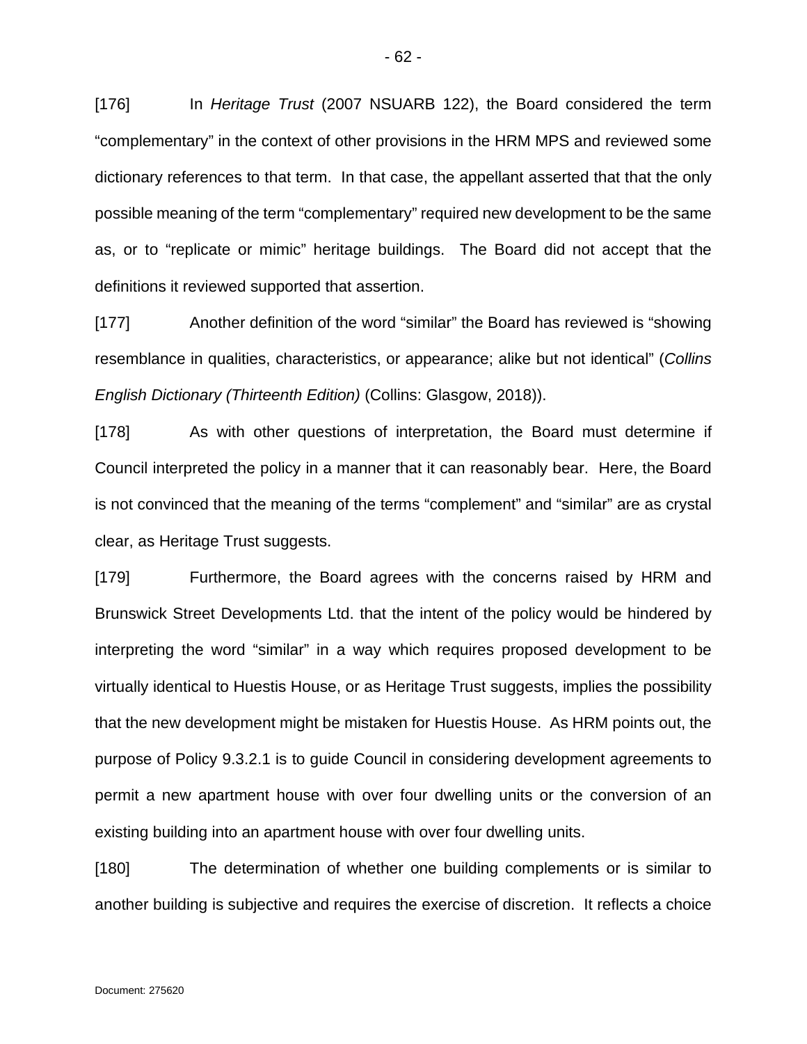[176] In *Heritage Trust* (2007 NSUARB 122), the Board considered the term "complementary" in the context of other provisions in the HRM MPS and reviewed some dictionary references to that term. In that case, the appellant asserted that that the only possible meaning of the term "complementary" required new development to be the same as, or to "replicate or mimic" heritage buildings. The Board did not accept that the definitions it reviewed supported that assertion.

[177] Another definition of the word "similar" the Board has reviewed is "showing resemblance in qualities, characteristics, or appearance; alike but not identical" (*Collins English Dictionary (Thirteenth Edition)* (Collins: Glasgow, 2018)).

[178] As with other questions of interpretation, the Board must determine if Council interpreted the policy in a manner that it can reasonably bear. Here, the Board is not convinced that the meaning of the terms "complement" and "similar" are as crystal clear, as Heritage Trust suggests.

[179] Furthermore, the Board agrees with the concerns raised by HRM and Brunswick Street Developments Ltd. that the intent of the policy would be hindered by interpreting the word "similar" in a way which requires proposed development to be virtually identical to Huestis House, or as Heritage Trust suggests, implies the possibility that the new development might be mistaken for Huestis House. As HRM points out, the purpose of Policy 9.3.2.1 is to guide Council in considering development agreements to permit a new apartment house with over four dwelling units or the conversion of an existing building into an apartment house with over four dwelling units.

[180] The determination of whether one building complements or is similar to another building is subjective and requires the exercise of discretion. It reflects a choice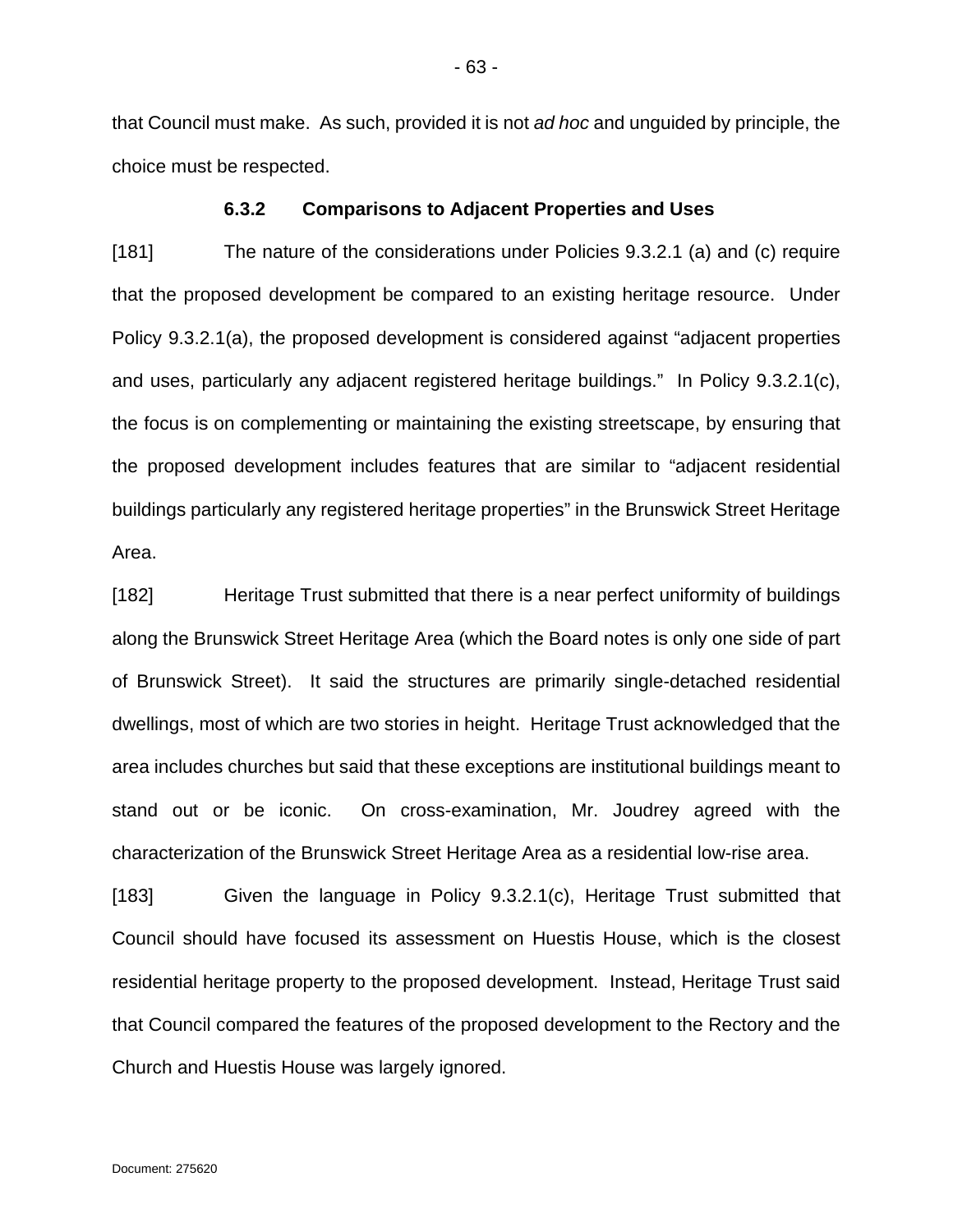that Council must make. As such, provided it is not *ad hoc* and unguided by principle, the choice must be respected.

### 6.3.2 Comparisons to Adjacent Properties and Uses

[181] The nature of the considerations under Policies 9.3.2.1 (a) and (c) require that the proposed development be compared to an existing heritage resource. Under Policy 9.3.2.1(a), the proposed development is considered against "adjacent properties and uses, particularly any adjacent registered heritage buildings." In Policy 9.3.2.1(c), the focus is on complementing or maintaining the existing streetscape, by ensuring that the proposed development includes features that are similar to "adjacent residential buildings particularly any registered heritage properties" in the Brunswick Street Heritage Area.

[182] Heritage Trust submitted that there is a near perfect uniformity of buildings along the Brunswick Street Heritage Area (which the Board notes is only one side of part of Brunswick Street). It said the structures are primarily single-detached residential dwellings, most of which are two stories in height. Heritage Trust acknowledged that the area includes churches but said that these exceptions are institutional buildings meant to stand out or be iconic. On cross-examination, Mr. Joudrey agreed with the characterization of the Brunswick Street Heritage Area as a residential low-rise area.

[183] Given the language in Policy 9.3.2.1(c), Heritage Trust submitted that Council should have focused its assessment on Huestis House, which is the closest residential heritage property to the proposed development. Instead, Heritage Trust said that Council compared the features of the proposed development to the Rectory and the Church and Huestis House was largely ignored.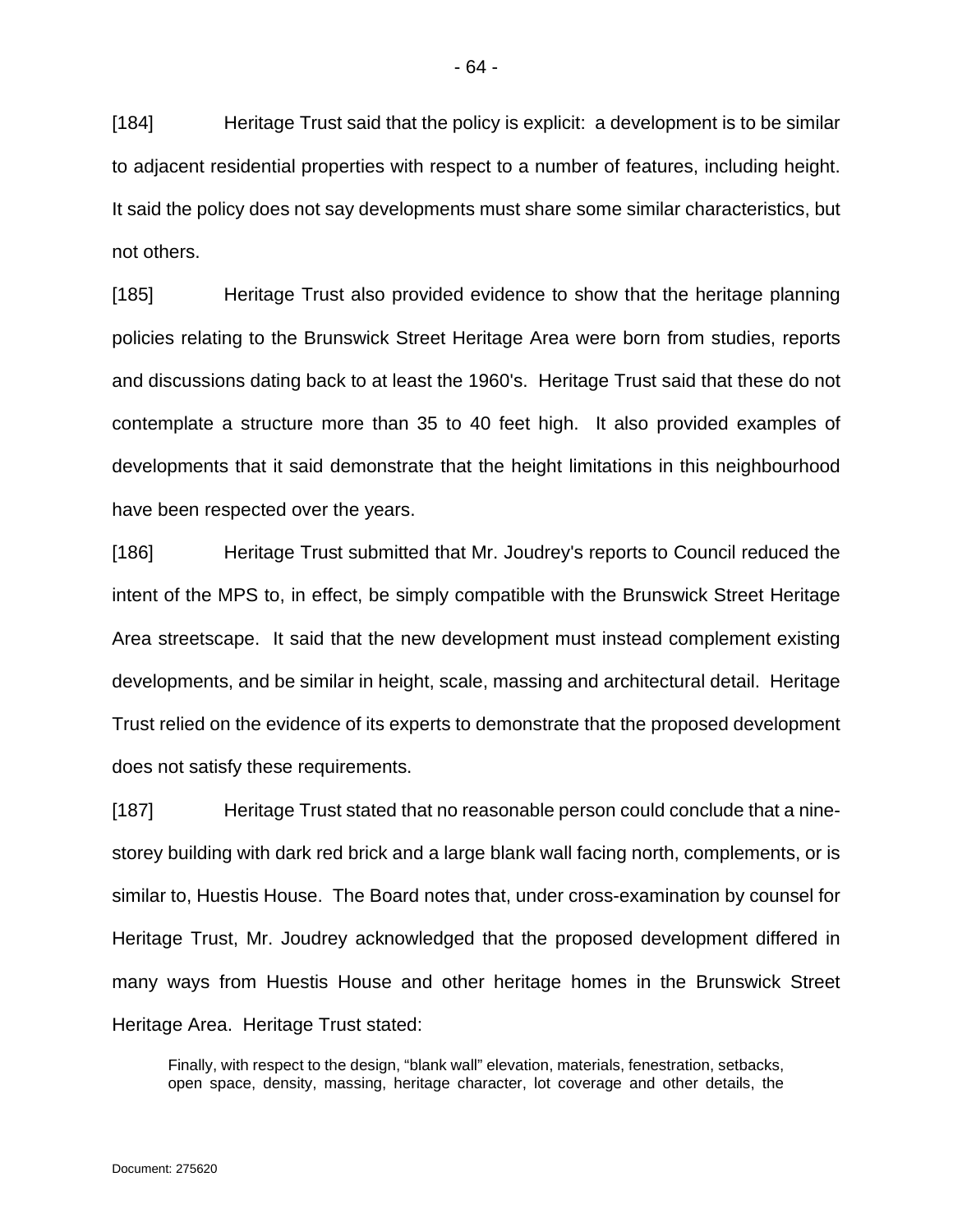[184] Heritage Trust said that the policy is explicit: a development is to be similar to adjacent residential properties with respect to a number of features, including height. It said the policy does not say developments must share some similar characteristics, but not others.

[185] Heritage Trust also provided evidence to show that the heritage planning policies relating to the Brunswick Street Heritage Area were born from studies, reports and discussions dating back to at least the 1960's. Heritage Trust said that these do not contemplate a structure more than 35 to 40 feet high. It also provided examples of developments that it said demonstrate that the height limitations in this neighbourhood have been respected over the years.

[186] Heritage Trust submitted that Mr. Joudrey's reports to Council reduced the intent of the MPS to, in effect, be simply compatible with the Brunswick Street Heritage Area streetscape. It said that the new development must instead complement existing developments, and be similar in height, scale, massing and architectural detail. Heritage Trust relied on the evidence of its experts to demonstrate that the proposed development does not satisfy these requirements.

[187] Heritage Trust stated that no reasonable person could conclude that a nine-storey building with dark red brick and a large blank wall facing north, complements, or is similar to, Huestis House. The Board notes that, under cross-examination by counsel for Heritage Trust, Mr. Joudrey acknowledged that the proposed development differed in many ways from Huestis House and other heritage homes in the Brunswick Street Heritage Area. Heritage Trust stated:

> Finally, with respect to the design, "blank wall" elevation, materials, fenestration, setbacks, open space, density, massing, heritage character, lot coverage and other details, the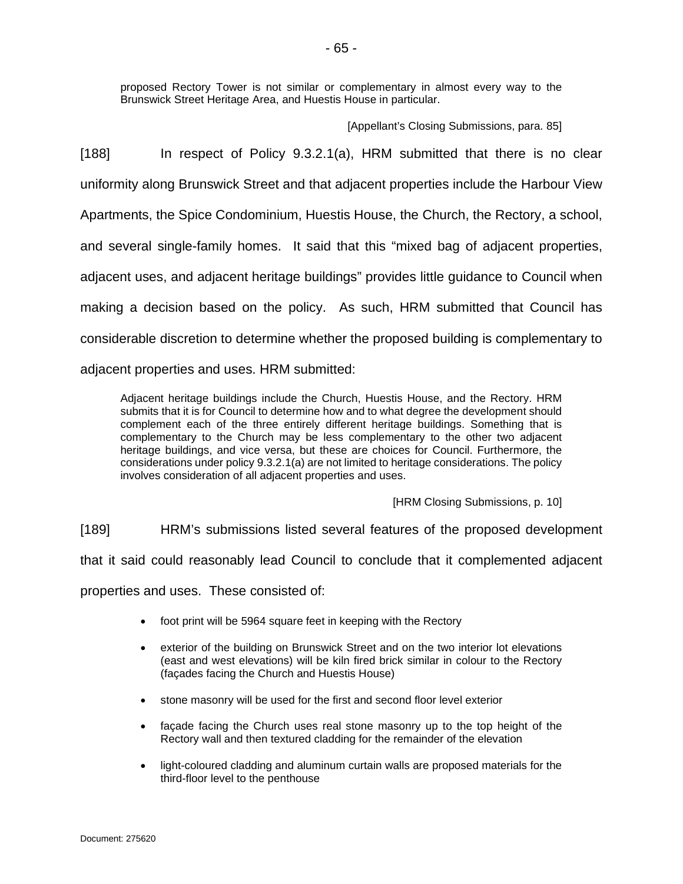> proposed Rectory Tower is not similar or complementary in almost every way to the Brunswick Street Heritage Area, and Huestis House in particular.
>
> [Appellant's Closing Submissions, para. 85]

[188] In respect of Policy 9.3.2.1(a), HRM submitted that there is no clear uniformity along Brunswick Street and that adjacent properties include the Harbour View Apartments, the Spice Condominium, Huestis House, the Church, the Rectory, a school, and several single-family homes. It said that this "mixed bag of adjacent properties, adjacent uses, and adjacent heritage buildings" provides little guidance to Council when making a decision based on the policy. As such, HRM submitted that Council has considerable discretion to determine whether the proposed building is complementary to adjacent properties and uses. HRM submitted:

> Adjacent heritage buildings include the Church, Huestis House, and the Rectory. HRM submits that it is for Council to determine how and to what degree the development should complement each of the three entirely different heritage buildings. Something that is complementary to the Church may be less complementary to the other two adjacent heritage buildings, and vice versa, but these are choices for Council. Furthermore, the considerations under policy 9.3.2.1(a) are not limited to heritage considerations. The policy involves consideration of all adjacent properties and uses.
>
> [HRM Closing Submissions, p. 10]

[189] HRM's submissions listed several features of the proposed development that it said could reasonably lead Council to conclude that it complemented adjacent properties and uses. These consisted of:

- foot print will be 5964 square feet in keeping with the Rectory
- exterior of the building on Brunswick Street and on the two interior lot elevations (east and west elevations) will be kiln fired brick similar in colour to the Rectory (façades facing the Church and Huestis House)
- stone masonry will be used for the first and second floor level exterior
- façade facing the Church uses real stone masonry up to the top height of the Rectory wall and then textured cladding for the remainder of the elevation
- light-coloured cladding and aluminum curtain walls are proposed materials for the third-floor level to the penthouse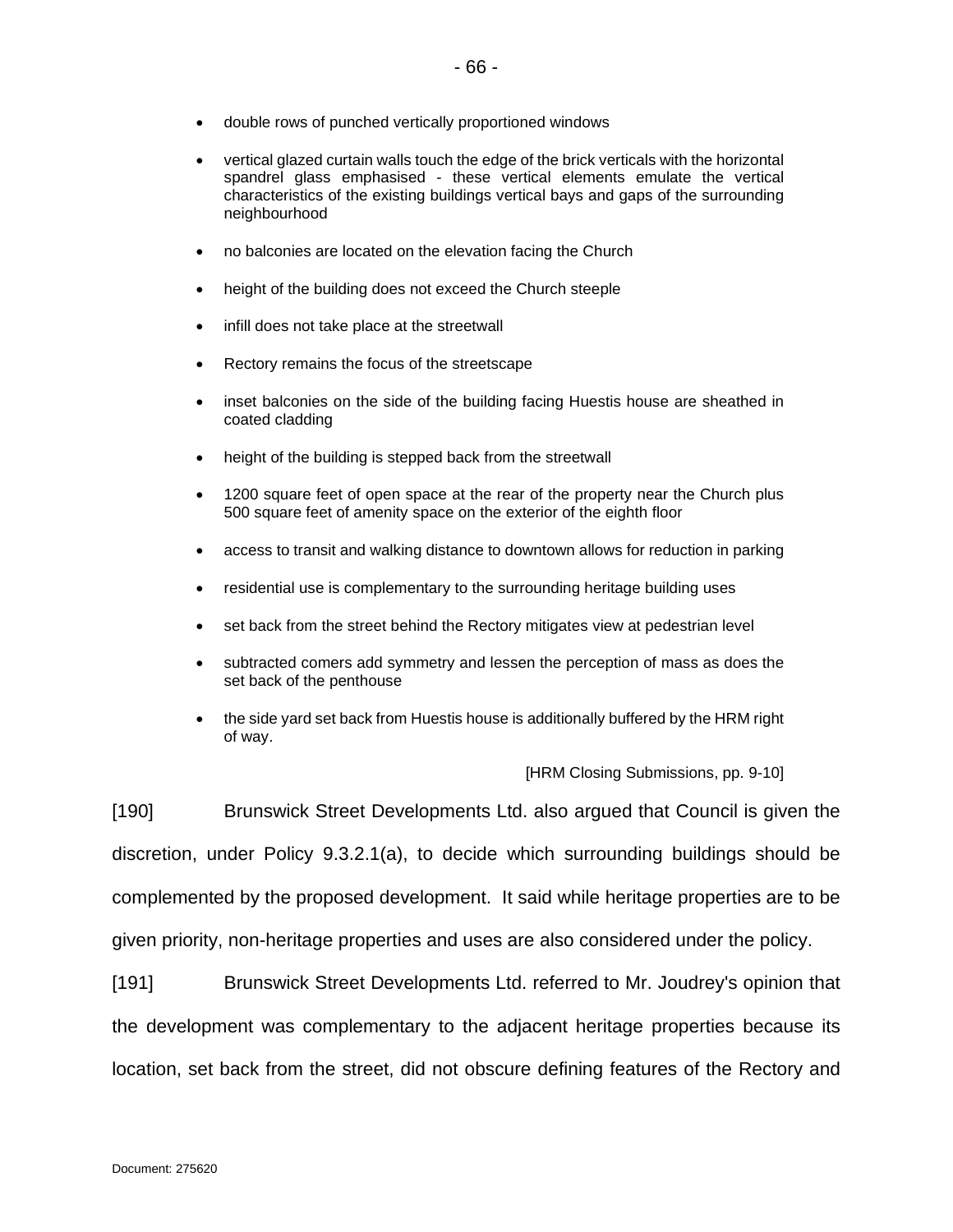- double rows of punched vertically proportioned windows

- vertical glazed curtain walls touch the edge of the brick verticals with the horizontal spandrel glass emphasised - these vertical elements emulate the vertical characteristics of the existing buildings vertical bays and gaps of the surrounding neighbourhood

- no balconies are located on the elevation facing the Church

- height of the building does not exceed the Church steeple

- infill does not take place at the streetwall

- Rectory remains the focus of the streetscape

- inset balconies on the side of the building facing Huestis house are sheathed in coated cladding

- height of the building is stepped back from the streetwall

- 1200 square feet of open space at the rear of the property near the Church plus 500 square feet of amenity space on the exterior of the eighth floor

- access to transit and walking distance to downtown allows for reduction in parking

- residential use is complementary to the surrounding heritage building uses

- set back from the street behind the Rectory mitigates view at pedestrian level

- subtracted comers add symmetry and lessen the perception of mass as does the set back of the penthouse

- the side yard set back from Huestis house is additionally buffered by the HRM right of way.

[HRM Closing Submissions, pp. 9-10]

[190] Brunswick Street Developments Ltd. also argued that Council is given the discretion, under Policy 9.3.2.1(a), to decide which surrounding buildings should be complemented by the proposed development. It said while heritage properties are to be given priority, non-heritage properties and uses are also considered under the policy.

[191] Brunswick Street Developments Ltd. referred to Mr. Joudrey's opinion that the development was complementary to the adjacent heritage properties because its location, set back from the street, did not obscure defining features of the Rectory and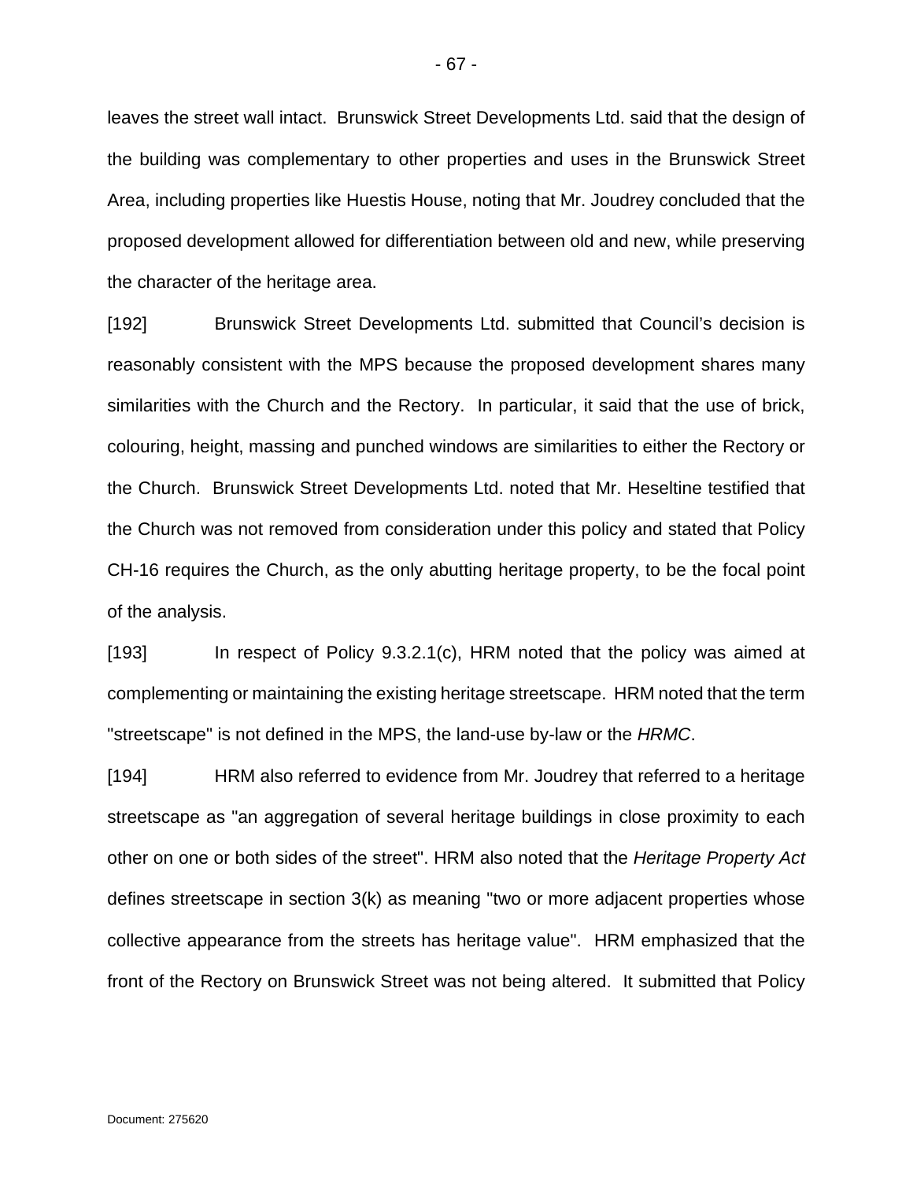leaves the street wall intact. Brunswick Street Developments Ltd. said that the design of the building was complementary to other properties and uses in the Brunswick Street Area, including properties like Huestis House, noting that Mr. Joudrey concluded that the proposed development allowed for differentiation between old and new, while preserving the character of the heritage area.

[192] Brunswick Street Developments Ltd. submitted that Council's decision is reasonably consistent with the MPS because the proposed development shares many similarities with the Church and the Rectory. In particular, it said that the use of brick, colouring, height, massing and punched windows are similarities to either the Rectory or the Church. Brunswick Street Developments Ltd. noted that Mr. Heseltine testified that the Church was not removed from consideration under this policy and stated that Policy CH-16 requires the Church, as the only abutting heritage property, to be the focal point of the analysis.

[193] In respect of Policy 9.3.2.1(c), HRM noted that the policy was aimed at complementing or maintaining the existing heritage streetscape. HRM noted that the term "streetscape" is not defined in the MPS, the land-use by-law or the *HRMC*.

[194] HRM also referred to evidence from Mr. Joudrey that referred to a heritage streetscape as "an aggregation of several heritage buildings in close proximity to each other on one or both sides of the street". HRM also noted that the *Heritage Property Act* defines streetscape in section 3(k) as meaning "two or more adjacent properties whose collective appearance from the streets has heritage value". HRM emphasized that the front of the Rectory on Brunswick Street was not being altered. It submitted that Policy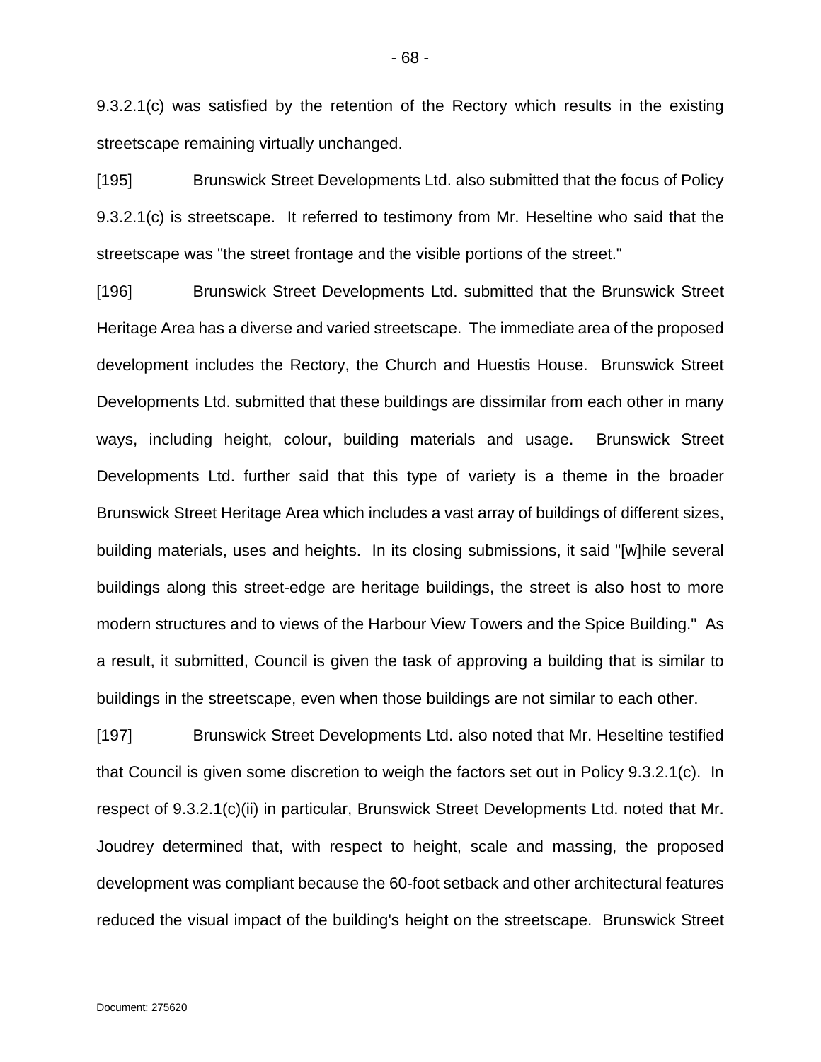9.3.2.1(c) was satisfied by the retention of the Rectory which results in the existing streetscape remaining virtually unchanged.

[195] Brunswick Street Developments Ltd. also submitted that the focus of Policy 9.3.2.1(c) is streetscape. It referred to testimony from Mr. Heseltine who said that the streetscape was "the street frontage and the visible portions of the street."

[196] Brunswick Street Developments Ltd. submitted that the Brunswick Street Heritage Area has a diverse and varied streetscape. The immediate area of the proposed development includes the Rectory, the Church and Huestis House. Brunswick Street Developments Ltd. submitted that these buildings are dissimilar from each other in many ways, including height, colour, building materials and usage. Brunswick Street Developments Ltd. further said that this type of variety is a theme in the broader Brunswick Street Heritage Area which includes a vast array of buildings of different sizes, building materials, uses and heights. In its closing submissions, it said "[w]hile several buildings along this street-edge are heritage buildings, the street is also host to more modern structures and to views of the Harbour View Towers and the Spice Building." As a result, it submitted, Council is given the task of approving a building that is similar to buildings in the streetscape, even when those buildings are not similar to each other.

[197] Brunswick Street Developments Ltd. also noted that Mr. Heseltine testified that Council is given some discretion to weigh the factors set out in Policy 9.3.2.1(c). In respect of 9.3.2.1(c)(ii) in particular, Brunswick Street Developments Ltd. noted that Mr. Joudrey determined that, with respect to height, scale and massing, the proposed development was compliant because the 60-foot setback and other architectural features reduced the visual impact of the building's height on the streetscape. Brunswick Street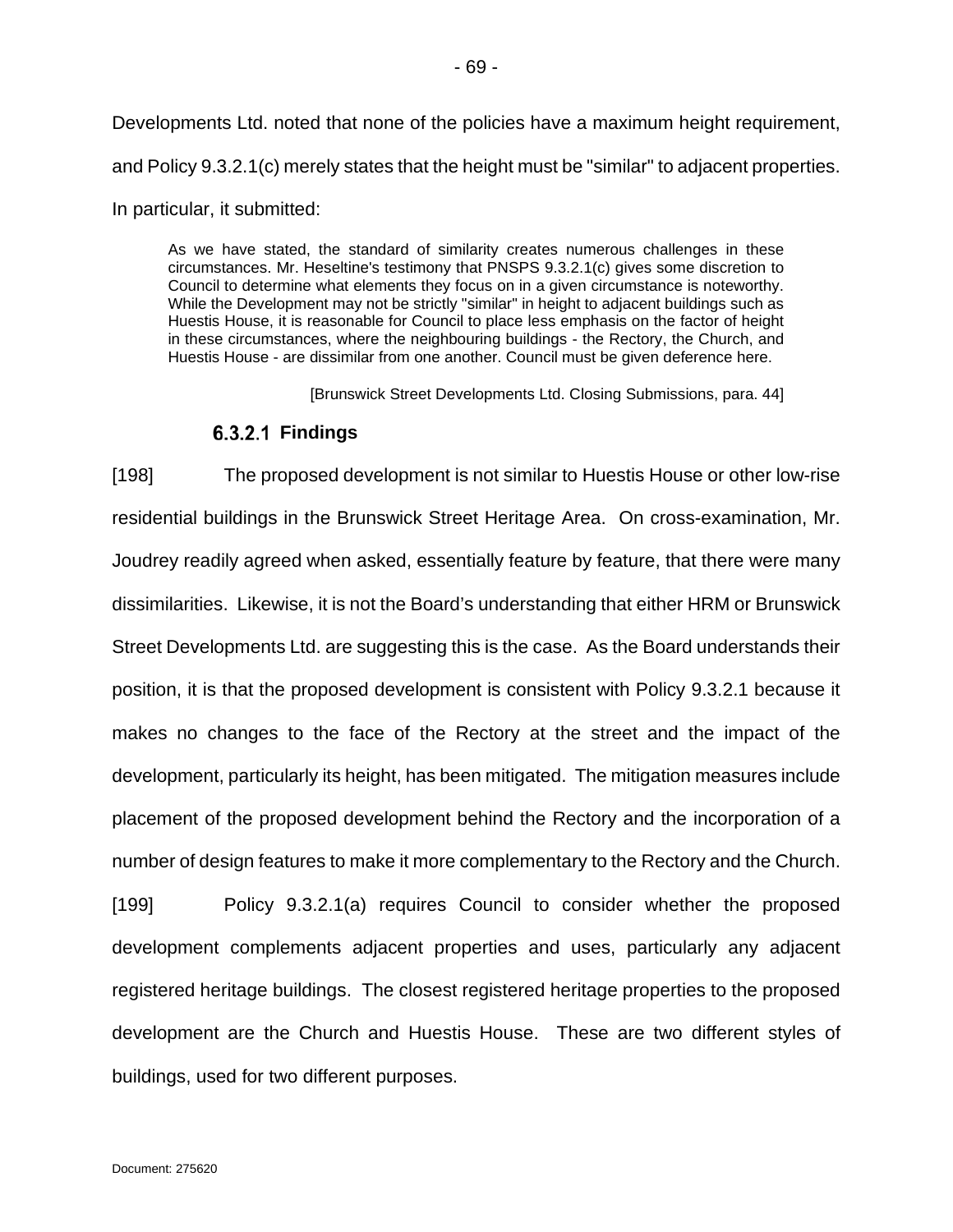Developments Ltd. noted that none of the policies have a maximum height requirement, and Policy 9.3.2.1(c) merely states that the height must be "similar" to adjacent properties. In particular, it submitted:

> As we have stated, the standard of similarity creates numerous challenges in these circumstances. Mr. Heseltine's testimony that PNSPS 9.3.2.1(c) gives some discretion to Council to determine what elements they focus on in a given circumstance is noteworthy. While the Development may not be strictly "similar" in height to adjacent buildings such as Huestis House, it is reasonable for Council to place less emphasis on the factor of height in these circumstances, where the neighbouring buildings - the Rectory, the Church, and Huestis House - are dissimilar from one another. Council must be given deference here.
>
> [Brunswick Street Developments Ltd. Closing Submissions, para. 44]

#### 6.3.2.1 Findings

[198] The proposed development is not similar to Huestis House or other low-rise residential buildings in the Brunswick Street Heritage Area. On cross-examination, Mr. Joudrey readily agreed when asked, essentially feature by feature, that there were many dissimilarities. Likewise, it is not the Board's understanding that either HRM or Brunswick Street Developments Ltd. are suggesting this is the case. As the Board understands their position, it is that the proposed development is consistent with Policy 9.3.2.1 because it makes no changes to the face of the Rectory at the street and the impact of the development, particularly its height, has been mitigated. The mitigation measures include placement of the proposed development behind the Rectory and the incorporation of a number of design features to make it more complementary to the Rectory and the Church.

[199] Policy 9.3.2.1(a) requires Council to consider whether the proposed development complements adjacent properties and uses, particularly any adjacent registered heritage buildings. The closest registered heritage properties to the proposed development are the Church and Huestis House. These are two different styles of buildings, used for two different purposes.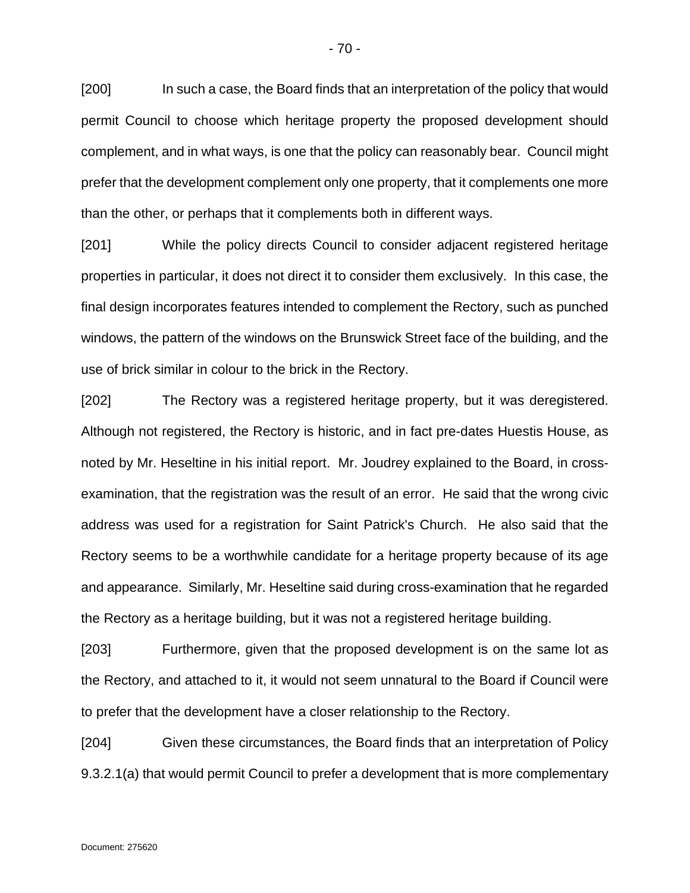[200] In such a case, the Board finds that an interpretation of the policy that would permit Council to choose which heritage property the proposed development should complement, and in what ways, is one that the policy can reasonably bear. Council might prefer that the development complement only one property, that it complements one more than the other, or perhaps that it complements both in different ways.

[201] While the policy directs Council to consider adjacent registered heritage properties in particular, it does not direct it to consider them exclusively. In this case, the final design incorporates features intended to complement the Rectory, such as punched windows, the pattern of the windows on the Brunswick Street face of the building, and the use of brick similar in colour to the brick in the Rectory.

[202] The Rectory was a registered heritage property, but it was deregistered. Although not registered, the Rectory is historic, and in fact pre-dates Huestis House, as noted by Mr. Heseltine in his initial report. Mr. Joudrey explained to the Board, in cross-examination, that the registration was the result of an error. He said that the wrong civic address was used for a registration for Saint Patrick's Church. He also said that the Rectory seems to be a worthwhile candidate for a heritage property because of its age and appearance. Similarly, Mr. Heseltine said during cross-examination that he regarded the Rectory as a heritage building, but it was not a registered heritage building.

[203] Furthermore, given that the proposed development is on the same lot as the Rectory, and attached to it, it would not seem unnatural to the Board if Council were to prefer that the development have a closer relationship to the Rectory.

[204] Given these circumstances, the Board finds that an interpretation of Policy 9.3.2.1(a) that would permit Council to prefer a development that is more complementary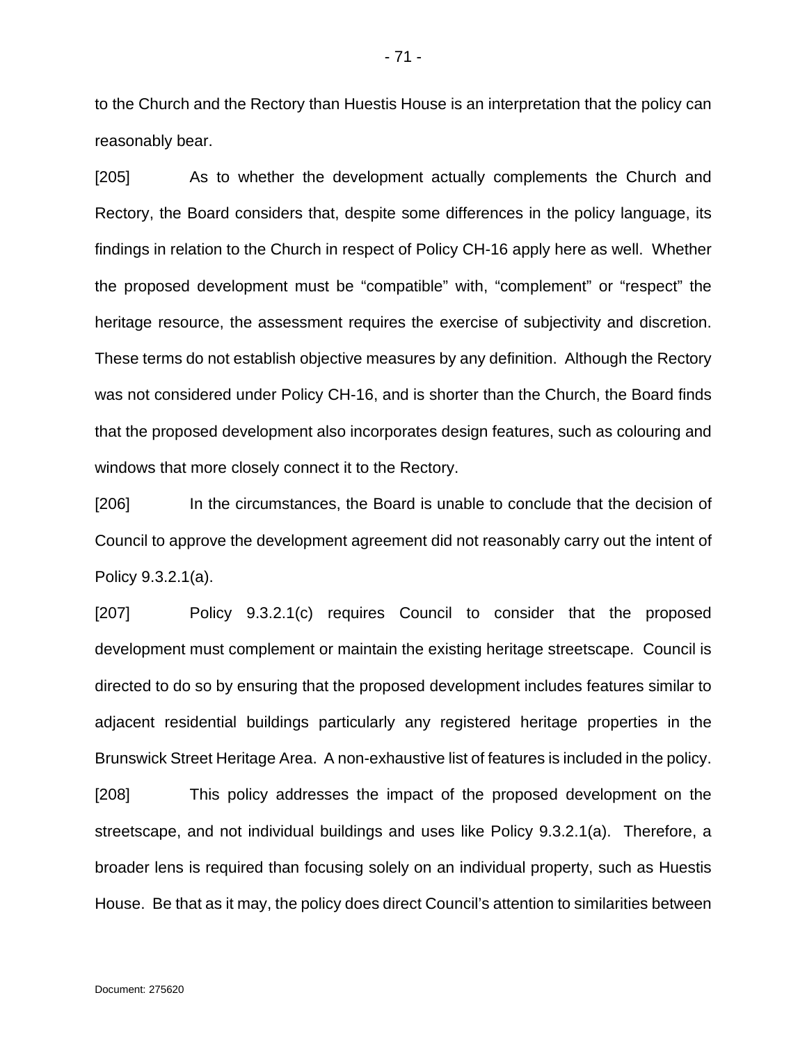to the Church and the Rectory than Huestis House is an interpretation that the policy can reasonably bear.

[205] As to whether the development actually complements the Church and Rectory, the Board considers that, despite some differences in the policy language, its findings in relation to the Church in respect of Policy CH-16 apply here as well. Whether the proposed development must be "compatible" with, "complement" or "respect" the heritage resource, the assessment requires the exercise of subjectivity and discretion. These terms do not establish objective measures by any definition. Although the Rectory was not considered under Policy CH-16, and is shorter than the Church, the Board finds that the proposed development also incorporates design features, such as colouring and windows that more closely connect it to the Rectory.

[206] In the circumstances, the Board is unable to conclude that the decision of Council to approve the development agreement did not reasonably carry out the intent of Policy 9.3.2.1(a).

[207] Policy 9.3.2.1(c) requires Council to consider that the proposed development must complement or maintain the existing heritage streetscape. Council is directed to do so by ensuring that the proposed development includes features similar to adjacent residential buildings particularly any registered heritage properties in the Brunswick Street Heritage Area. A non-exhaustive list of features is included in the policy.

[208] This policy addresses the impact of the proposed development on the streetscape, and not individual buildings and uses like Policy 9.3.2.1(a). Therefore, a broader lens is required than focusing solely on an individual property, such as Huestis House. Be that as it may, the policy does direct Council's attention to similarities between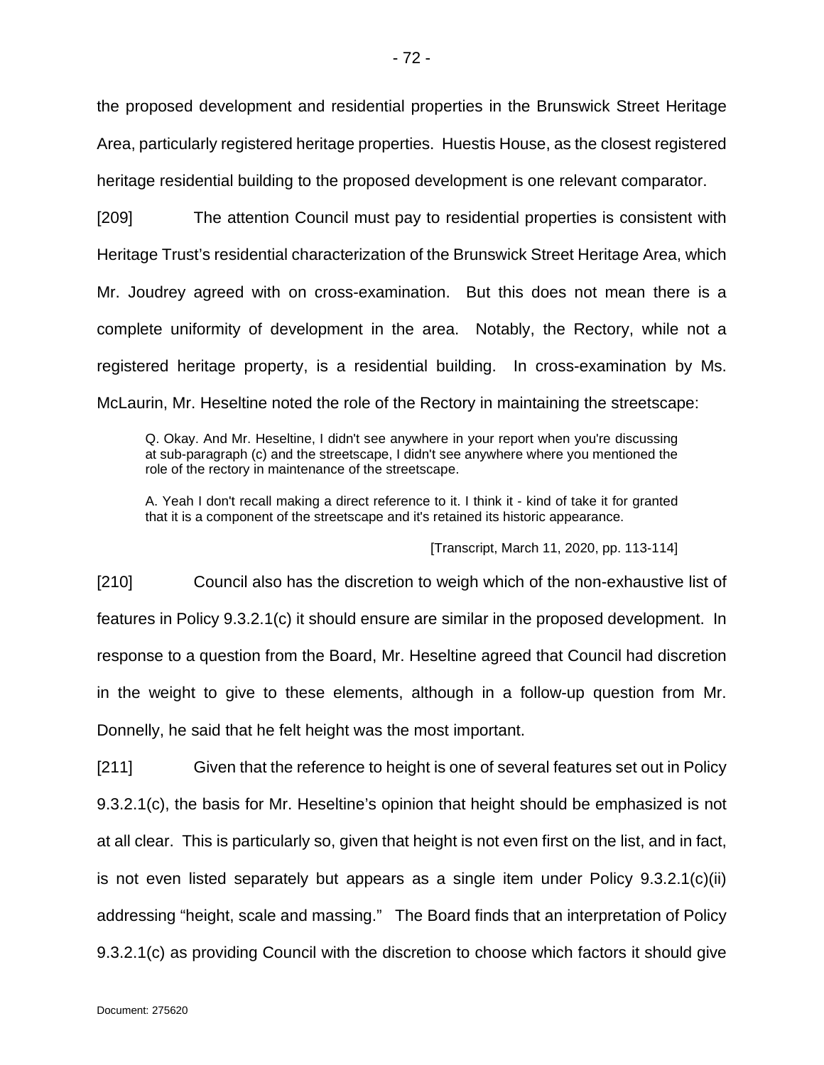the proposed development and residential properties in the Brunswick Street Heritage Area, particularly registered heritage properties. Huestis House, as the closest registered heritage residential building to the proposed development is one relevant comparator.

[209] The attention Council must pay to residential properties is consistent with Heritage Trust's residential characterization of the Brunswick Street Heritage Area, which Mr. Joudrey agreed with on cross-examination. But this does not mean there is a complete uniformity of development in the area. Notably, the Rectory, while not a registered heritage property, is a residential building. In cross-examination by Ms. McLaurin, Mr. Heseltine noted the role of the Rectory in maintaining the streetscape:

> Q. Okay. And Mr. Heseltine, I didn't see anywhere in your report when you're discussing at sub-paragraph (c) and the streetscape, I didn't see anywhere where you mentioned the role of the rectory in maintenance of the streetscape.
>
> A. Yeah I don't recall making a direct reference to it. I think it - kind of take it for granted that it is a component of the streetscape and it's retained its historic appearance.
>
> [Transcript, March 11, 2020, pp. 113-114]

[210] Council also has the discretion to weigh which of the non-exhaustive list of features in Policy 9.3.2.1(c) it should ensure are similar in the proposed development. In response to a question from the Board, Mr. Heseltine agreed that Council had discretion in the weight to give to these elements, although in a follow-up question from Mr. Donnelly, he said that he felt height was the most important.

[211] Given that the reference to height is one of several features set out in Policy 9.3.2.1(c), the basis for Mr. Heseltine's opinion that height should be emphasized is not at all clear. This is particularly so, given that height is not even first on the list, and in fact, is not even listed separately but appears as a single item under Policy 9.3.2.1(c)(ii) addressing "height, scale and massing." The Board finds that an interpretation of Policy 9.3.2.1(c) as providing Council with the discretion to choose which factors it should give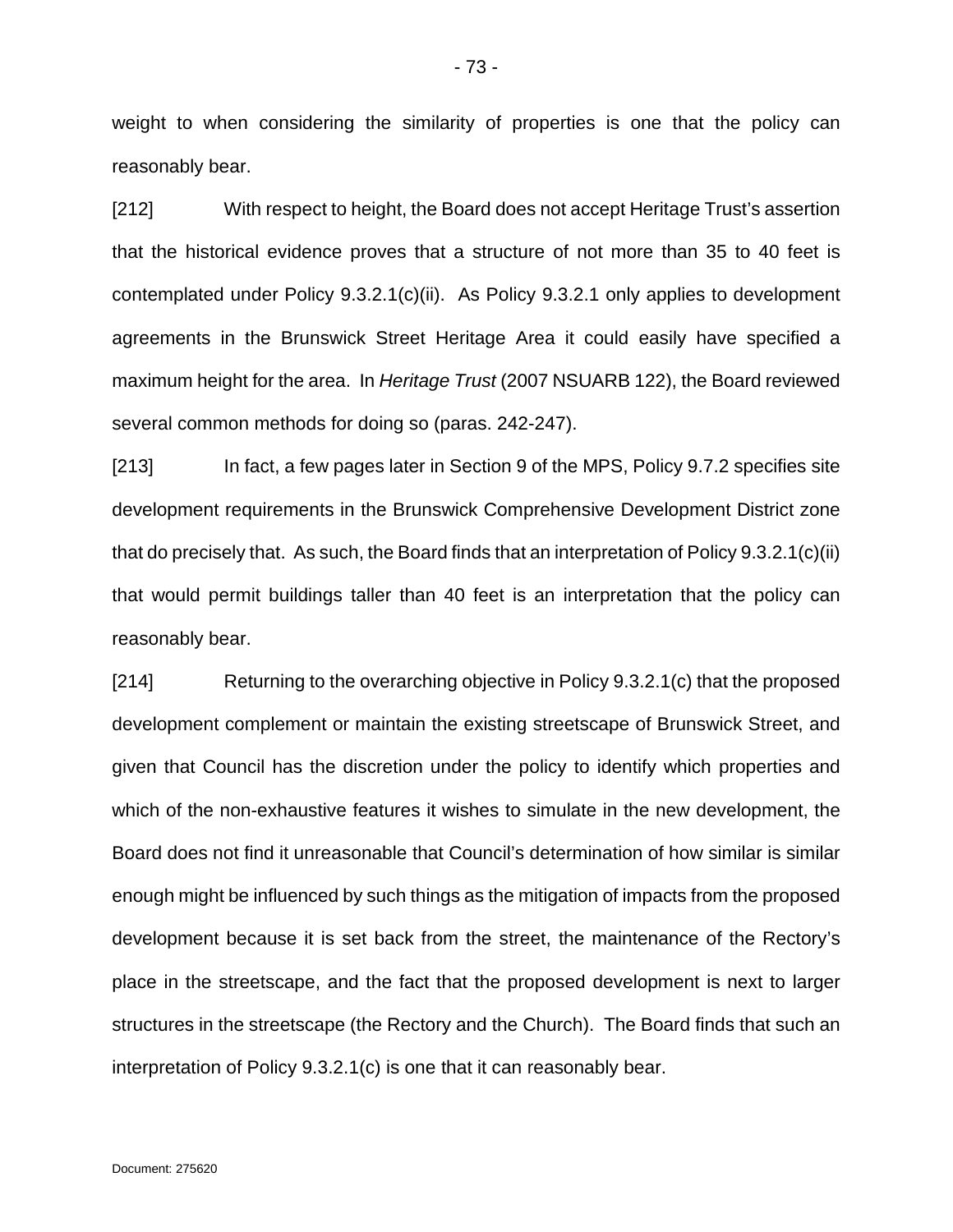weight to when considering the similarity of properties is one that the policy can reasonably bear.

[212] With respect to height, the Board does not accept Heritage Trust's assertion that the historical evidence proves that a structure of not more than 35 to 40 feet is contemplated under Policy 9.3.2.1(c)(ii). As Policy 9.3.2.1 only applies to development agreements in the Brunswick Street Heritage Area it could easily have specified a maximum height for the area. In *Heritage Trust* (2007 NSUARB 122), the Board reviewed several common methods for doing so (paras. 242-247).

[213] In fact, a few pages later in Section 9 of the MPS, Policy 9.7.2 specifies site development requirements in the Brunswick Comprehensive Development District zone that do precisely that. As such, the Board finds that an interpretation of Policy 9.3.2.1(c)(ii) that would permit buildings taller than 40 feet is an interpretation that the policy can reasonably bear.

[214] Returning to the overarching objective in Policy 9.3.2.1(c) that the proposed development complement or maintain the existing streetscape of Brunswick Street, and given that Council has the discretion under the policy to identify which properties and which of the non-exhaustive features it wishes to simulate in the new development, the Board does not find it unreasonable that Council's determination of how similar is similar enough might be influenced by such things as the mitigation of impacts from the proposed development because it is set back from the street, the maintenance of the Rectory's place in the streetscape, and the fact that the proposed development is next to larger structures in the streetscape (the Rectory and the Church). The Board finds that such an interpretation of Policy 9.3.2.1(c) is one that it can reasonably bear.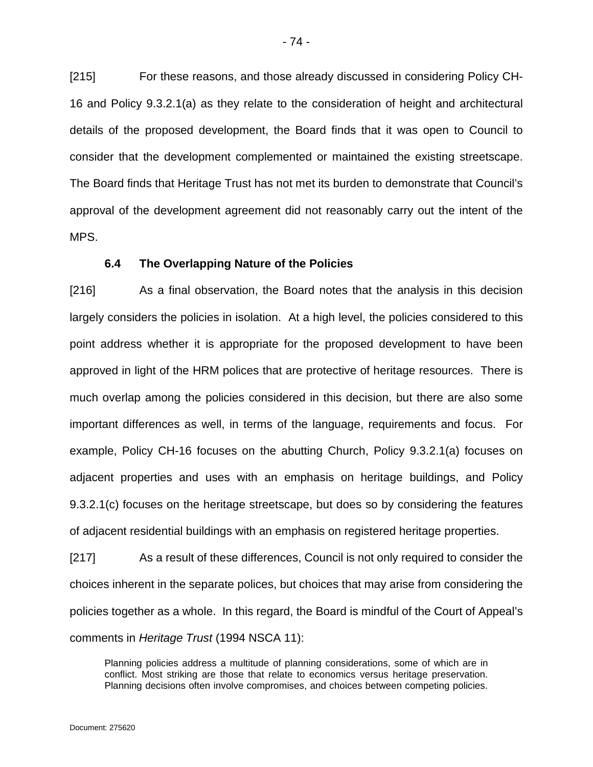[215] For these reasons, and those already discussed in considering Policy CH-16 and Policy 9.3.2.1(a) as they relate to the consideration of height and architectural details of the proposed development, the Board finds that it was open to Council to consider that the development complemented or maintained the existing streetscape. The Board finds that Heritage Trust has not met its burden to demonstrate that Council's approval of the development agreement did not reasonably carry out the intent of the MPS.

### 6.4 The Overlapping Nature of the Policies

[216] As a final observation, the Board notes that the analysis in this decision largely considers the policies in isolation. At a high level, the policies considered to this point address whether it is appropriate for the proposed development to have been approved in light of the HRM polices that are protective of heritage resources. There is much overlap among the policies considered in this decision, but there are also some important differences as well, in terms of the language, requirements and focus. For example, Policy CH-16 focuses on the abutting Church, Policy 9.3.2.1(a) focuses on adjacent properties and uses with an emphasis on heritage buildings, and Policy 9.3.2.1(c) focuses on the heritage streetscape, but does so by considering the features of adjacent residential buildings with an emphasis on registered heritage properties.

[217] As a result of these differences, Council is not only required to consider the choices inherent in the separate polices, but choices that may arise from considering the policies together as a whole. In this regard, the Board is mindful of the Court of Appeal's comments in *Heritage Trust* (1994 NSCA 11):

> Planning policies address a multitude of planning considerations, some of which are in conflict. Most striking are those that relate to economics versus heritage preservation. Planning decisions often involve compromises, and choices between competing policies.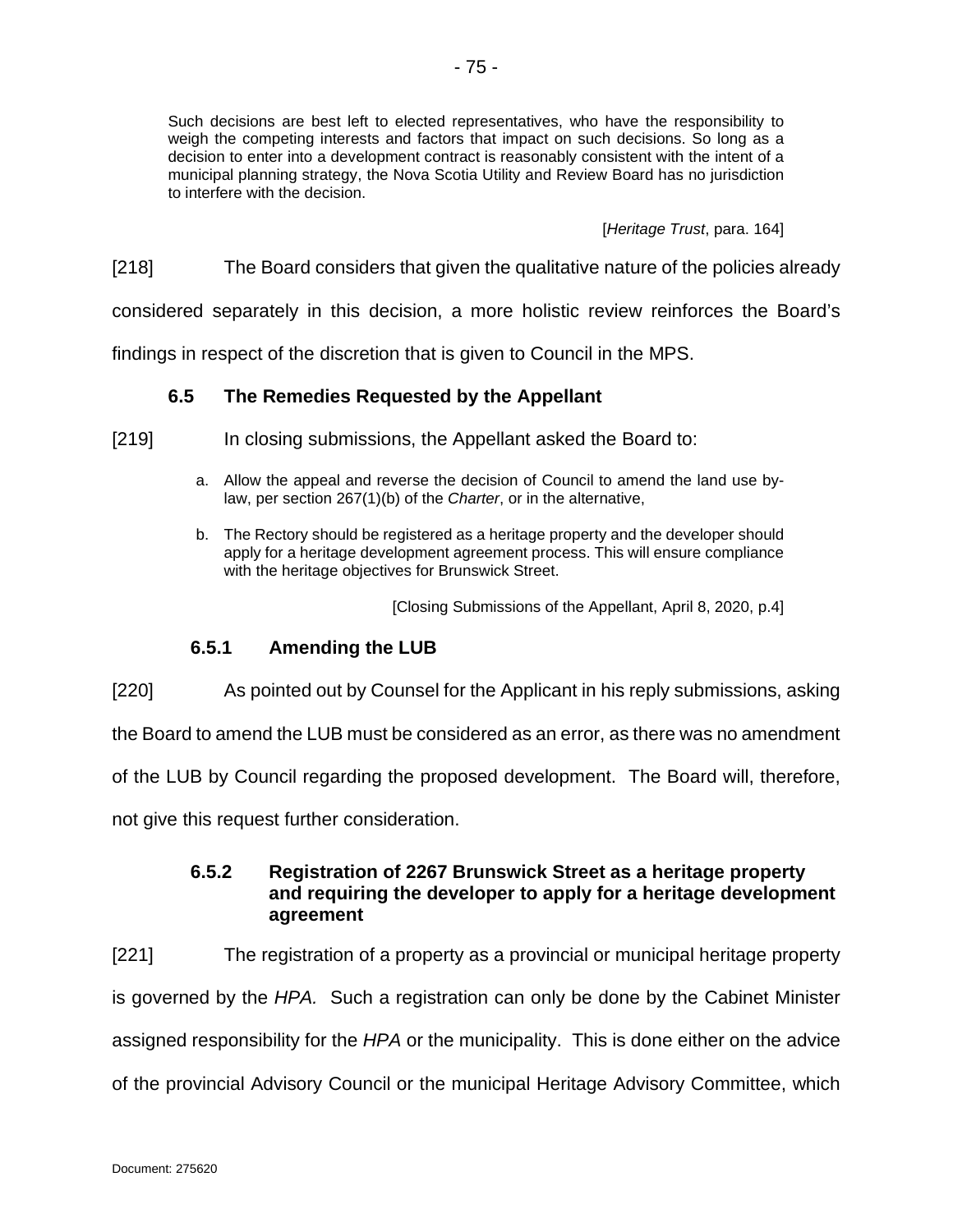> Such decisions are best left to elected representatives, who have the responsibility to weigh the competing interests and factors that impact on such decisions. So long as a decision to enter into a development contract is reasonably consistent with the intent of a municipal planning strategy, the Nova Scotia Utility and Review Board has no jurisdiction to interfere with the decision.
>
> [*Heritage Trust*, para. 164]

[218] The Board considers that given the qualitative nature of the policies already considered separately in this decision, a more holistic review reinforces the Board's findings in respect of the discretion that is given to Council in the MPS.

### 6.5 The Remedies Requested by the Appellant

[219] In closing submissions, the Appellant asked the Board to:

> a. Allow the appeal and reverse the decision of Council to amend the land use by-law, per section 267(1)(b) of the *Charter*, or in the alternative,
>
> b. The Rectory should be registered as a heritage property and the developer should apply for a heritage development agreement process. This will ensure compliance with the heritage objectives for Brunswick Street.
>
> [Closing Submissions of the Appellant, April 8, 2020, p.4]

#### 6.5.1 Amending the LUB

[220] As pointed out by Counsel for the Applicant in his reply submissions, asking the Board to amend the LUB must be considered as an error, as there was no amendment of the LUB by Council regarding the proposed development. The Board will, therefore, not give this request further consideration.

#### 6.5.2 Registration of 2267 Brunswick Street as a heritage property and requiring the developer to apply for a heritage development agreement

[221] The registration of a property as a provincial or municipal heritage property is governed by the *HPA.* Such a registration can only be done by the Cabinet Minister assigned responsibility for the *HPA* or the municipality. This is done either on the advice of the provincial Advisory Council or the municipal Heritage Advisory Committee, which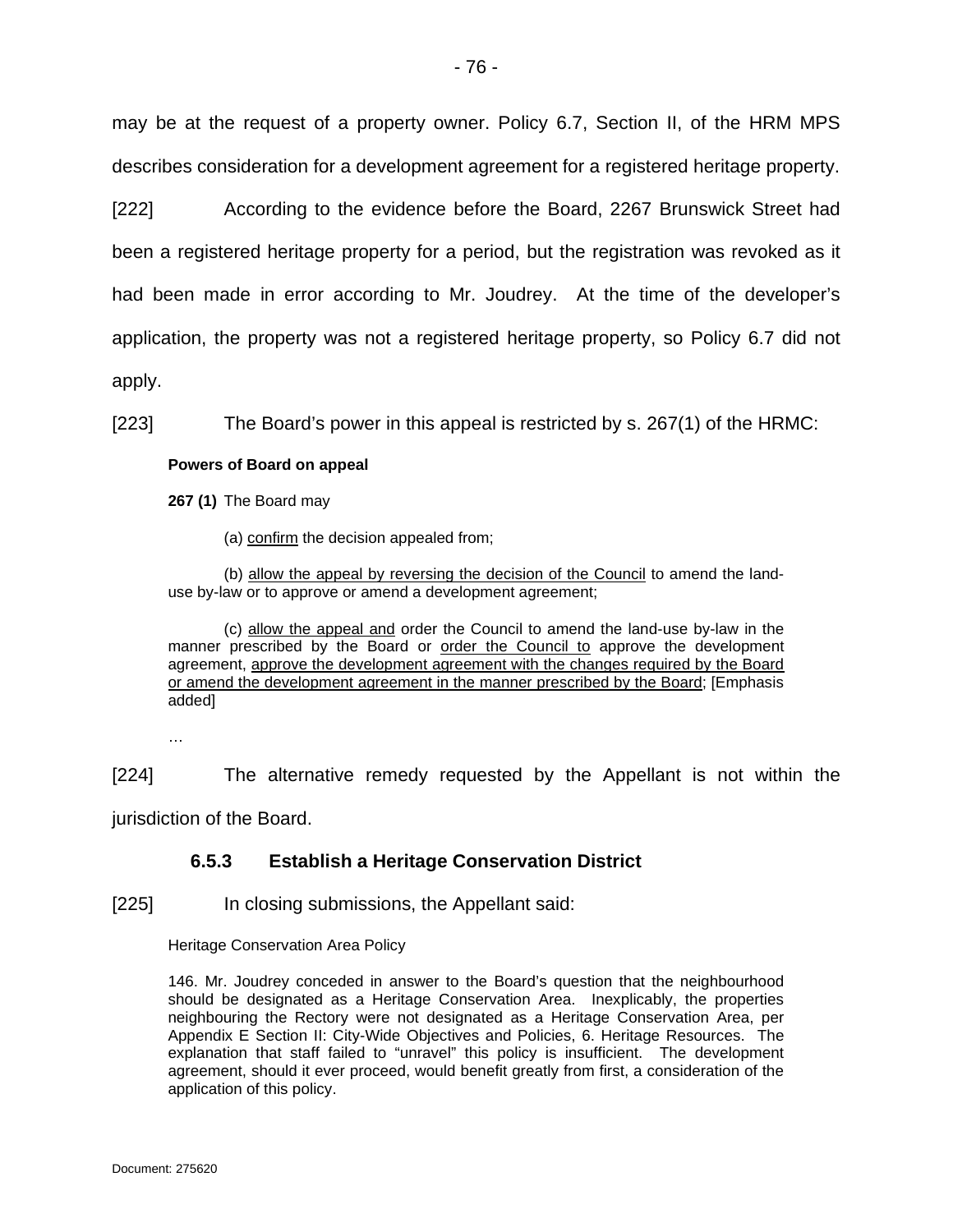may be at the request of a property owner. Policy 6.7, Section II, of the HRM MPS describes consideration for a development agreement for a registered heritage property.

[222] According to the evidence before the Board, 2267 Brunswick Street had been a registered heritage property for a period, but the registration was revoked as it had been made in error according to Mr. Joudrey. At the time of the developer's application, the property was not a registered heritage property, so Policy 6.7 did not apply.

[223] The Board's power in this appeal is restricted by s. 267(1) of the HRMC:

> **Powers of Board on appeal**
>
> **267 (1)** The Board may
>
> (a) confirm the decision appealed from;
>
> (b) allow the appeal by reversing the decision of the Council to amend the land-use by-law or to approve or amend a development agreement;
>
> (c) allow the appeal and order the Council to amend the land-use by-law in the manner prescribed by the Board or order the Council to approve the development agreement, approve the development agreement with the changes required by the Board or amend the development agreement in the manner prescribed by the Board; [Emphasis added]
>
> …

[224] The alternative remedy requested by the Appellant is not within the jurisdiction of the Board.

### 6.5.3 Establish a Heritage Conservation District

[225] In closing submissions, the Appellant said:

> Heritage Conservation Area Policy
>
> 146. Mr. Joudrey conceded in answer to the Board's question that the neighbourhood should be designated as a Heritage Conservation Area. Inexplicably, the properties neighbouring the Rectory were not designated as a Heritage Conservation Area, per Appendix E Section II: City-Wide Objectives and Policies, 6. Heritage Resources. The explanation that staff failed to "unravel" this policy is insufficient. The development agreement, should it ever proceed, would benefit greatly from first, a consideration of the application of this policy.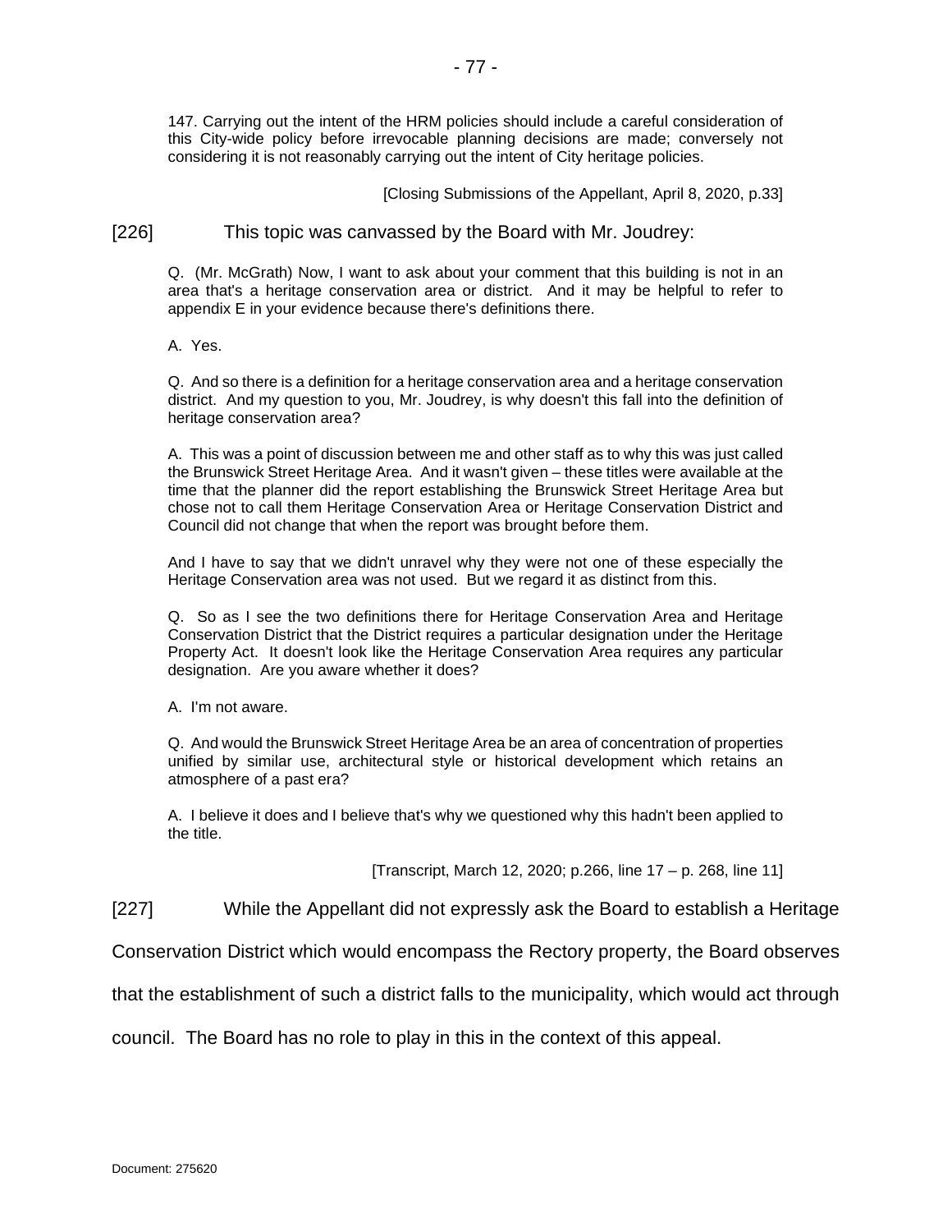147. Carrying out the intent of the HRM policies should include a careful consideration of this City-wide policy before irrevocable planning decisions are made; conversely not considering it is not reasonably carrying out the intent of City heritage policies.

[Closing Submissions of the Appellant, April 8, 2020, p.33]

[226] This topic was canvassed by the Board with Mr. Joudrey:

> Q. (Mr. McGrath) Now, I want to ask about your comment that this building is not in an area that's a heritage conservation area or district. And it may be helpful to refer to appendix E in your evidence because there's definitions there.
>
> A. Yes.
>
> Q. And so there is a definition for a heritage conservation area and a heritage conservation district. And my question to you, Mr. Joudrey, is why doesn't this fall into the definition of heritage conservation area?
>
> A. This was a point of discussion between me and other staff as to why this was just called the Brunswick Street Heritage Area. And it wasn't given – these titles were available at the time that the planner did the report establishing the Brunswick Street Heritage Area but chose not to call them Heritage Conservation Area or Heritage Conservation District and Council did not change that when the report was brought before them.
>
> And I have to say that we didn't unravel why they were not one of these especially the Heritage Conservation area was not used. But we regard it as distinct from this.
>
> Q. So as I see the two definitions there for Heritage Conservation Area and Heritage Conservation District that the District requires a particular designation under the Heritage Property Act. It doesn't look like the Heritage Conservation Area requires any particular designation. Are you aware whether it does?
>
> A. I'm not aware.
>
> Q. And would the Brunswick Street Heritage Area be an area of concentration of properties unified by similar use, architectural style or historical development which retains an atmosphere of a past era?
>
> A. I believe it does and I believe that's why we questioned why this hadn't been applied to the title.
>
> [Transcript, March 12, 2020; p.266, line 17 – p. 268, line 11]

[227] While the Appellant did not expressly ask the Board to establish a Heritage Conservation District which would encompass the Rectory property, the Board observes that the establishment of such a district falls to the municipality, which would act through council. The Board has no role to play in this in the context of this appeal.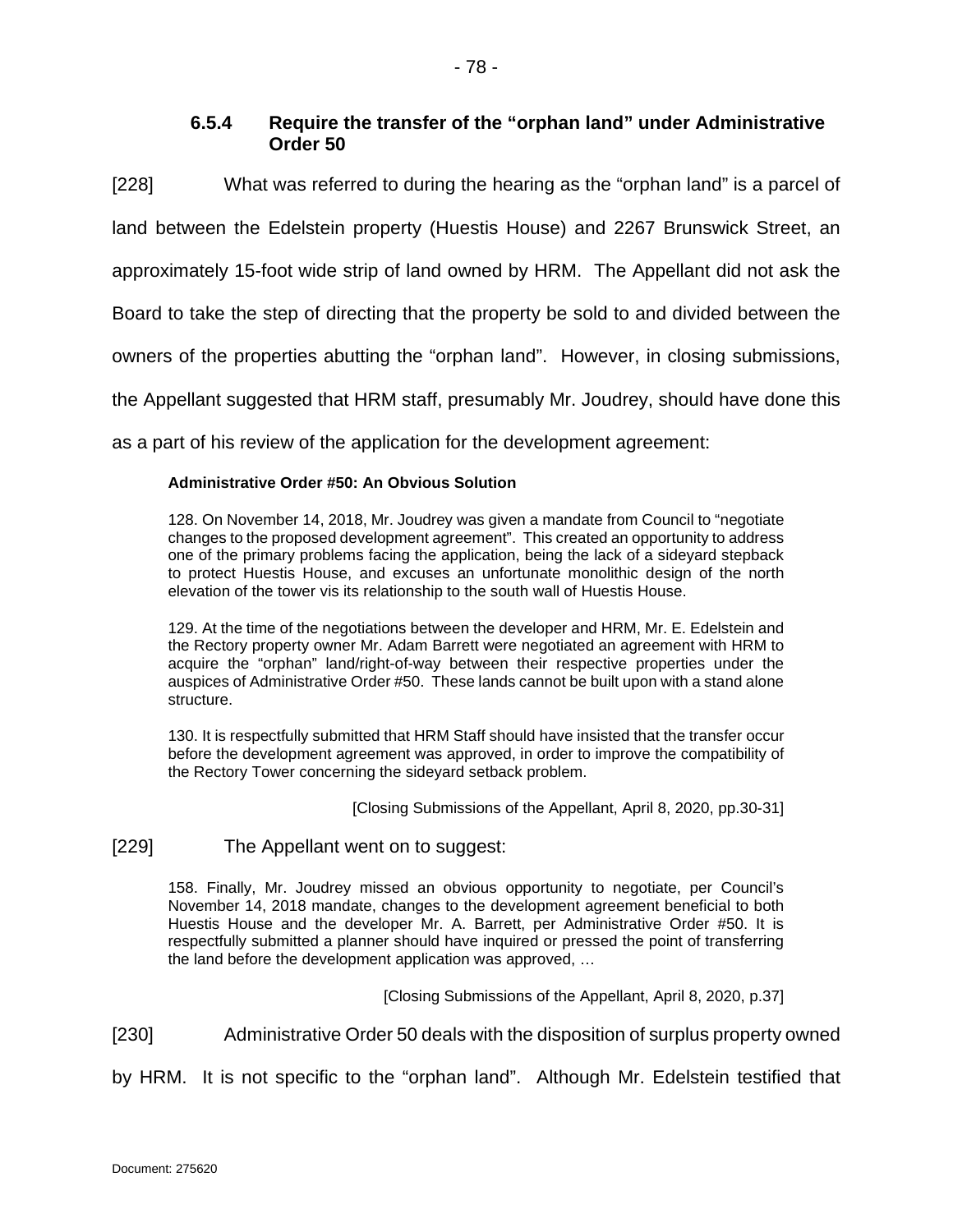### 6.5.4 Require the transfer of the "orphan land" under Administrative Order 50

[228] What was referred to during the hearing as the "orphan land" is a parcel of land between the Edelstein property (Huestis House) and 2267 Brunswick Street, an approximately 15-foot wide strip of land owned by HRM. The Appellant did not ask the Board to take the step of directing that the property be sold to and divided between the owners of the properties abutting the "orphan land". However, in closing submissions, the Appellant suggested that HRM staff, presumably Mr. Joudrey, should have done this as a part of his review of the application for the development agreement:

> **Administrative Order #50: An Obvious Solution**
>
> 128. On November 14, 2018, Mr. Joudrey was given a mandate from Council to "negotiate changes to the proposed development agreement". This created an opportunity to address one of the primary problems facing the application, being the lack of a sideyard stepback to protect Huestis House, and excuses an unfortunate monolithic design of the north elevation of the tower vis its relationship to the south wall of Huestis House.
>
> 129. At the time of the negotiations between the developer and HRM, Mr. E. Edelstein and the Rectory property owner Mr. Adam Barrett were negotiated an agreement with HRM to acquire the "orphan" land/right-of-way between their respective properties under the auspices of Administrative Order #50. These lands cannot be built upon with a stand alone structure.
>
> 130. It is respectfully submitted that HRM Staff should have insisted that the transfer occur before the development agreement was approved, in order to improve the compatibility of the Rectory Tower concerning the sideyard setback problem.
>
> [Closing Submissions of the Appellant, April 8, 2020, pp.30-31]

[229] The Appellant went on to suggest:

> 158. Finally, Mr. Joudrey missed an obvious opportunity to negotiate, per Council's November 14, 2018 mandate, changes to the development agreement beneficial to both Huestis House and the developer Mr. A. Barrett, per Administrative Order #50. It is respectfully submitted a planner should have inquired or pressed the point of transferring the land before the development application was approved, …
>
> [Closing Submissions of the Appellant, April 8, 2020, p.37]

[230] Administrative Order 50 deals with the disposition of surplus property owned by HRM. It is not specific to the "orphan land". Although Mr. Edelstein testified that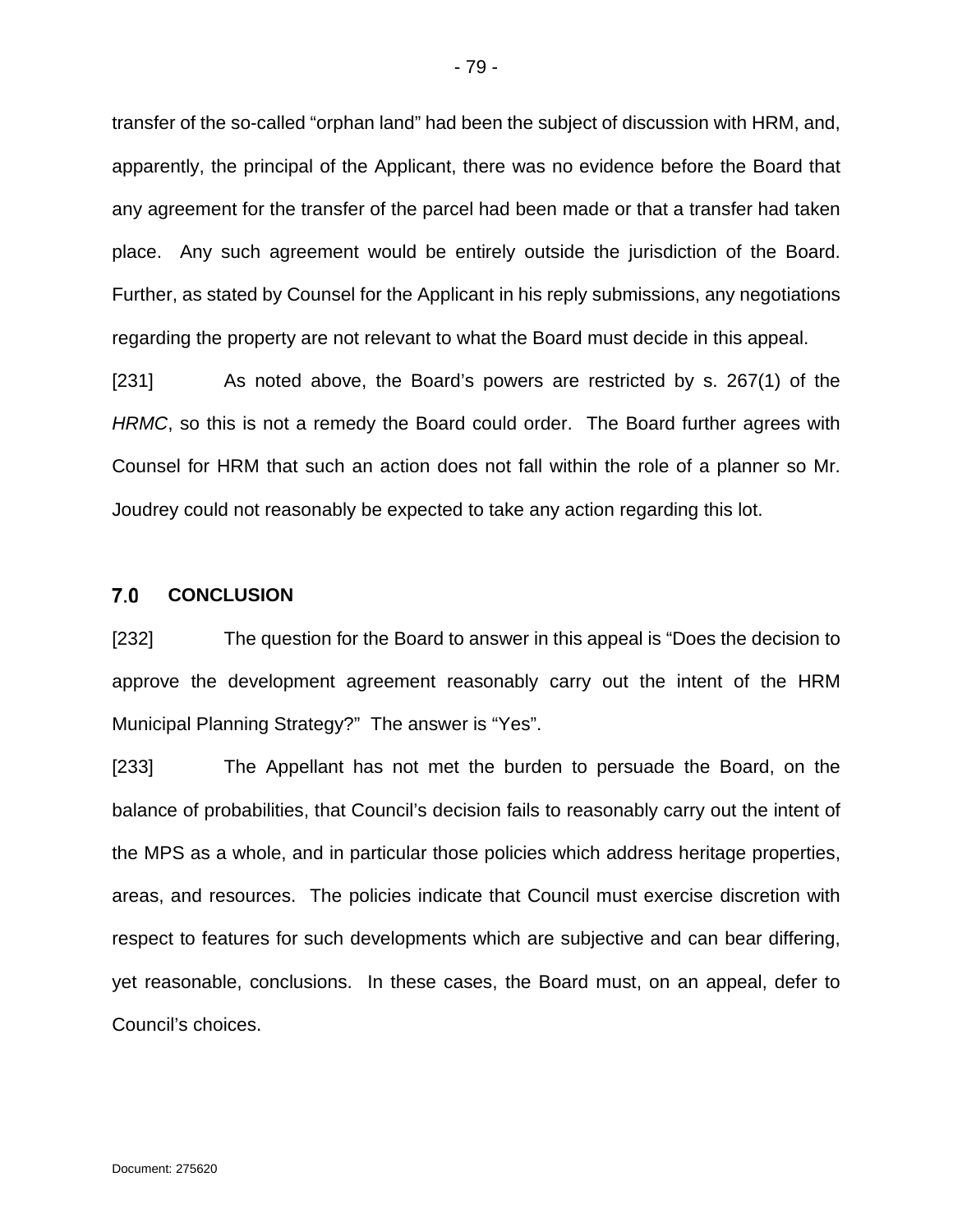transfer of the so-called "orphan land" had been the subject of discussion with HRM, and, apparently, the principal of the Applicant, there was no evidence before the Board that any agreement for the transfer of the parcel had been made or that a transfer had taken place. Any such agreement would be entirely outside the jurisdiction of the Board. Further, as stated by Counsel for the Applicant in his reply submissions, any negotiations regarding the property are not relevant to what the Board must decide in this appeal.

[231] As noted above, the Board's powers are restricted by s. 267(1) of the *HRMC*, so this is not a remedy the Board could order. The Board further agrees with Counsel for HRM that such an action does not fall within the role of a planner so Mr. Joudrey could not reasonably be expected to take any action regarding this lot.

## 7.0 CONCLUSION

[232] The question for the Board to answer in this appeal is "Does the decision to approve the development agreement reasonably carry out the intent of the HRM Municipal Planning Strategy?" The answer is "Yes".

[233] The Appellant has not met the burden to persuade the Board, on the balance of probabilities, that Council's decision fails to reasonably carry out the intent of the MPS as a whole, and in particular those policies which address heritage properties, areas, and resources. The policies indicate that Council must exercise discretion with respect to features for such developments which are subjective and can bear differing, yet reasonable, conclusions. In these cases, the Board must, on an appeal, defer to Council's choices.

Document: 275620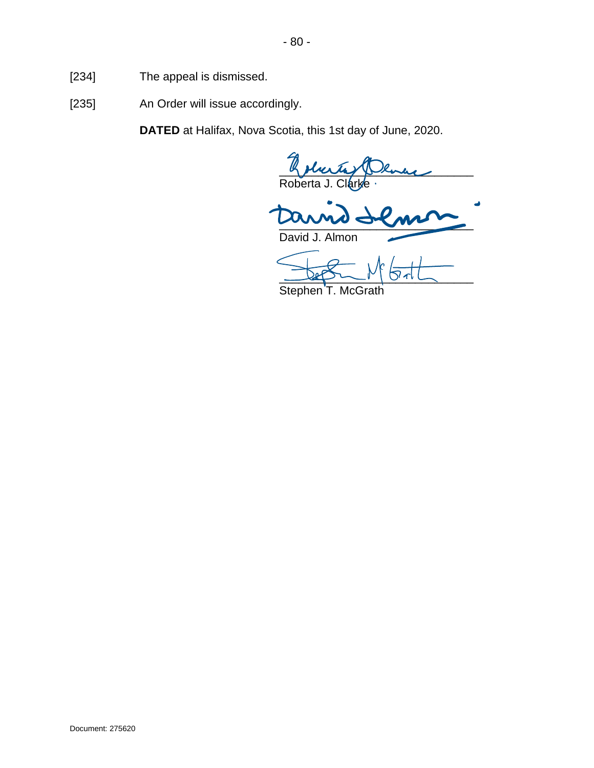[234] The appeal is dismissed.

[235] An Order will issue accordingly.

**DATED** at Halifax, Nova Scotia, this 1st day of June, 2020.

Roberta J. Clarke

David J. Almon

Stephen T. McGrath

Document: 275620